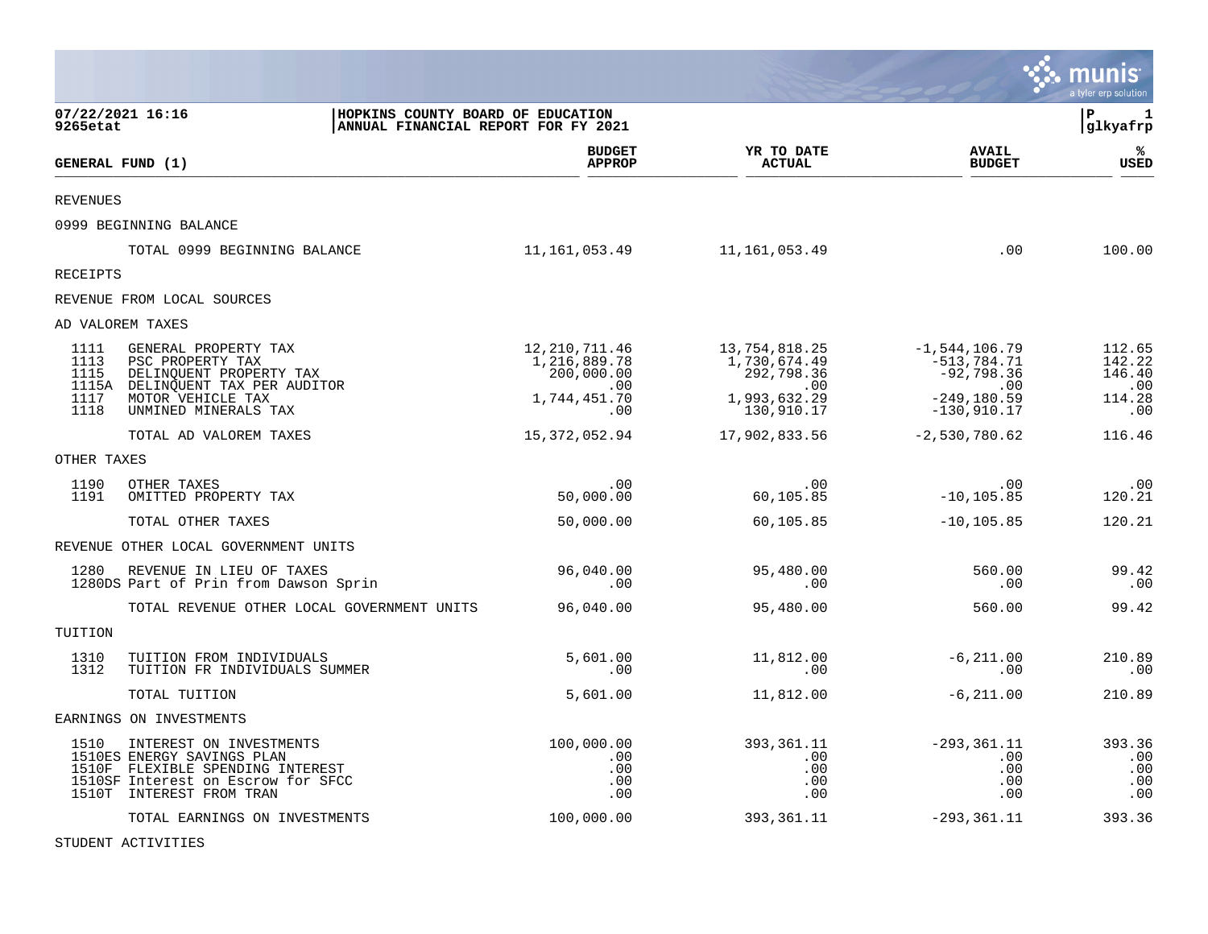**07/22/2021 16:16**
**9265etat**

**HOPKINS COUNTY BOARD OF EDUCATION**
**ANNUAL FINANCIAL REPORT FOR FY 2021**

**P 1**
**glkyafrp**

| GENERAL FUND (1) | | BUDGET APPROP | YR TO DATE ACTUAL | AVAIL BUDGET | % USED |
|---|---|---|---|---|---|
| REVENUES | | | | | |
| 0999 BEGINNING BALANCE | | | | | |
| | TOTAL 0999 BEGINNING BALANCE | 11,161,053.49 | 11,161,053.49 | .00 | 100.00 |
| RECEIPTS | | | | | |
| REVENUE FROM LOCAL SOURCES | | | | | |
| AD VALOREM TAXES | | | | | |
| 1111 | GENERAL PROPERTY TAX | 12,210,711.46 | 13,754,818.25 | -1,544,106.79 | 112.65 |
| 1113 | PSC PROPERTY TAX | 1,216,889.78 | 1,730,674.49 | -513,784.71 | 142.22 |
| 1115 | DELINQUENT PROPERTY TAX | 200,000.00 | 292,798.36 | -92,798.36 | 146.40 |
| 1115A | DELINQUENT TAX PER AUDITOR | .00 | .00 | .00 | .00 |
| 1117 | MOTOR VEHICLE TAX | 1,744,451.70 | 1,993,632.29 | -249,180.59 | 114.28 |
| 1118 | UNMINED MINERALS TAX | .00 | 130,910.17 | -130,910.17 | .00 |
| | TOTAL AD VALOREM TAXES | 15,372,052.94 | 17,902,833.56 | -2,530,780.62 | 116.46 |
| OTHER TAXES | | | | | |
| 1190 | OTHER TAXES | .00 | .00 | .00 | .00 |
| 1191 | OMITTED PROPERTY TAX | 50,000.00 | 60,105.85 | -10,105.85 | 120.21 |
| | TOTAL OTHER TAXES | 50,000.00 | 60,105.85 | -10,105.85 | 120.21 |
| REVENUE OTHER LOCAL GOVERNMENT UNITS | | | | | |
| 1280 | REVENUE IN LIEU OF TAXES | 96,040.00 | 95,480.00 | 560.00 | 99.42 |
| 1280DS | Part of Prin from Dawson Sprin | .00 | .00 | .00 | .00 |
| | TOTAL REVENUE OTHER LOCAL GOVERNMENT UNITS | 96,040.00 | 95,480.00 | 560.00 | 99.42 |
| TUITION | | | | | |
| 1310 | TUITION FROM INDIVIDUALS | 5,601.00 | 11,812.00 | -6,211.00 | 210.89 |
| 1312 | TUITION FR INDIVIDUALS SUMMER | .00 | .00 | .00 | .00 |
| | TOTAL TUITION | 5,601.00 | 11,812.00 | -6,211.00 | 210.89 |
| EARNINGS ON INVESTMENTS | | | | | |
| 1510 | INTEREST ON INVESTMENTS | 100,000.00 | 393,361.11 | -293,361.11 | 393.36 |
| 1510ES | ENERGY SAVINGS PLAN | .00 | .00 | .00 | .00 |
| 1510F | FLEXIBLE SPENDING INTEREST | .00 | .00 | .00 | .00 |
| 1510SF | Interest on Escrow for SFCC | .00 | .00 | .00 | .00 |
| 1510T | INTEREST FROM TRAN | .00 | .00 | .00 | .00 |
| | TOTAL EARNINGS ON INVESTMENTS | 100,000.00 | 393,361.11 | -293,361.11 | 393.36 |
| STUDENT ACTIVITIES | | | | | |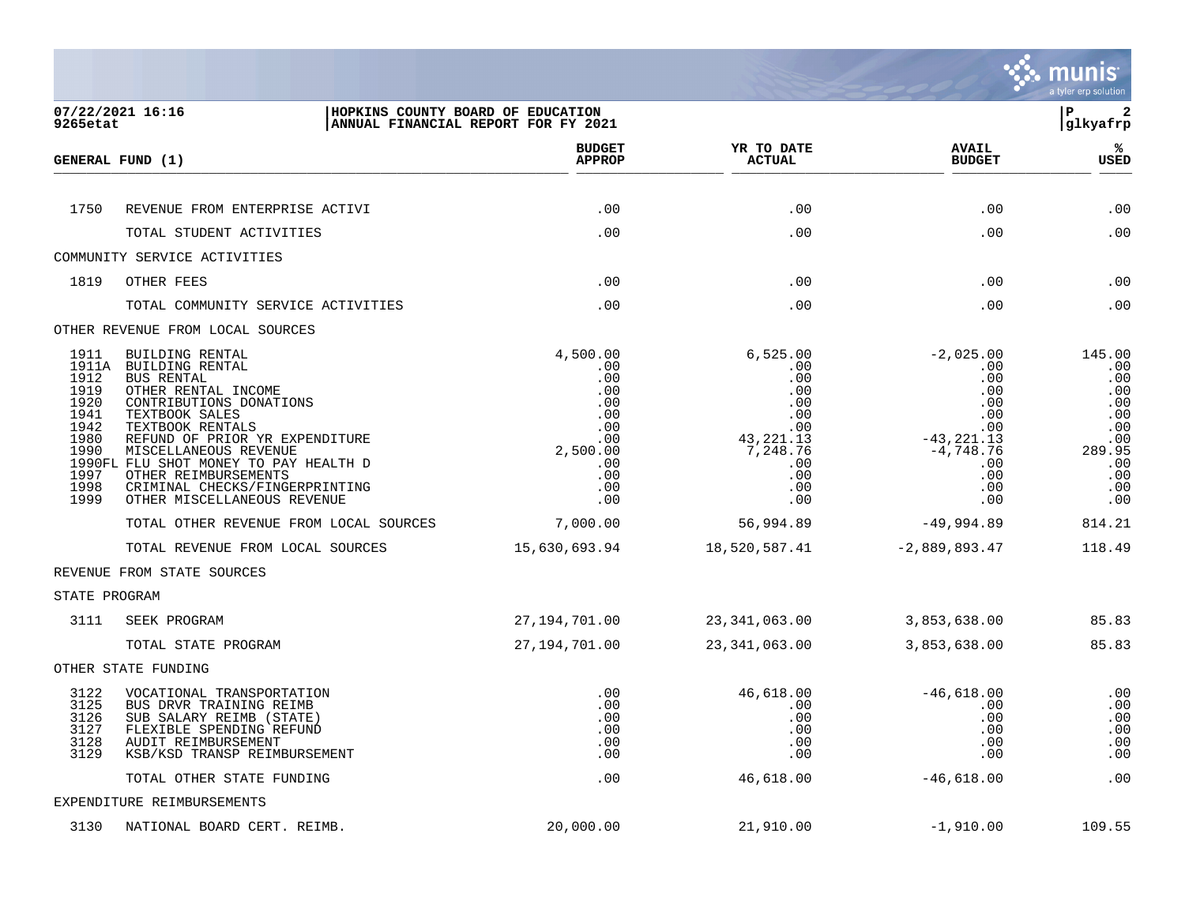07/22/2021 16:16 | HOPKINS COUNTY BOARD OF EDUCATION
9265etat | ANNUAL FINANCIAL REPORT FOR FY 2021

| GENERAL FUND (1) | | BUDGET APPROP | YR TO DATE ACTUAL | AVAIL BUDGET | % USED |
|---|---|---|---|---|---|
| 1750 | REVENUE FROM ENTERPRISE ACTIVI | .00 | .00 | .00 | .00 |
| | TOTAL STUDENT ACTIVITIES | .00 | .00 | .00 | .00 |
| COMMUNITY SERVICE ACTIVITIES | | | | | |
| 1819 | OTHER FEES | .00 | .00 | .00 | .00 |
| | TOTAL COMMUNITY SERVICE ACTIVITIES | .00 | .00 | .00 | .00 |
| OTHER REVENUE FROM LOCAL SOURCES | | | | | |
| 1911 | BUILDING RENTAL | 4,500.00 | 6,525.00 | -2,025.00 | 145.00 |
| 1911A | BUILDING RENTAL | .00 | .00 | .00 | .00 |
| 1912 | BUS RENTAL | .00 | .00 | .00 | .00 |
| 1919 | OTHER RENTAL INCOME | .00 | .00 | .00 | .00 |
| 1920 | CONTRIBUTIONS DONATIONS | .00 | .00 | .00 | .00 |
| 1941 | TEXTBOOK SALES | .00 | .00 | .00 | .00 |
| 1942 | TEXTBOOK RENTALS | .00 | .00 | .00 | .00 |
| 1980 | REFUND OF PRIOR YR EXPENDITURE | .00 | 43,221.13 | -43,221.13 | .00 |
| 1990 | MISCELLANEOUS REVENUE | 2,500.00 | 7,248.76 | -4,748.76 | 289.95 |
| 1990FL | FLU SHOT MONEY TO PAY HEALTH D | .00 | .00 | .00 | .00 |
| 1997 | OTHER REIMBURSEMENTS | .00 | .00 | .00 | .00 |
| 1998 | CRIMINAL CHECKS/FINGERPRINTING | .00 | .00 | .00 | .00 |
| 1999 | OTHER MISCELLANEOUS REVENUE | .00 | .00 | .00 | .00 |
| | TOTAL OTHER REVENUE FROM LOCAL SOURCES | 7,000.00 | 56,994.89 | -49,994.89 | 814.21 |
| | TOTAL REVENUE FROM LOCAL SOURCES | 15,630,693.94 | 18,520,587.41 | -2,889,893.47 | 118.49 |
| REVENUE FROM STATE SOURCES | | | | | |
| STATE PROGRAM | | | | | |
| 3111 | SEEK PROGRAM | 27,194,701.00 | 23,341,063.00 | 3,853,638.00 | 85.83 |
| | TOTAL STATE PROGRAM | 27,194,701.00 | 23,341,063.00 | 3,853,638.00 | 85.83 |
| OTHER STATE FUNDING | | | | | |
| 3122 | VOCATIONAL TRANSPORTATION | .00 | 46,618.00 | -46,618.00 | .00 |
| 3125 | BUS DRVR TRAINING REIMB | .00 | .00 | .00 | .00 |
| 3126 | SUB SALARY REIMB (STATE) | .00 | .00 | .00 | .00 |
| 3127 | FLEXIBLE SPENDING REFUND | .00 | .00 | .00 | .00 |
| 3128 | AUDIT REIMBURSEMENT | .00 | .00 | .00 | .00 |
| 3129 | KSB/KSD TRANSP REIMBURSEMENT | .00 | .00 | .00 | .00 |
| | TOTAL OTHER STATE FUNDING | .00 | 46,618.00 | -46,618.00 | .00 |
| EXPENDITURE REIMBURSEMENTS | | | | | |
| 3130 | NATIONAL BOARD CERT. REIMB. | 20,000.00 | 21,910.00 | -1,910.00 | 109.55 |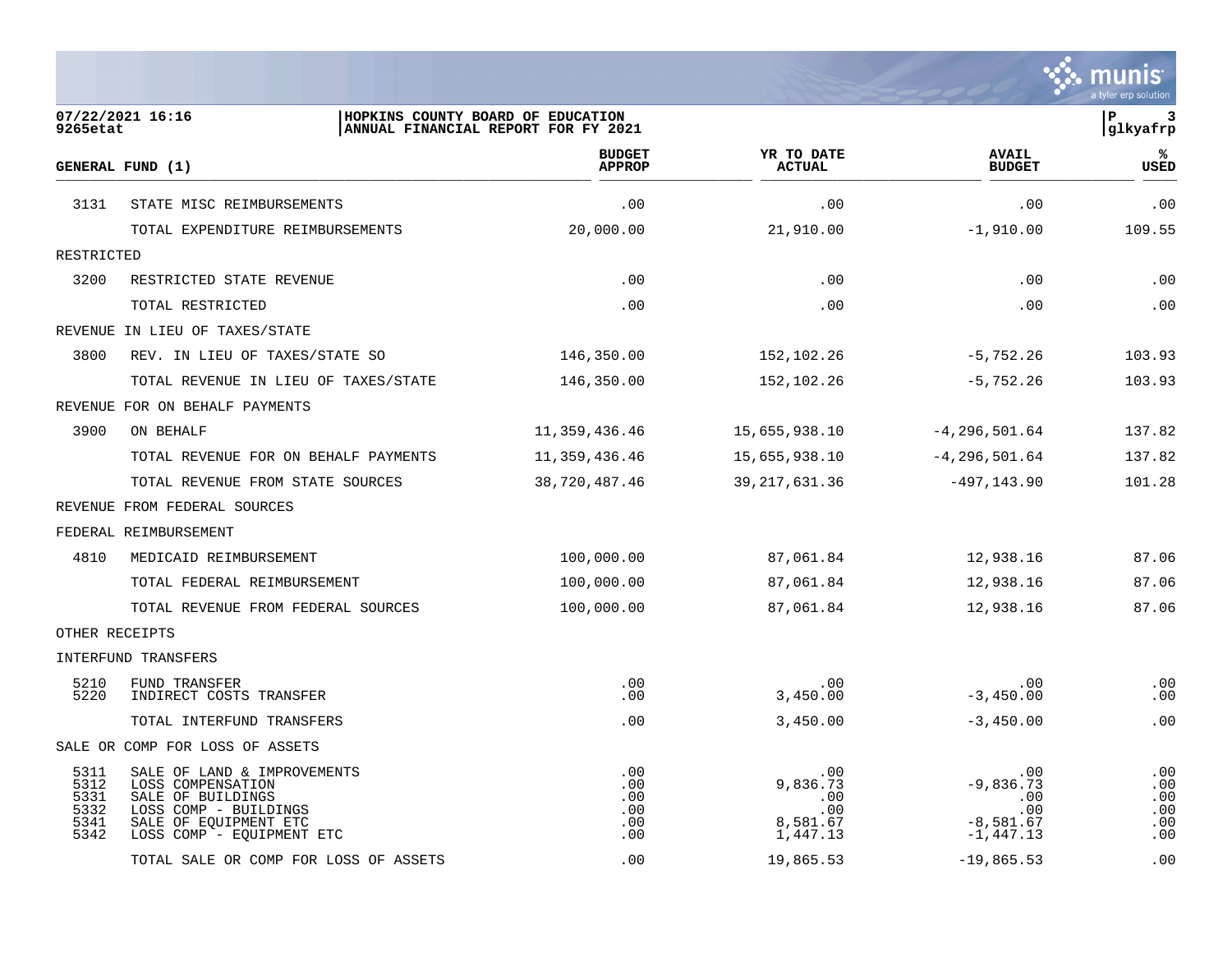07/22/2021 16:16 | HOPKINS COUNTY BOARD OF EDUCATION
9265etat | ANNUAL FINANCIAL REPORT FOR FY 2021

glkyafrp

| GENERAL FUND (1) | | BUDGET APPROP | YR TO DATE ACTUAL | AVAIL BUDGET | % USED |
|---|---|---|---|---|---|
| 3131 | STATE MISC REIMBURSEMENTS | .00 | .00 | .00 | .00 |
| | TOTAL EXPENDITURE REIMBURSEMENTS | 20,000.00 | 21,910.00 | -1,910.00 | 109.55 |
| RESTRICTED | | | | | |
| 3200 | RESTRICTED STATE REVENUE | .00 | .00 | .00 | .00 |
| | TOTAL RESTRICTED | .00 | .00 | .00 | .00 |
| REVENUE IN LIEU OF TAXES/STATE | | | | | |
| 3800 | REV. IN LIEU OF TAXES/STATE SO | 146,350.00 | 152,102.26 | -5,752.26 | 103.93 |
| | TOTAL REVENUE IN LIEU OF TAXES/STATE | 146,350.00 | 152,102.26 | -5,752.26 | 103.93 |
| REVENUE FOR ON BEHALF PAYMENTS | | | | | |
| 3900 | ON BEHALF | 11,359,436.46 | 15,655,938.10 | -4,296,501.64 | 137.82 |
| | TOTAL REVENUE FOR ON BEHALF PAYMENTS | 11,359,436.46 | 15,655,938.10 | -4,296,501.64 | 137.82 |
| | TOTAL REVENUE FROM STATE SOURCES | 38,720,487.46 | 39,217,631.36 | -497,143.90 | 101.28 |
| REVENUE FROM FEDERAL SOURCES | | | | | |
| FEDERAL REIMBURSEMENT | | | | | |
| 4810 | MEDICAID REIMBURSEMENT | 100,000.00 | 87,061.84 | 12,938.16 | 87.06 |
| | TOTAL FEDERAL REIMBURSEMENT | 100,000.00 | 87,061.84 | 12,938.16 | 87.06 |
| | TOTAL REVENUE FROM FEDERAL SOURCES | 100,000.00 | 87,061.84 | 12,938.16 | 87.06 |
| OTHER RECEIPTS | | | | | |
| INTERFUND TRANSFERS | | | | | |
| 5210 | FUND TRANSFER | .00 | .00 | .00 | .00 |
| 5220 | INDIRECT COSTS TRANSFER | .00 | 3,450.00 | -3,450.00 | .00 |
| | TOTAL INTERFUND TRANSFERS | .00 | 3,450.00 | -3,450.00 | .00 |
| SALE OR COMP FOR LOSS OF ASSETS | | | | | |
| 5311 | SALE OF LAND & IMPROVEMENTS | .00 | .00 | .00 | .00 |
| 5312 | LOSS COMPENSATION | .00 | 9,836.73 | -9,836.73 | .00 |
| 5331 | SALE OF BUILDINGS | .00 | .00 | .00 | .00 |
| 5332 | LOSS COMP - BUILDINGS | .00 | .00 | .00 | .00 |
| 5341 | SALE OF EQUIPMENT ETC | .00 | 8,581.67 | -8,581.67 | .00 |
| 5342 | LOSS COMP - EQUIPMENT ETC | .00 | 1,447.13 | -1,447.13 | .00 |
| | TOTAL SALE OR COMP FOR LOSS OF ASSETS | .00 | 19,865.53 | -19,865.53 | .00 |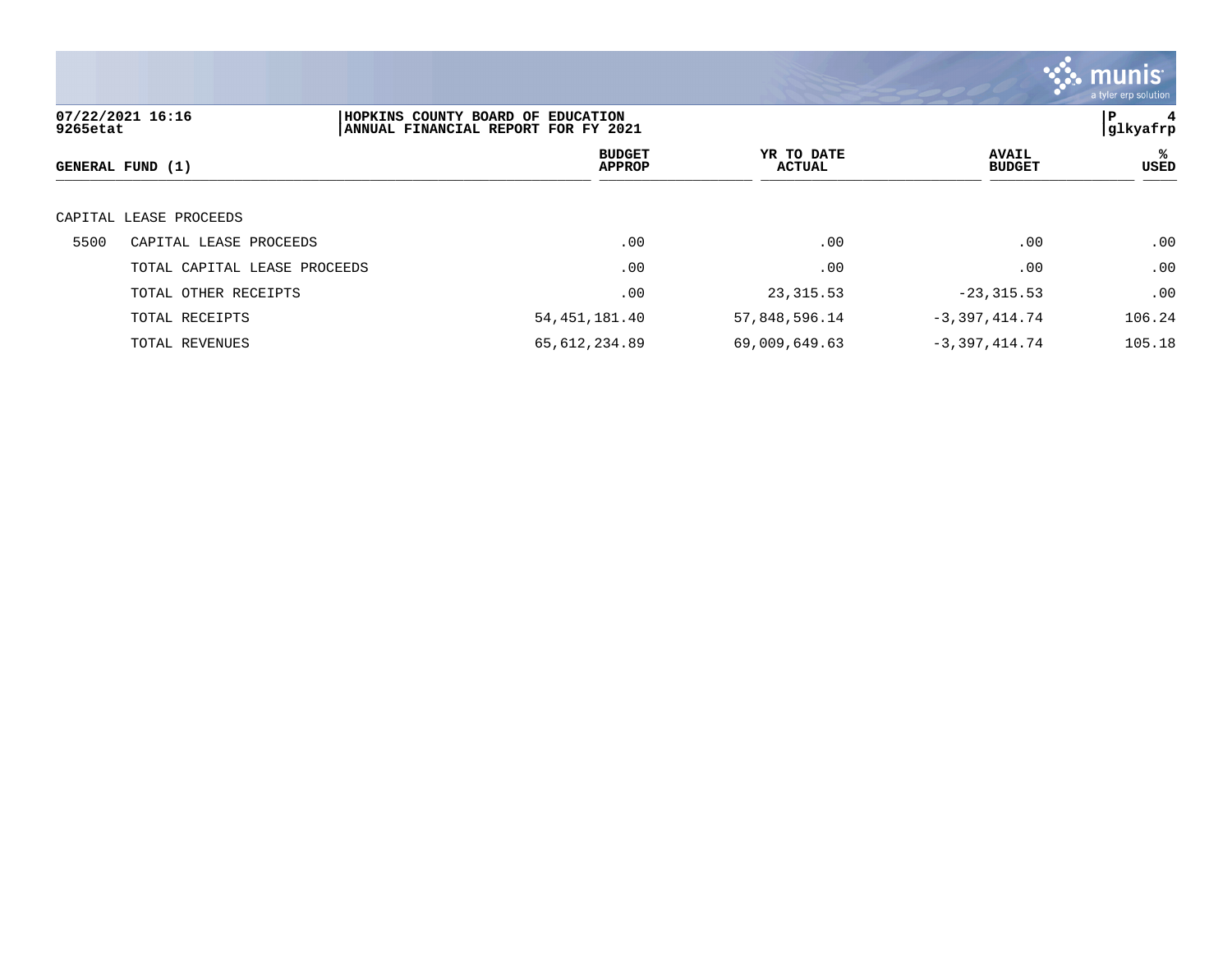07/22/2021 16:16
9265etat

HOPKINS COUNTY BOARD OF EDUCATION
ANNUAL FINANCIAL REPORT FOR FY 2021

P 4
glkyafrp

| GENERAL FUND (1) | | BUDGET APPROP | YR TO DATE ACTUAL | AVAIL BUDGET | % USED |
|---|---|---|---|---|---|
| CAPITAL LEASE PROCEEDS | | | | | |
| 5500 | CAPITAL LEASE PROCEEDS | .00 | .00 | .00 | .00 |
| | TOTAL CAPITAL LEASE PROCEEDS | .00 | .00 | .00 | .00 |
| | TOTAL OTHER RECEIPTS | .00 | 23,315.53 | -23,315.53 | .00 |
| | TOTAL RECEIPTS | 54,451,181.40 | 57,848,596.14 | -3,397,414.74 | 106.24 |
| | TOTAL REVENUES | 65,612,234.89 | 69,009,649.63 | -3,397,414.74 | 105.18 |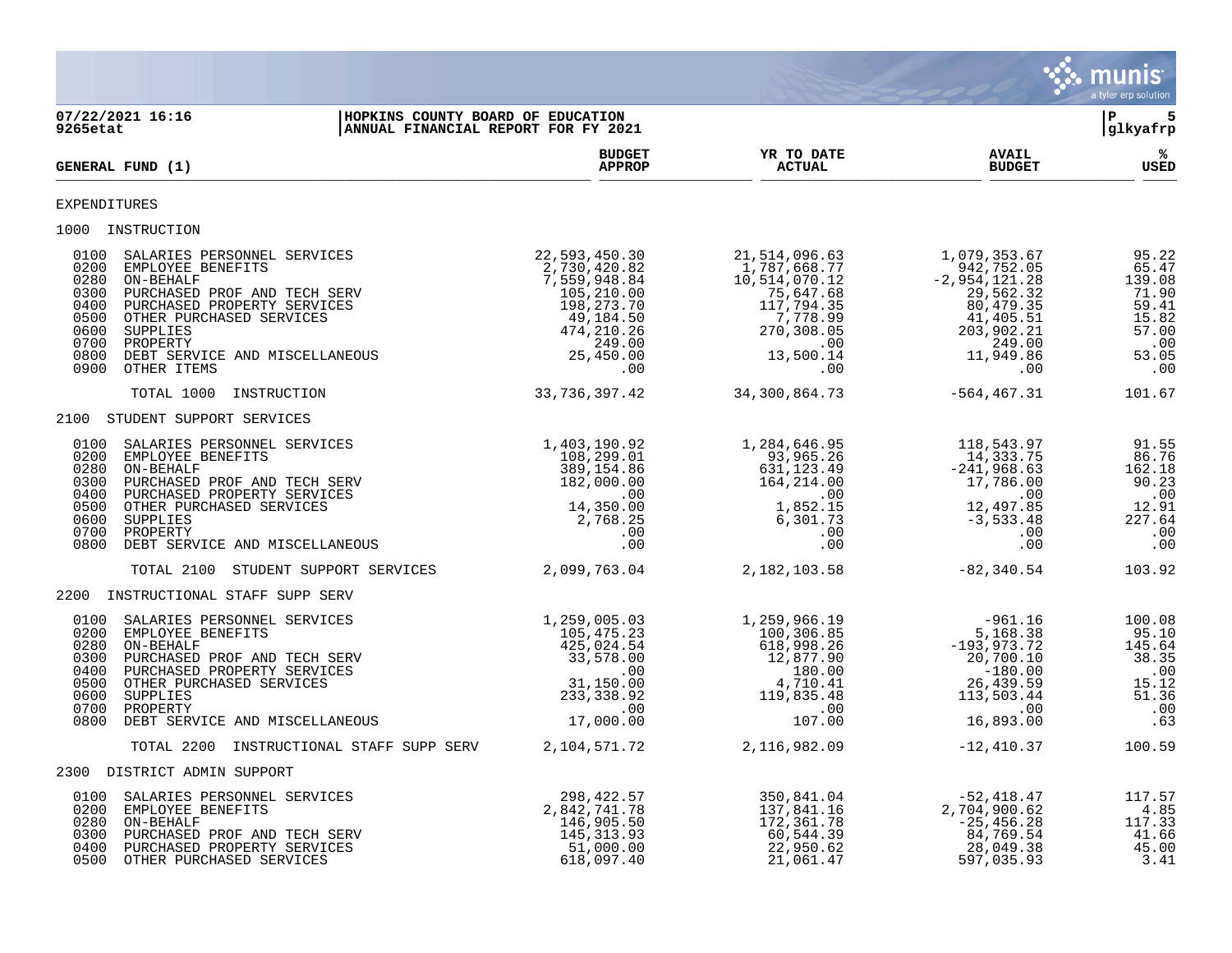07/22/2021 16:16 | HOPKINS COUNTY BOARD OF EDUCATION | P 5
9265etat | ANNUAL FINANCIAL REPORT FOR FY 2021 | glkyafrp

munis a tyler erp solution

| GENERAL FUND (1) | BUDGET APPROP | YR TO DATE ACTUAL | AVAIL BUDGET | % USED |
|---|---|---|---|---|
| **EXPENDITURES** | | | | |
| **1000 INSTRUCTION** | | | | |
| 0100 SALARIES PERSONNEL SERVICES | 22,593,450.30 | 21,514,096.63 | 1,079,353.67 | 95.22 |
| 0200 EMPLOYEE BENEFITS | 2,730,420.82 | 1,787,668.77 | 942,752.05 | 65.47 |
| 0280 ON-BEHALF | 7,559,948.84 | 10,514,070.12 | -2,954,121.28 | 139.08 |
| 0300 PURCHASED PROF AND TECH SERV | 105,210.00 | 75,647.68 | 29,562.32 | 71.90 |
| 0400 PURCHASED PROPERTY SERVICES | 198,273.70 | 117,794.35 | 80,479.35 | 59.41 |
| 0500 OTHER PURCHASED SERVICES | 49,184.50 | 7,778.99 | 41,405.51 | 15.82 |
| 0600 SUPPLIES | 474,210.26 | 270,308.05 | 203,902.21 | 57.00 |
| 0700 PROPERTY | 249.00 | .00 | 249.00 | .00 |
| 0800 DEBT SERVICE AND MISCELLANEOUS | 25,450.00 | 13,500.14 | 11,949.86 | 53.05 |
| 0900 OTHER ITEMS | .00 | .00 | .00 | .00 |
| TOTAL 1000 INSTRUCTION | 33,736,397.42 | 34,300,864.73 | -564,467.31 | 101.67 |
| **2100 STUDENT SUPPORT SERVICES** | | | | |
| 0100 SALARIES PERSONNEL SERVICES | 1,403,190.92 | 1,284,646.95 | 118,543.97 | 91.55 |
| 0200 EMPLOYEE BENEFITS | 108,299.01 | 93,965.26 | 14,333.75 | 86.76 |
| 0280 ON-BEHALF | 389,154.86 | 631,123.49 | -241,968.63 | 162.18 |
| 0300 PURCHASED PROF AND TECH SERV | 182,000.00 | 164,214.00 | 17,786.00 | 90.23 |
| 0400 PURCHASED PROPERTY SERVICES | .00 | .00 | .00 | .00 |
| 0500 OTHER PURCHASED SERVICES | 14,350.00 | 1,852.15 | 12,497.85 | 12.91 |
| 0600 SUPPLIES | 2,768.25 | 6,301.73 | -3,533.48 | 227.64 |
| 0700 PROPERTY | .00 | .00 | .00 | .00 |
| 0800 DEBT SERVICE AND MISCELLANEOUS | .00 | .00 | .00 | .00 |
| TOTAL 2100 STUDENT SUPPORT SERVICES | 2,099,763.04 | 2,182,103.58 | -82,340.54 | 103.92 |
| **2200 INSTRUCTIONAL STAFF SUPP SERV** | | | | |
| 0100 SALARIES PERSONNEL SERVICES | 1,259,005.03 | 1,259,966.19 | -961.16 | 100.08 |
| 0200 EMPLOYEE BENEFITS | 105,475.23 | 100,306.85 | 5,168.38 | 95.10 |
| 0280 ON-BEHALF | 425,024.54 | 618,998.26 | -193,973.72 | 145.64 |
| 0300 PURCHASED PROF AND TECH SERV | 33,578.00 | 12,877.90 | 20,700.10 | 38.35 |
| 0400 PURCHASED PROPERTY SERVICES | .00 | 180.00 | -180.00 | .00 |
| 0500 OTHER PURCHASED SERVICES | 31,150.00 | 4,710.41 | 26,439.59 | 15.12 |
| 0600 SUPPLIES | 233,338.92 | 119,835.48 | 113,503.44 | 51.36 |
| 0700 PROPERTY | .00 | .00 | .00 | .00 |
| 0800 DEBT SERVICE AND MISCELLANEOUS | 17,000.00 | 107.00 | 16,893.00 | .63 |
| TOTAL 2200 INSTRUCTIONAL STAFF SUPP SERV | 2,104,571.72 | 2,116,982.09 | -12,410.37 | 100.59 |
| **2300 DISTRICT ADMIN SUPPORT** | | | | |
| 0100 SALARIES PERSONNEL SERVICES | 298,422.57 | 350,841.04 | -52,418.47 | 117.57 |
| 0200 EMPLOYEE BENEFITS | 2,842,741.78 | 137,841.16 | 2,704,900.62 | 4.85 |
| 0280 ON-BEHALF | 146,905.50 | 172,361.78 | -25,456.28 | 117.33 |
| 0300 PURCHASED PROF AND TECH SERV | 145,313.93 | 60,544.39 | 84,769.54 | 41.66 |
| 0400 PURCHASED PROPERTY SERVICES | 51,000.00 | 22,950.62 | 28,049.38 | 45.00 |
| 0500 OTHER PURCHASED SERVICES | 618,097.40 | 21,061.47 | 597,035.93 | 3.41 |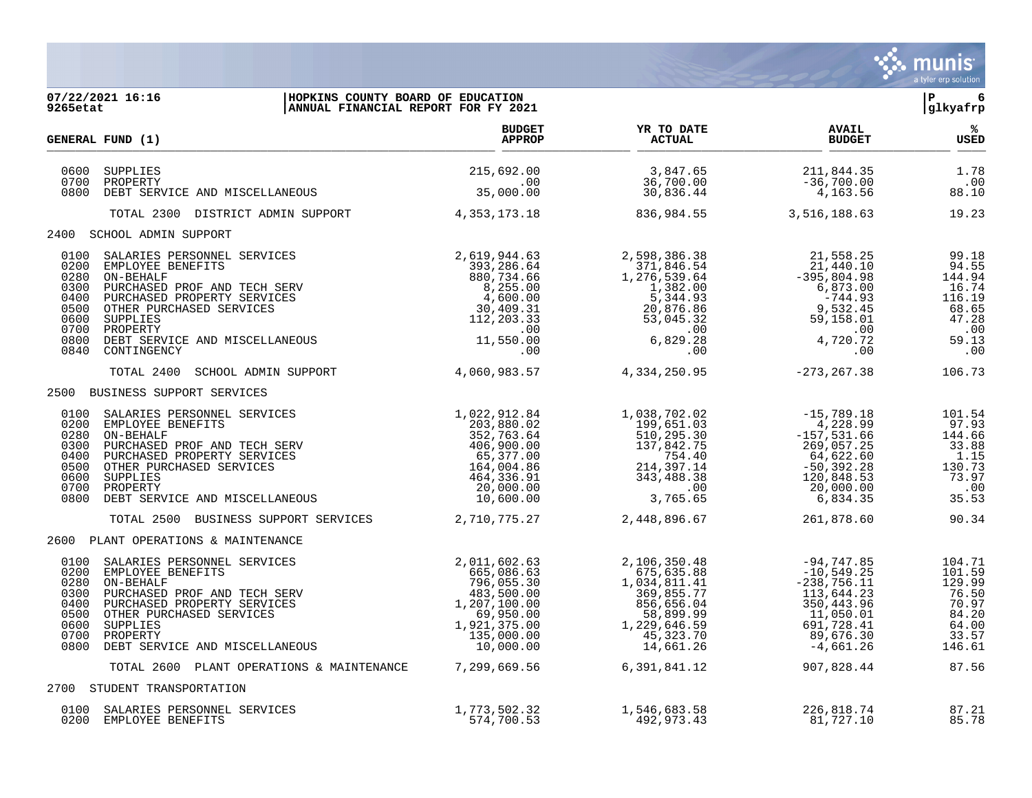07/22/2021 16:16 | HOPKINS COUNTY BOARD OF EDUCATION
9265etat | ANNUAL FINANCIAL REPORT FOR FY 2021

glkyafrp

| GENERAL FUND (1) | BUDGET APPROP | YR TO DATE ACTUAL | AVAIL BUDGET | % USED |
|---|---|---|---|---|
| 0600 SUPPLIES | 215,692.00 | 3,847.65 | 211,844.35 | 1.78 |
| 0700 PROPERTY | .00 | 36,700.00 | -36,700.00 | .00 |
| 0800 DEBT SERVICE AND MISCELLANEOUS | 35,000.00 | 30,836.44 | 4,163.56 | 88.10 |
| TOTAL 2300 DISTRICT ADMIN SUPPORT | 4,353,173.18 | 836,984.55 | 3,516,188.63 | 19.23 |
| **2400 SCHOOL ADMIN SUPPORT** | | | | |
| 0100 SALARIES PERSONNEL SERVICES | 2,619,944.63 | 2,598,386.38 | 21,558.25 | 99.18 |
| 0200 EMPLOYEE BENEFITS | 393,286.64 | 371,846.54 | 21,440.10 | 94.55 |
| 0280 ON-BEHALF | 880,734.66 | 1,276,539.64 | -395,804.98 | 144.94 |
| 0300 PURCHASED PROF AND TECH SERV | 8,255.00 | 1,382.00 | 6,873.00 | 16.74 |
| 0400 PURCHASED PROPERTY SERVICES | 4,600.00 | 5,344.93 | -744.93 | 116.19 |
| 0500 OTHER PURCHASED SERVICES | 30,409.31 | 20,876.86 | 9,532.45 | 68.65 |
| 0600 SUPPLIES | 112,203.33 | 53,045.32 | 59,158.01 | 47.28 |
| 0700 PROPERTY | .00 | .00 | .00 | .00 |
| 0800 DEBT SERVICE AND MISCELLANEOUS | 11,550.00 | 6,829.28 | 4,720.72 | 59.13 |
| 0840 CONTINGENCY | .00 | .00 | .00 | .00 |
| TOTAL 2400 SCHOOL ADMIN SUPPORT | 4,060,983.57 | 4,334,250.95 | -273,267.38 | 106.73 |
| **2500 BUSINESS SUPPORT SERVICES** | | | | |
| 0100 SALARIES PERSONNEL SERVICES | 1,022,912.84 | 1,038,702.02 | -15,789.18 | 101.54 |
| 0200 EMPLOYEE BENEFITS | 203,880.02 | 199,651.03 | 4,228.99 | 97.93 |
| 0280 ON-BEHALF | 352,763.64 | 510,295.30 | -157,531.66 | 144.66 |
| 0300 PURCHASED PROF AND TECH SERV | 406,900.00 | 137,842.75 | 269,057.25 | 33.88 |
| 0400 PURCHASED PROPERTY SERVICES | 65,377.00 | 754.40 | 64,622.60 | 1.15 |
| 0500 OTHER PURCHASED SERVICES | 164,004.86 | 214,397.14 | -50,392.28 | 130.73 |
| 0600 SUPPLIES | 464,336.91 | 343,488.38 | 120,848.53 | 73.97 |
| 0700 PROPERTY | 20,000.00 | .00 | 20,000.00 | .00 |
| 0800 DEBT SERVICE AND MISCELLANEOUS | 10,600.00 | 3,765.65 | 6,834.35 | 35.53 |
| TOTAL 2500 BUSINESS SUPPORT SERVICES | 2,710,775.27 | 2,448,896.67 | 261,878.60 | 90.34 |
| **2600 PLANT OPERATIONS & MAINTENANCE** | | | | |
| 0100 SALARIES PERSONNEL SERVICES | 2,011,602.63 | 2,106,350.48 | -94,747.85 | 104.71 |
| 0200 EMPLOYEE BENEFITS | 665,086.63 | 675,635.88 | -10,549.25 | 101.59 |
| 0280 ON-BEHALF | 796,055.30 | 1,034,811.41 | -238,756.11 | 129.99 |
| 0300 PURCHASED PROF AND TECH SERV | 483,500.00 | 369,855.77 | 113,644.23 | 76.50 |
| 0400 PURCHASED PROPERTY SERVICES | 1,207,100.00 | 856,656.04 | 350,443.96 | 70.97 |
| 0500 OTHER PURCHASED SERVICES | 69,950.00 | 58,899.99 | 11,050.01 | 84.20 |
| 0600 SUPPLIES | 1,921,375.00 | 1,229,646.59 | 691,728.41 | 64.00 |
| 0700 PROPERTY | 135,000.00 | 45,323.70 | 89,676.30 | 33.57 |
| 0800 DEBT SERVICE AND MISCELLANEOUS | 10,000.00 | 14,661.26 | -4,661.26 | 146.61 |
| TOTAL 2600 PLANT OPERATIONS & MAINTENANCE | 7,299,669.56 | 6,391,841.12 | 907,828.44 | 87.56 |
| **2700 STUDENT TRANSPORTATION** | | | | |
| 0100 SALARIES PERSONNEL SERVICES | 1,773,502.32 | 1,546,683.58 | 226,818.74 | 87.21 |
| 0200 EMPLOYEE BENEFITS | 574,700.53 | 492,973.43 | 81,727.10 | 85.78 |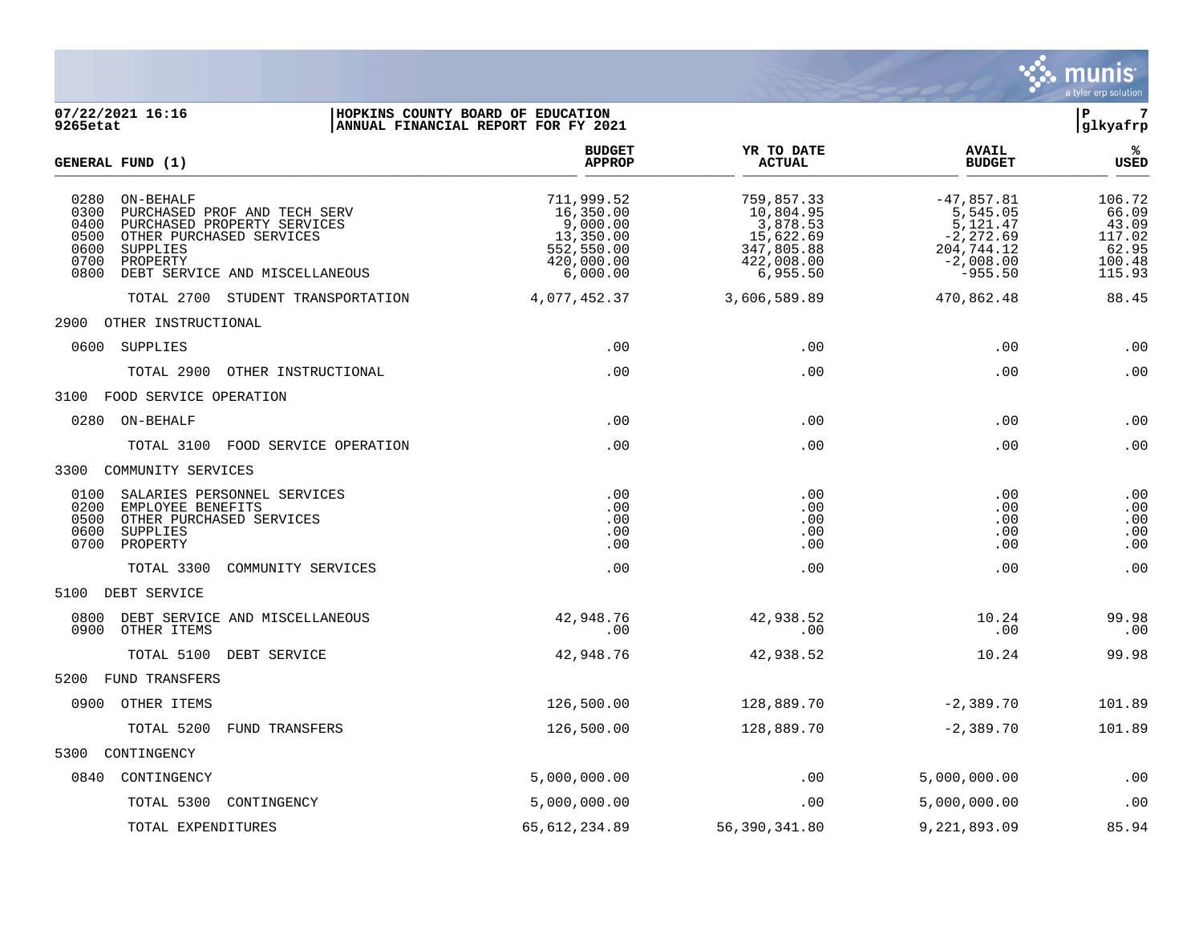07/22/2021 16:16 | HOPKINS COUNTY BOARD OF EDUCATION
9265etat | ANNUAL FINANCIAL REPORT FOR FY 2021

| GENERAL FUND (1) | BUDGET APPROP | YR TO DATE ACTUAL | AVAIL BUDGET | % USED |
|---|---|---|---|---|
| 0280 ON-BEHALF | 711,999.52 | 759,857.33 | -47,857.81 | 106.72 |
| 0300 PURCHASED PROF AND TECH SERV | 16,350.00 | 10,804.95 | 5,545.05 | 66.09 |
| 0400 PURCHASED PROPERTY SERVICES | 9,000.00 | 3,878.53 | 5,121.47 | 43.09 |
| 0500 OTHER PURCHASED SERVICES | 13,350.00 | 15,622.69 | -2,272.69 | 117.02 |
| 0600 SUPPLIES | 552,550.00 | 347,805.88 | 204,744.12 | 62.95 |
| 0700 PROPERTY | 420,000.00 | 422,008.00 | -2,008.00 | 100.48 |
| 0800 DEBT SERVICE AND MISCELLANEOUS | 6,000.00 | 6,955.50 | -955.50 | 115.93 |
| TOTAL 2700 STUDENT TRANSPORTATION | 4,077,452.37 | 3,606,589.89 | 470,862.48 | 88.45 |
| 2900 OTHER INSTRUCTIONAL | | | | |
| 0600 SUPPLIES | .00 | .00 | .00 | .00 |
| TOTAL 2900 OTHER INSTRUCTIONAL | .00 | .00 | .00 | .00 |
| 3100 FOOD SERVICE OPERATION | | | | |
| 0280 ON-BEHALF | .00 | .00 | .00 | .00 |
| TOTAL 3100 FOOD SERVICE OPERATION | .00 | .00 | .00 | .00 |
| 3300 COMMUNITY SERVICES | | | | |
| 0100 SALARIES PERSONNEL SERVICES | .00 | .00 | .00 | .00 |
| 0200 EMPLOYEE BENEFITS | .00 | .00 | .00 | .00 |
| 0500 OTHER PURCHASED SERVICES | .00 | .00 | .00 | .00 |
| 0600 SUPPLIES | .00 | .00 | .00 | .00 |
| 0700 PROPERTY | .00 | .00 | .00 | .00 |
| TOTAL 3300 COMMUNITY SERVICES | .00 | .00 | .00 | .00 |
| 5100 DEBT SERVICE | | | | |
| 0800 DEBT SERVICE AND MISCELLANEOUS | 42,948.76 | 42,938.52 | 10.24 | 99.98 |
| 0900 OTHER ITEMS | .00 | .00 | .00 | .00 |
| TOTAL 5100 DEBT SERVICE | 42,948.76 | 42,938.52 | 10.24 | 99.98 |
| 5200 FUND TRANSFERS | | | | |
| 0900 OTHER ITEMS | 126,500.00 | 128,889.70 | -2,389.70 | 101.89 |
| TOTAL 5200 FUND TRANSFERS | 126,500.00 | 128,889.70 | -2,389.70 | 101.89 |
| 5300 CONTINGENCY | | | | |
| 0840 CONTINGENCY | 5,000,000.00 | .00 | 5,000,000.00 | .00 |
| TOTAL 5300 CONTINGENCY | 5,000,000.00 | .00 | 5,000,000.00 | .00 |
| TOTAL EXPENDITURES | 65,612,234.89 | 56,390,341.80 | 9,221,893.09 | 85.94 |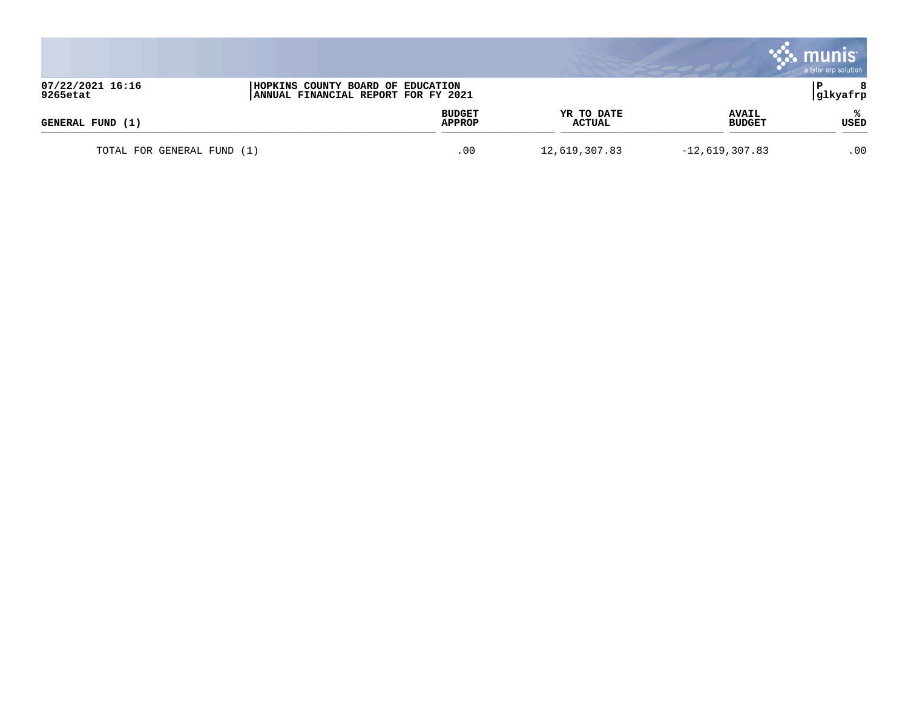| GENERAL FUND (1) | BUDGET APPROP | YR TO DATE ACTUAL | AVAIL BUDGET | % USED |
|---|---|---|---|---|
| TOTAL FOR GENERAL FUND (1) | .00 | 12,619,307.83 | -12,619,307.83 | .00 |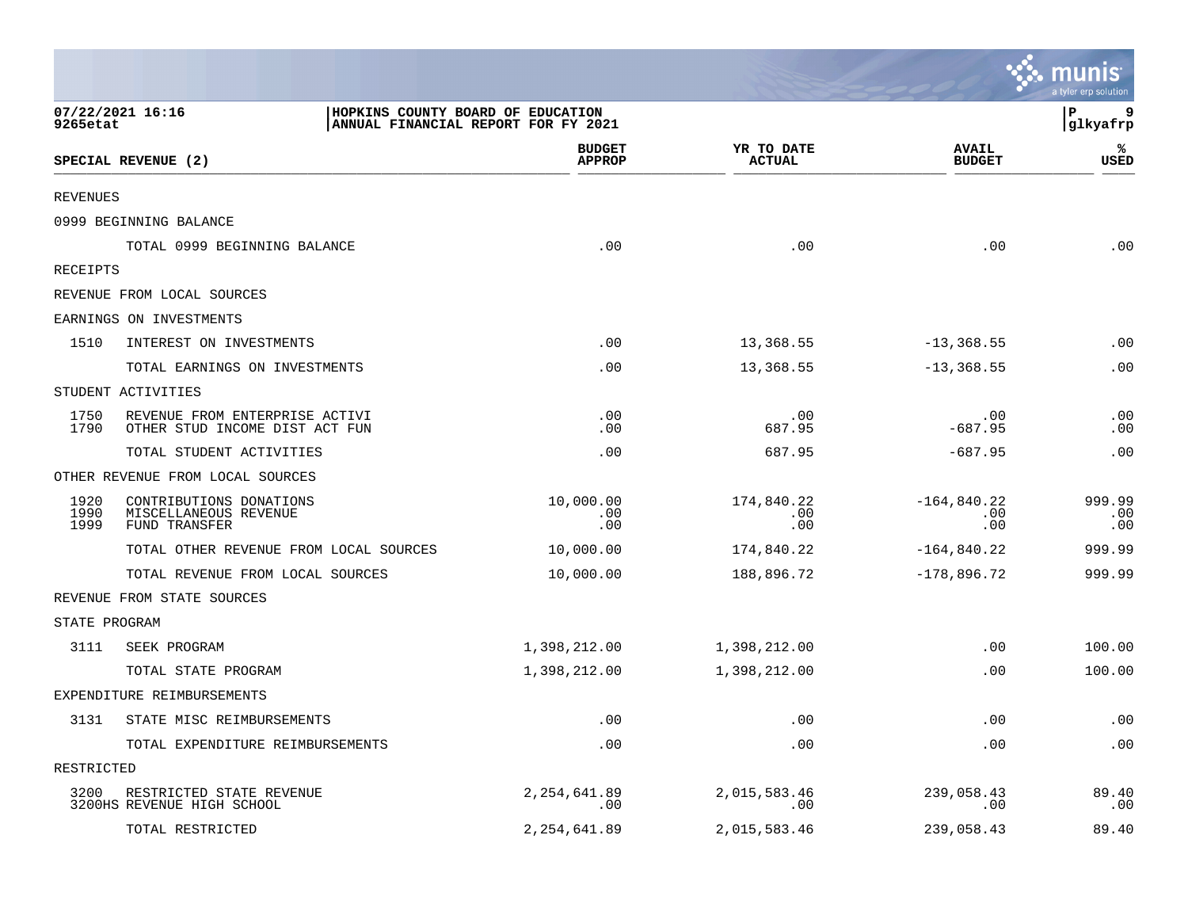07/22/2021 16:16
9265etat

HOPKINS COUNTY BOARD OF EDUCATION
ANNUAL FINANCIAL REPORT FOR FY 2021

| SPECIAL REVENUE (2) | | BUDGET APPROP | YR TO DATE ACTUAL | AVAIL BUDGET | % USED |
|---|---|---|---|---|---|
| REVENUES | | | | | |
| 0999 BEGINNING BALANCE | | | | | |
| | TOTAL 0999 BEGINNING BALANCE | .00 | .00 | .00 | .00 |
| RECEIPTS | | | | | |
| REVENUE FROM LOCAL SOURCES | | | | | |
| EARNINGS ON INVESTMENTS | | | | | |
| 1510 | INTEREST ON INVESTMENTS | .00 | 13,368.55 | -13,368.55 | .00 |
| | TOTAL EARNINGS ON INVESTMENTS | .00 | 13,368.55 | -13,368.55 | .00 |
| STUDENT ACTIVITIES | | | | | |
| 1750 | REVENUE FROM ENTERPRISE ACTIVI | .00 | .00 | .00 | .00 |
| 1790 | OTHER STUD INCOME DIST ACT FUN | .00 | 687.95 | -687.95 | .00 |
| | TOTAL STUDENT ACTIVITIES | .00 | 687.95 | -687.95 | .00 |
| OTHER REVENUE FROM LOCAL SOURCES | | | | | |
| 1920 | CONTRIBUTIONS DONATIONS | 10,000.00 | 174,840.22 | -164,840.22 | 999.99 |
| 1990 | MISCELLANEOUS REVENUE | .00 | .00 | .00 | .00 |
| 1999 | FUND TRANSFER | .00 | .00 | .00 | .00 |
| | TOTAL OTHER REVENUE FROM LOCAL SOURCES | 10,000.00 | 174,840.22 | -164,840.22 | 999.99 |
| | TOTAL REVENUE FROM LOCAL SOURCES | 10,000.00 | 188,896.72 | -178,896.72 | 999.99 |
| REVENUE FROM STATE SOURCES | | | | | |
| STATE PROGRAM | | | | | |
| 3111 | SEEK PROGRAM | 1,398,212.00 | 1,398,212.00 | .00 | 100.00 |
| | TOTAL STATE PROGRAM | 1,398,212.00 | 1,398,212.00 | .00 | 100.00 |
| EXPENDITURE REIMBURSEMENTS | | | | | |
| 3131 | STATE MISC REIMBURSEMENTS | .00 | .00 | .00 | .00 |
| | TOTAL EXPENDITURE REIMBURSEMENTS | .00 | .00 | .00 | .00 |
| RESTRICTED | | | | | |
| 3200 | RESTRICTED STATE REVENUE | 2,254,641.89 | 2,015,583.46 | 239,058.43 | 89.40 |
| 3200HS | REVENUE HIGH SCHOOL | .00 | .00 | .00 | .00 |
| | TOTAL RESTRICTED | 2,254,641.89 | 2,015,583.46 | 239,058.43 | 89.40 |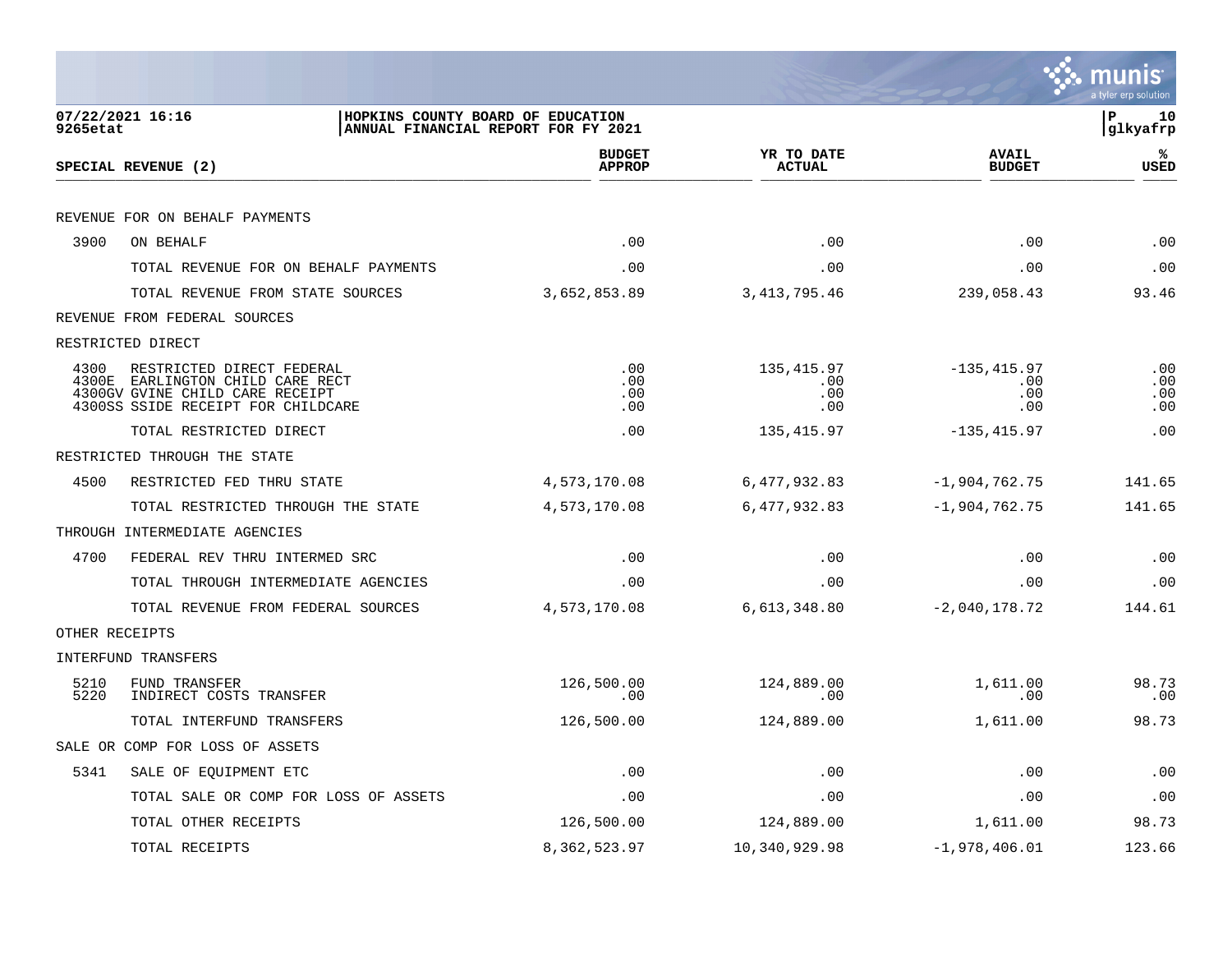HOPKINS COUNTY BOARD OF EDUCATION
ANNUAL FINANCIAL REPORT FOR FY 2021

07/22/2021 16:16
9265etat

| SPECIAL REVENUE (2) | | BUDGET APPROP | YR TO DATE ACTUAL | AVAIL BUDGET | % USED |
|---|---|---|---|---|---|
| REVENUE FOR ON BEHALF PAYMENTS | | | | | |
| 3900 | ON BEHALF | .00 | .00 | .00 | .00 |
| | TOTAL REVENUE FOR ON BEHALF PAYMENTS | .00 | .00 | .00 | .00 |
| | TOTAL REVENUE FROM STATE SOURCES | 3,652,853.89 | 3,413,795.46 | 239,058.43 | 93.46 |
| REVENUE FROM FEDERAL SOURCES | | | | | |
| RESTRICTED DIRECT | | | | | |
| 4300 | RESTRICTED DIRECT FEDERAL | .00 | 135,415.97 | -135,415.97 | .00 |
| 4300E | EARLINGTON CHILD CARE RECT | .00 | .00 | .00 | .00 |
| 4300GV | GVINE CHILD CARE RECEIPT | .00 | .00 | .00 | .00 |
| 4300SS | SSIDE RECEIPT FOR CHILDCARE | .00 | .00 | .00 | .00 |
| | TOTAL RESTRICTED DIRECT | .00 | 135,415.97 | -135,415.97 | .00 |
| RESTRICTED THROUGH THE STATE | | | | | |
| 4500 | RESTRICTED FED THRU STATE | 4,573,170.08 | 6,477,932.83 | -1,904,762.75 | 141.65 |
| | TOTAL RESTRICTED THROUGH THE STATE | 4,573,170.08 | 6,477,932.83 | -1,904,762.75 | 141.65 |
| THROUGH INTERMEDIATE AGENCIES | | | | | |
| 4700 | FEDERAL REV THRU INTERMED SRC | .00 | .00 | .00 | .00 |
| | TOTAL THROUGH INTERMEDIATE AGENCIES | .00 | .00 | .00 | .00 |
| | TOTAL REVENUE FROM FEDERAL SOURCES | 4,573,170.08 | 6,613,348.80 | -2,040,178.72 | 144.61 |
| OTHER RECEIPTS | | | | | |
| INTERFUND TRANSFERS | | | | | |
| 5210 | FUND TRANSFER | 126,500.00 | 124,889.00 | 1,611.00 | 98.73 |
| 5220 | INDIRECT COSTS TRANSFER | .00 | .00 | .00 | .00 |
| | TOTAL INTERFUND TRANSFERS | 126,500.00 | 124,889.00 | 1,611.00 | 98.73 |
| SALE OR COMP FOR LOSS OF ASSETS | | | | | |
| 5341 | SALE OF EQUIPMENT ETC | .00 | .00 | .00 | .00 |
| | TOTAL SALE OR COMP FOR LOSS OF ASSETS | .00 | .00 | .00 | .00 |
| | TOTAL OTHER RECEIPTS | 126,500.00 | 124,889.00 | 1,611.00 | 98.73 |
| | TOTAL RECEIPTS | 8,362,523.97 | 10,340,929.98 | -1,978,406.01 | 123.66 |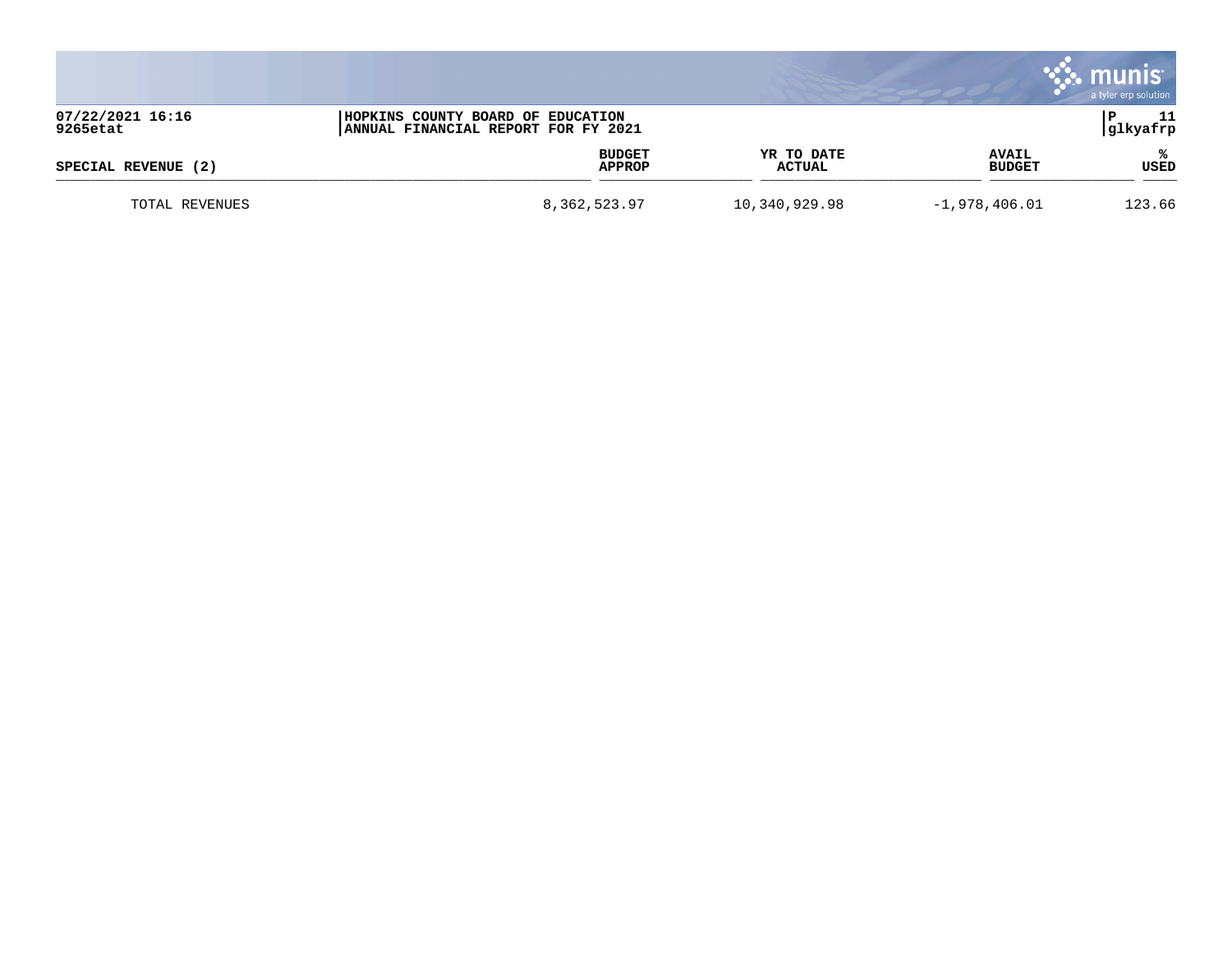| SPECIAL REVENUE (2) | BUDGET APPROP | YR TO DATE ACTUAL | AVAIL BUDGET | % USED |
|---|---|---|---|---|
| TOTAL REVENUES | 8,362,523.97 | 10,340,929.98 | -1,978,406.01 | 123.66 |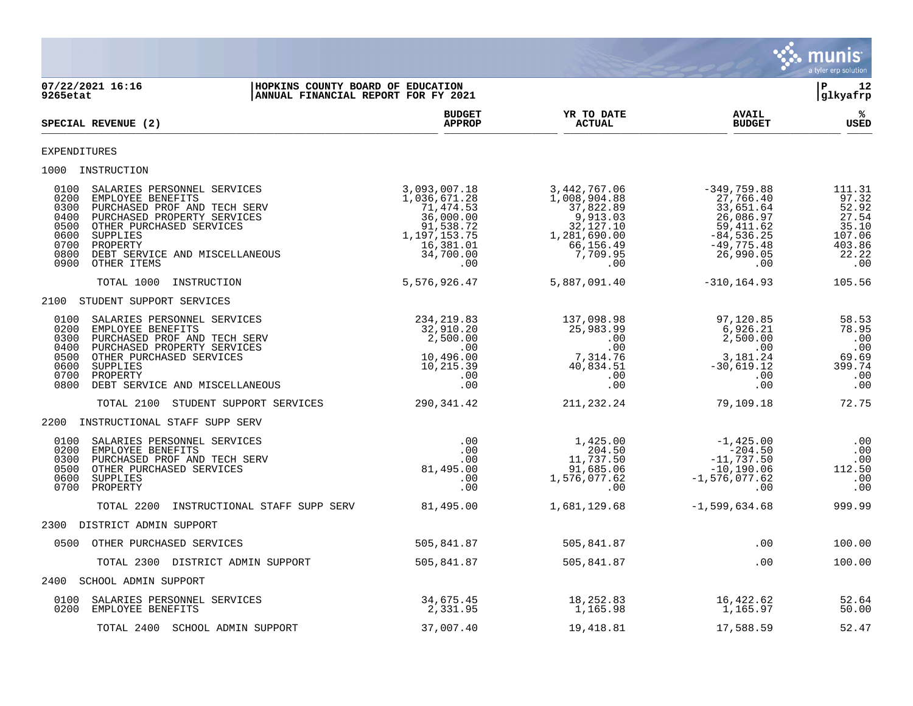07/22/2021 16:16
9265etat

HOPKINS COUNTY BOARD OF EDUCATION
ANNUAL FINANCIAL REPORT FOR FY 2021

P 12
glkyafrp

| SPECIAL REVENUE (2) | BUDGET APPROP | YR TO DATE ACTUAL | AVAIL BUDGET | % USED |
|---|---|---|---|---|
| EXPENDITURES | | | | |
| 1000 INSTRUCTION | | | | |
| 0100 SALARIES PERSONNEL SERVICES | 3,093,007.18 | 3,442,767.06 | -349,759.88 | 111.31 |
| 0200 EMPLOYEE BENEFITS | 1,036,671.28 | 1,008,904.88 | 27,766.40 | 97.32 |
| 0300 PURCHASED PROF AND TECH SERV | 71,474.53 | 37,822.89 | 33,651.64 | 52.92 |
| 0400 PURCHASED PROPERTY SERVICES | 36,000.00 | 9,913.03 | 26,086.97 | 27.54 |
| 0500 OTHER PURCHASED SERVICES | 91,538.72 | 32,127.10 | 59,411.62 | 35.10 |
| 0600 SUPPLIES | 1,197,153.75 | 1,281,690.00 | -84,536.25 | 107.06 |
| 0700 PROPERTY | 16,381.01 | 66,156.49 | -49,775.48 | 403.86 |
| 0800 DEBT SERVICE AND MISCELLANEOUS | 34,700.00 | 7,709.95 | 26,990.05 | 22.22 |
| 0900 OTHER ITEMS | .00 | .00 | .00 | .00 |
| TOTAL 1000 INSTRUCTION | 5,576,926.47 | 5,887,091.40 | -310,164.93 | 105.56 |
| 2100 STUDENT SUPPORT SERVICES | | | | |
| 0100 SALARIES PERSONNEL SERVICES | 234,219.83 | 137,098.98 | 97,120.85 | 58.53 |
| 0200 EMPLOYEE BENEFITS | 32,910.20 | 25,983.99 | 6,926.21 | 78.95 |
| 0300 PURCHASED PROF AND TECH SERV | 2,500.00 | .00 | 2,500.00 | .00 |
| 0400 PURCHASED PROPERTY SERVICES | .00 | .00 | .00 | .00 |
| 0500 OTHER PURCHASED SERVICES | 10,496.00 | 7,314.76 | 3,181.24 | 69.69 |
| 0600 SUPPLIES | 10,215.39 | 40,834.51 | -30,619.12 | 399.74 |
| 0700 PROPERTY | .00 | .00 | .00 | .00 |
| 0800 DEBT SERVICE AND MISCELLANEOUS | .00 | .00 | .00 | .00 |
| TOTAL 2100 STUDENT SUPPORT SERVICES | 290,341.42 | 211,232.24 | 79,109.18 | 72.75 |
| 2200 INSTRUCTIONAL STAFF SUPP SERV | | | | |
| 0100 SALARIES PERSONNEL SERVICES | .00 | 1,425.00 | -1,425.00 | .00 |
| 0200 EMPLOYEE BENEFITS | .00 | 204.50 | -204.50 | .00 |
| 0300 PURCHASED PROF AND TECH SERV | .00 | 11,737.50 | -11,737.50 | .00 |
| 0500 OTHER PURCHASED SERVICES | 81,495.00 | 91,685.06 | -10,190.06 | 112.50 |
| 0600 SUPPLIES | .00 | 1,576,077.62 | -1,576,077.62 | .00 |
| 0700 PROPERTY | .00 | .00 | .00 | .00 |
| TOTAL 2200 INSTRUCTIONAL STAFF SUPP SERV | 81,495.00 | 1,681,129.68 | -1,599,634.68 | 999.99 |
| 2300 DISTRICT ADMIN SUPPORT | | | | |
| 0500 OTHER PURCHASED SERVICES | 505,841.87 | 505,841.87 | .00 | 100.00 |
| TOTAL 2300 DISTRICT ADMIN SUPPORT | 505,841.87 | 505,841.87 | .00 | 100.00 |
| 2400 SCHOOL ADMIN SUPPORT | | | | |
| 0100 SALARIES PERSONNEL SERVICES | 34,675.45 | 18,252.83 | 16,422.62 | 52.64 |
| 0200 EMPLOYEE BENEFITS | 2,331.95 | 1,165.98 | 1,165.97 | 50.00 |
| TOTAL 2400 SCHOOL ADMIN SUPPORT | 37,007.40 | 19,418.81 | 17,588.59 | 52.47 |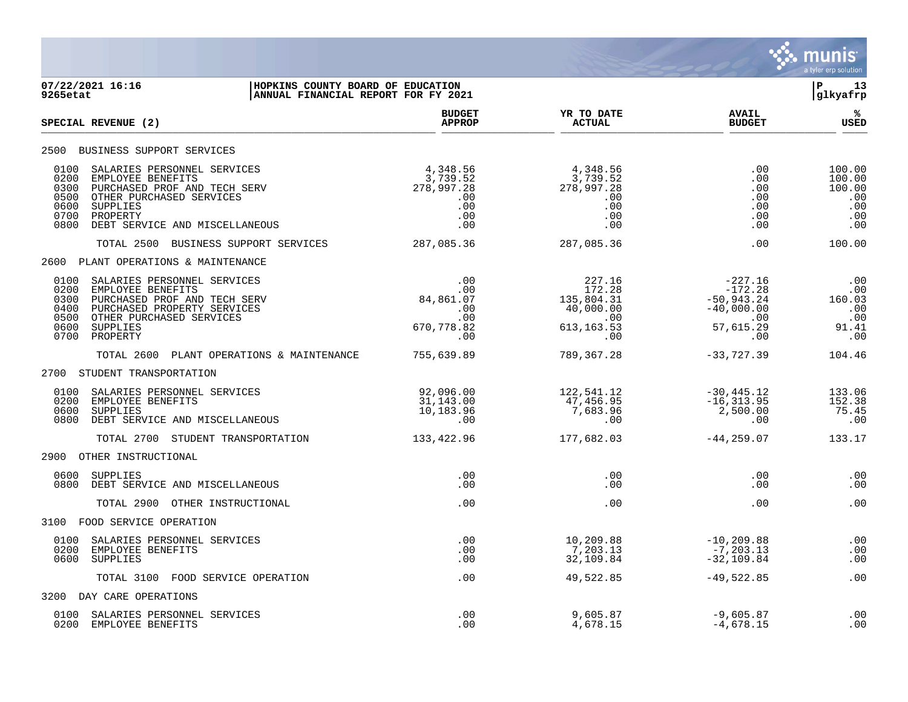07/22/2021 16:16 | HOPKINS COUNTY BOARD OF EDUCATION
9265etat | ANNUAL FINANCIAL REPORT FOR FY 2021

| SPECIAL REVENUE (2) | BUDGET APPROP | YR TO DATE ACTUAL | AVAIL BUDGET | % USED |
|---|---|---|---|---|
| **2500 BUSINESS SUPPORT SERVICES** | | | | |
| 0100 SALARIES PERSONNEL SERVICES | 4,348.56 | 4,348.56 | .00 | 100.00 |
| 0200 EMPLOYEE BENEFITS | 3,739.52 | 3,739.52 | .00 | 100.00 |
| 0300 PURCHASED PROF AND TECH SERV | 278,997.28 | 278,997.28 | .00 | 100.00 |
| 0500 OTHER PURCHASED SERVICES | .00 | .00 | .00 | .00 |
| 0600 SUPPLIES | .00 | .00 | .00 | .00 |
| 0700 PROPERTY | .00 | .00 | .00 | .00 |
| 0800 DEBT SERVICE AND MISCELLANEOUS | .00 | .00 | .00 | .00 |
| TOTAL 2500 BUSINESS SUPPORT SERVICES | 287,085.36 | 287,085.36 | .00 | 100.00 |
| **2600 PLANT OPERATIONS & MAINTENANCE** | | | | |
| 0100 SALARIES PERSONNEL SERVICES | .00 | 227.16 | -227.16 | .00 |
| 0200 EMPLOYEE BENEFITS | .00 | 172.28 | -172.28 | .00 |
| 0300 PURCHASED PROF AND TECH SERV | 84,861.07 | 135,804.31 | -50,943.24 | 160.03 |
| 0400 PURCHASED PROPERTY SERVICES | .00 | 40,000.00 | -40,000.00 | .00 |
| 0500 OTHER PURCHASED SERVICES | .00 | .00 | .00 | .00 |
| 0600 SUPPLIES | 670,778.82 | 613,163.53 | 57,615.29 | 91.41 |
| 0700 PROPERTY | .00 | .00 | .00 | .00 |
| TOTAL 2600 PLANT OPERATIONS & MAINTENANCE | 755,639.89 | 789,367.28 | -33,727.39 | 104.46 |
| **2700 STUDENT TRANSPORTATION** | | | | |
| 0100 SALARIES PERSONNEL SERVICES | 92,096.00 | 122,541.12 | -30,445.12 | 133.06 |
| 0200 EMPLOYEE BENEFITS | 31,143.00 | 47,456.95 | -16,313.95 | 152.38 |
| 0600 SUPPLIES | 10,183.96 | 7,683.96 | 2,500.00 | 75.45 |
| 0800 DEBT SERVICE AND MISCELLANEOUS | .00 | .00 | .00 | .00 |
| TOTAL 2700 STUDENT TRANSPORTATION | 133,422.96 | 177,682.03 | -44,259.07 | 133.17 |
| **2900 OTHER INSTRUCTIONAL** | | | | |
| 0600 SUPPLIES | .00 | .00 | .00 | .00 |
| 0800 DEBT SERVICE AND MISCELLANEOUS | .00 | .00 | .00 | .00 |
| TOTAL 2900 OTHER INSTRUCTIONAL | .00 | .00 | .00 | .00 |
| **3100 FOOD SERVICE OPERATION** | | | | |
| 0100 SALARIES PERSONNEL SERVICES | .00 | 10,209.88 | -10,209.88 | .00 |
| 0200 EMPLOYEE BENEFITS | .00 | 7,203.13 | -7,203.13 | .00 |
| 0600 SUPPLIES | .00 | 32,109.84 | -32,109.84 | .00 |
| TOTAL 3100 FOOD SERVICE OPERATION | .00 | 49,522.85 | -49,522.85 | .00 |
| **3200 DAY CARE OPERATIONS** | | | | |
| 0100 SALARIES PERSONNEL SERVICES | .00 | 9,605.87 | -9,605.87 | .00 |
| 0200 EMPLOYEE BENEFITS | .00 | 4,678.15 | -4,678.15 | .00 |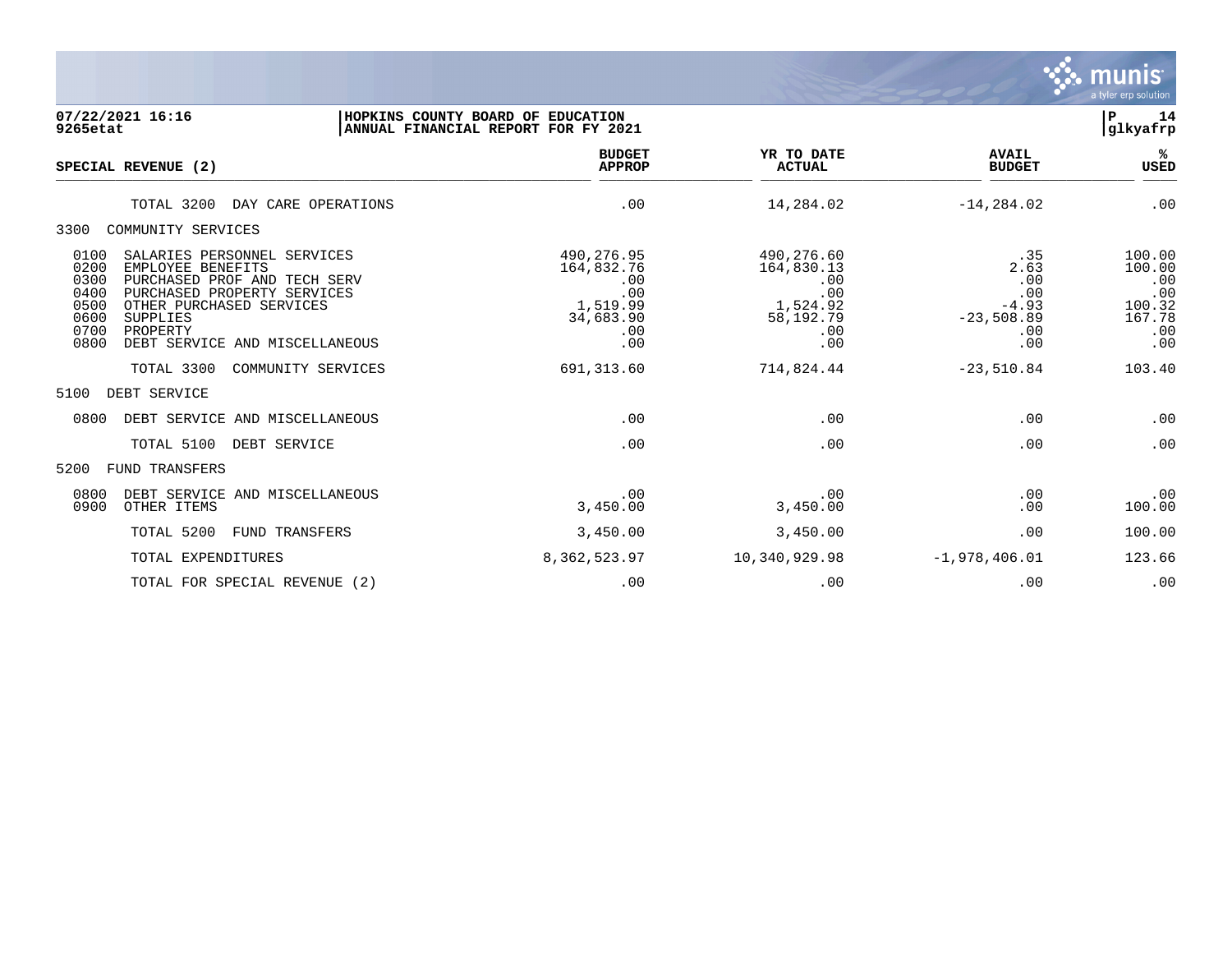07/22/2021 16:16 | HOPKINS COUNTY BOARD OF EDUCATION | P 14
9265etat | ANNUAL FINANCIAL REPORT FOR FY 2021 | glkyafrp

| SPECIAL REVENUE (2) | BUDGET APPROP | YR TO DATE ACTUAL | AVAIL BUDGET | % USED |
|---|---|---|---|---|
| TOTAL 3200 DAY CARE OPERATIONS | .00 | 14,284.02 | -14,284.02 | .00 |
| 3300 COMMUNITY SERVICES | | | | |
| 0100 SALARIES PERSONNEL SERVICES | 490,276.95 | 490,276.60 | .35 | 100.00 |
| 0200 EMPLOYEE BENEFITS | 164,832.76 | 164,830.13 | 2.63 | 100.00 |
| 0300 PURCHASED PROF AND TECH SERV | .00 | .00 | .00 | .00 |
| 0400 PURCHASED PROPERTY SERVICES | .00 | .00 | .00 | .00 |
| 0500 OTHER PURCHASED SERVICES | 1,519.99 | 1,524.92 | -4.93 | 100.32 |
| 0600 SUPPLIES | 34,683.90 | 58,192.79 | -23,508.89 | 167.78 |
| 0700 PROPERTY | .00 | .00 | .00 | .00 |
| 0800 DEBT SERVICE AND MISCELLANEOUS | .00 | .00 | .00 | .00 |
| TOTAL 3300 COMMUNITY SERVICES | 691,313.60 | 714,824.44 | -23,510.84 | 103.40 |
| 5100 DEBT SERVICE | | | | |
| 0800 DEBT SERVICE AND MISCELLANEOUS | .00 | .00 | .00 | .00 |
| TOTAL 5100 DEBT SERVICE | .00 | .00 | .00 | .00 |
| 5200 FUND TRANSFERS | | | | |
| 0800 DEBT SERVICE AND MISCELLANEOUS | .00 | .00 | .00 | .00 |
| 0900 OTHER ITEMS | 3,450.00 | 3,450.00 | .00 | 100.00 |
| TOTAL 5200 FUND TRANSFERS | 3,450.00 | 3,450.00 | .00 | 100.00 |
| TOTAL EXPENDITURES | 8,362,523.97 | 10,340,929.98 | -1,978,406.01 | 123.66 |
| TOTAL FOR SPECIAL REVENUE (2) | .00 | .00 | .00 | .00 |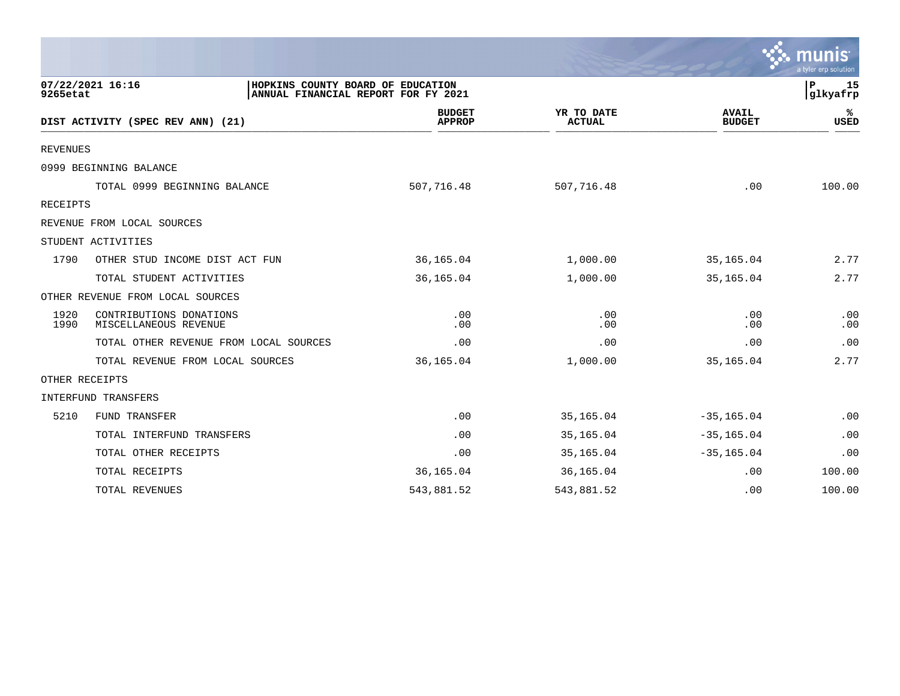07/22/2021 16:16
9265etat

HOPKINS COUNTY BOARD OF EDUCATION
ANNUAL FINANCIAL REPORT FOR FY 2021

P 15
glkyafrp

| DIST ACTIVITY (SPEC REV ANN) (21) | | BUDGET APPROP | YR TO DATE ACTUAL | AVAIL BUDGET | % USED |
|---|---|---|---|---|---|
| REVENUES | | | | | |
| 0999 BEGINNING BALANCE | | | | | |
| | TOTAL 0999 BEGINNING BALANCE | 507,716.48 | 507,716.48 | .00 | 100.00 |
| RECEIPTS | | | | | |
| REVENUE FROM LOCAL SOURCES | | | | | |
| STUDENT ACTIVITIES | | | | | |
| 1790 | OTHER STUD INCOME DIST ACT FUN | 36,165.04 | 1,000.00 | 35,165.04 | 2.77 |
| | TOTAL STUDENT ACTIVITIES | 36,165.04 | 1,000.00 | 35,165.04 | 2.77 |
| OTHER REVENUE FROM LOCAL SOURCES | | | | | |
| 1920 | CONTRIBUTIONS DONATIONS | .00 | .00 | .00 | .00 |
| 1990 | MISCELLANEOUS REVENUE | .00 | .00 | .00 | .00 |
| | TOTAL OTHER REVENUE FROM LOCAL SOURCES | .00 | .00 | .00 | .00 |
| | TOTAL REVENUE FROM LOCAL SOURCES | 36,165.04 | 1,000.00 | 35,165.04 | 2.77 |
| OTHER RECEIPTS | | | | | |
| INTERFUND TRANSFERS | | | | | |
| 5210 | FUND TRANSFER | .00 | 35,165.04 | -35,165.04 | .00 |
| | TOTAL INTERFUND TRANSFERS | .00 | 35,165.04 | -35,165.04 | .00 |
| | TOTAL OTHER RECEIPTS | .00 | 35,165.04 | -35,165.04 | .00 |
| | TOTAL RECEIPTS | 36,165.04 | 36,165.04 | .00 | 100.00 |
| | TOTAL REVENUES | 543,881.52 | 543,881.52 | .00 | 100.00 |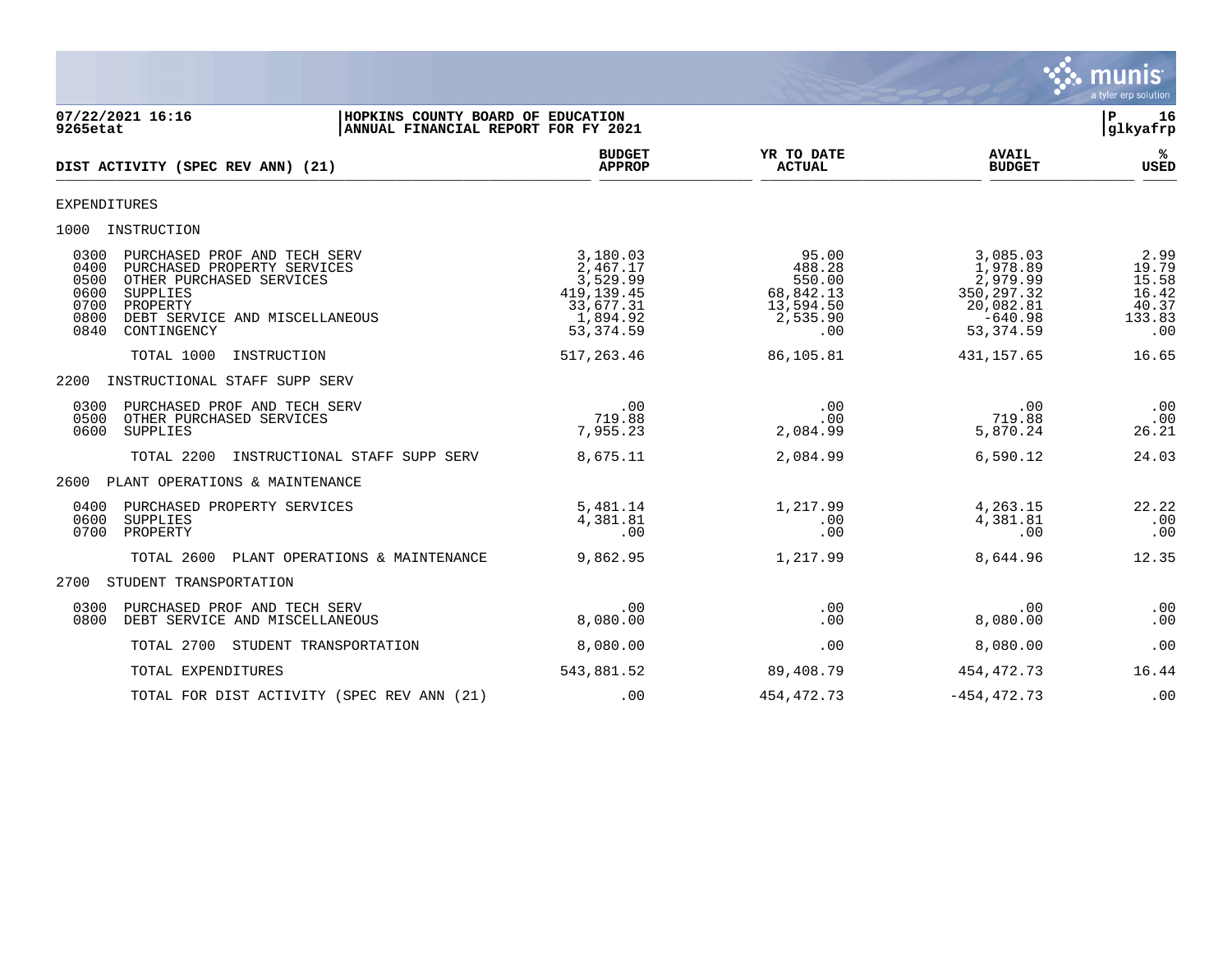HOPKINS COUNTY BOARD OF EDUCATION
ANNUAL FINANCIAL REPORT FOR FY 2021

07/22/2021 16:16
9265etat

P 16
glkyafrp

| DIST ACTIVITY (SPEC REV ANN) (21) | BUDGET APPROP | YR TO DATE ACTUAL | AVAIL BUDGET | % USED |
|---|---|---|---|---|
| EXPENDITURES | | | | |
| 1000 INSTRUCTION | | | | |
| 0300 PURCHASED PROF AND TECH SERV | 3,180.03 | 95.00 | 3,085.03 | 2.99 |
| 0400 PURCHASED PROPERTY SERVICES | 2,467.17 | 488.28 | 1,978.89 | 19.79 |
| 0500 OTHER PURCHASED SERVICES | 3,529.99 | 550.00 | 2,979.99 | 15.58 |
| 0600 SUPPLIES | 419,139.45 | 68,842.13 | 350,297.32 | 16.42 |
| 0700 PROPERTY | 33,677.31 | 13,594.50 | 20,082.81 | 40.37 |
| 0800 DEBT SERVICE AND MISCELLANEOUS | 1,894.92 | 2,535.90 | -640.98 | 133.83 |
| 0840 CONTINGENCY | 53,374.59 | .00 | 53,374.59 | .00 |
| TOTAL 1000 INSTRUCTION | 517,263.46 | 86,105.81 | 431,157.65 | 16.65 |
| 2200 INSTRUCTIONAL STAFF SUPP SERV | | | | |
| 0300 PURCHASED PROF AND TECH SERV | .00 | .00 | .00 | .00 |
| 0500 OTHER PURCHASED SERVICES | 719.88 | .00 | 719.88 | .00 |
| 0600 SUPPLIES | 7,955.23 | 2,084.99 | 5,870.24 | 26.21 |
| TOTAL 2200 INSTRUCTIONAL STAFF SUPP SERV | 8,675.11 | 2,084.99 | 6,590.12 | 24.03 |
| 2600 PLANT OPERATIONS & MAINTENANCE | | | | |
| 0400 PURCHASED PROPERTY SERVICES | 5,481.14 | 1,217.99 | 4,263.15 | 22.22 |
| 0600 SUPPLIES | 4,381.81 | .00 | 4,381.81 | .00 |
| 0700 PROPERTY | .00 | .00 | .00 | .00 |
| TOTAL 2600 PLANT OPERATIONS & MAINTENANCE | 9,862.95 | 1,217.99 | 8,644.96 | 12.35 |
| 2700 STUDENT TRANSPORTATION | | | | |
| 0300 PURCHASED PROF AND TECH SERV | .00 | .00 | .00 | .00 |
| 0800 DEBT SERVICE AND MISCELLANEOUS | 8,080.00 | .00 | 8,080.00 | .00 |
| TOTAL 2700 STUDENT TRANSPORTATION | 8,080.00 | .00 | 8,080.00 | .00 |
| TOTAL EXPENDITURES | 543,881.52 | 89,408.79 | 454,472.73 | 16.44 |
| TOTAL FOR DIST ACTIVITY (SPEC REV ANN (21) | .00 | 454,472.73 | -454,472.73 | .00 |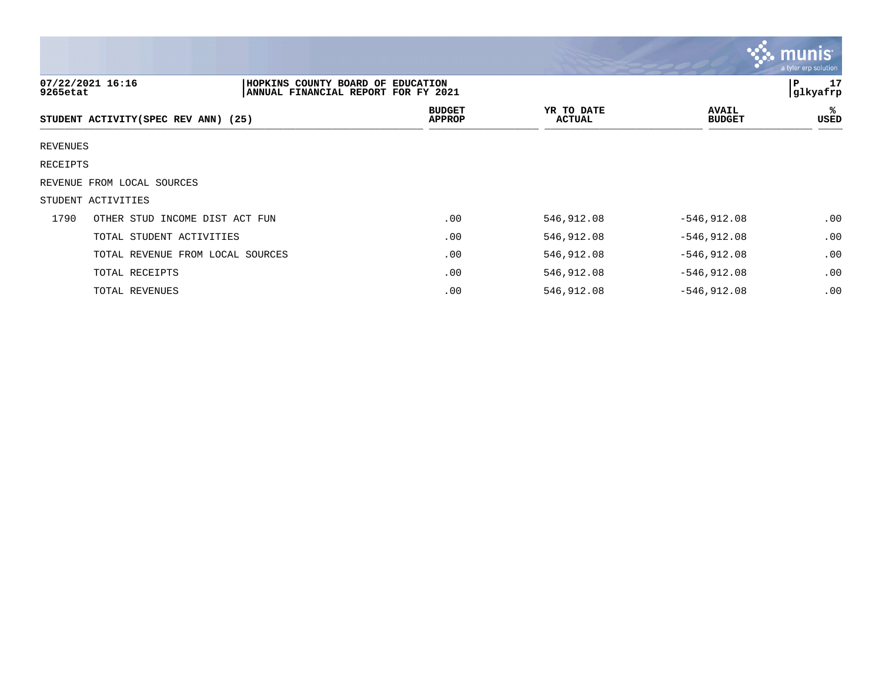07/22/2021 16:16
9265etat

HOPKINS COUNTY BOARD OF EDUCATION
ANNUAL FINANCIAL REPORT FOR FY 2021

glkyafrp

| STUDENT ACTIVITY(SPEC REV ANN) (25) | | BUDGET APPROP | YR TO DATE ACTUAL | AVAIL BUDGET | % USED |
|---|---|---|---|---|---|
| REVENUES | | | | | |
| RECEIPTS | | | | | |
| REVENUE FROM LOCAL SOURCES | | | | | |
| STUDENT ACTIVITIES | | | | | |
| 1790 | OTHER STUD INCOME DIST ACT FUN | .00 | 546,912.08 | -546,912.08 | .00 |
| | TOTAL STUDENT ACTIVITIES | .00 | 546,912.08 | -546,912.08 | .00 |
| | TOTAL REVENUE FROM LOCAL SOURCES | .00 | 546,912.08 | -546,912.08 | .00 |
| | TOTAL RECEIPTS | .00 | 546,912.08 | -546,912.08 | .00 |
| | TOTAL REVENUES | .00 | 546,912.08 | -546,912.08 | .00 |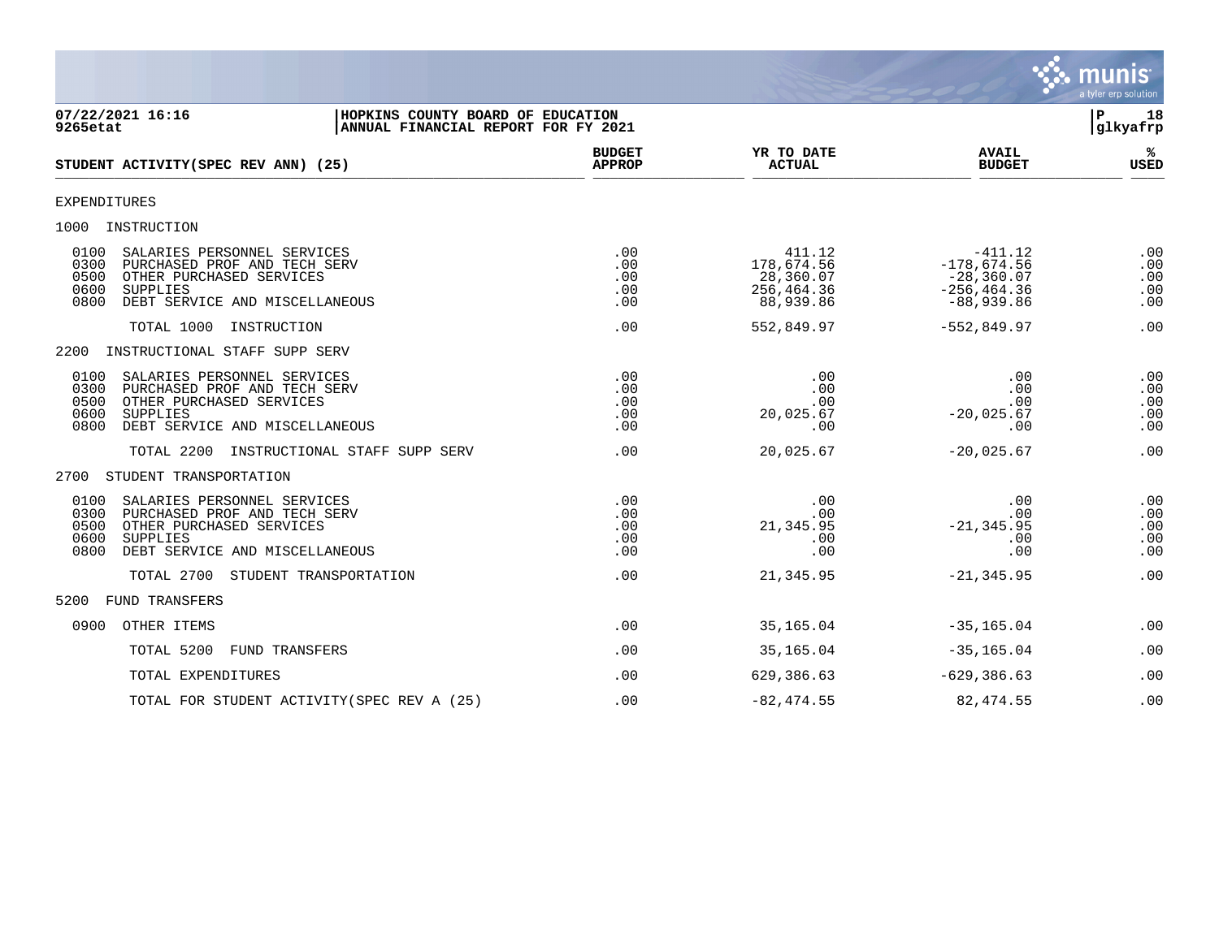07/22/2021 16:16
9265etat

HOPKINS COUNTY BOARD OF EDUCATION
ANNUAL FINANCIAL REPORT FOR FY 2021

P 18
glkyafrp

| STUDENT ACTIVITY(SPEC REV ANN) (25) | BUDGET APPROP | YR TO DATE ACTUAL | AVAIL BUDGET | % USED |
|---|---|---|---|---|
| EXPENDITURES | | | | |
| 1000 INSTRUCTION | | | | |
| 0100 SALARIES PERSONNEL SERVICES | .00 | 411.12 | -411.12 | .00 |
| 0300 PURCHASED PROF AND TECH SERV | .00 | 178,674.56 | -178,674.56 | .00 |
| 0500 OTHER PURCHASED SERVICES | .00 | 28,360.07 | -28,360.07 | .00 |
| 0600 SUPPLIES | .00 | 256,464.36 | -256,464.36 | .00 |
| 0800 DEBT SERVICE AND MISCELLANEOUS | .00 | 88,939.86 | -88,939.86 | .00 |
| TOTAL 1000 INSTRUCTION | .00 | 552,849.97 | -552,849.97 | .00 |
| 2200 INSTRUCTIONAL STAFF SUPP SERV | | | | |
| 0100 SALARIES PERSONNEL SERVICES | .00 | .00 | .00 | .00 |
| 0300 PURCHASED PROF AND TECH SERV | .00 | .00 | .00 | .00 |
| 0500 OTHER PURCHASED SERVICES | .00 | .00 | .00 | .00 |
| 0600 SUPPLIES | .00 | 20,025.67 | -20,025.67 | .00 |
| 0800 DEBT SERVICE AND MISCELLANEOUS | .00 | .00 | .00 | .00 |
| TOTAL 2200 INSTRUCTIONAL STAFF SUPP SERV | .00 | 20,025.67 | -20,025.67 | .00 |
| 2700 STUDENT TRANSPORTATION | | | | |
| 0100 SALARIES PERSONNEL SERVICES | .00 | .00 | .00 | .00 |
| 0300 PURCHASED PROF AND TECH SERV | .00 | .00 | .00 | .00 |
| 0500 OTHER PURCHASED SERVICES | .00 | 21,345.95 | -21,345.95 | .00 |
| 0600 SUPPLIES | .00 | .00 | .00 | .00 |
| 0800 DEBT SERVICE AND MISCELLANEOUS | .00 | .00 | .00 | .00 |
| TOTAL 2700 STUDENT TRANSPORTATION | .00 | 21,345.95 | -21,345.95 | .00 |
| 5200 FUND TRANSFERS | | | | |
| 0900 OTHER ITEMS | .00 | 35,165.04 | -35,165.04 | .00 |
| TOTAL 5200 FUND TRANSFERS | .00 | 35,165.04 | -35,165.04 | .00 |
| TOTAL EXPENDITURES | .00 | 629,386.63 | -629,386.63 | .00 |
| TOTAL FOR STUDENT ACTIVITY(SPEC REV A (25) | .00 | -82,474.55 | 82,474.55 | .00 |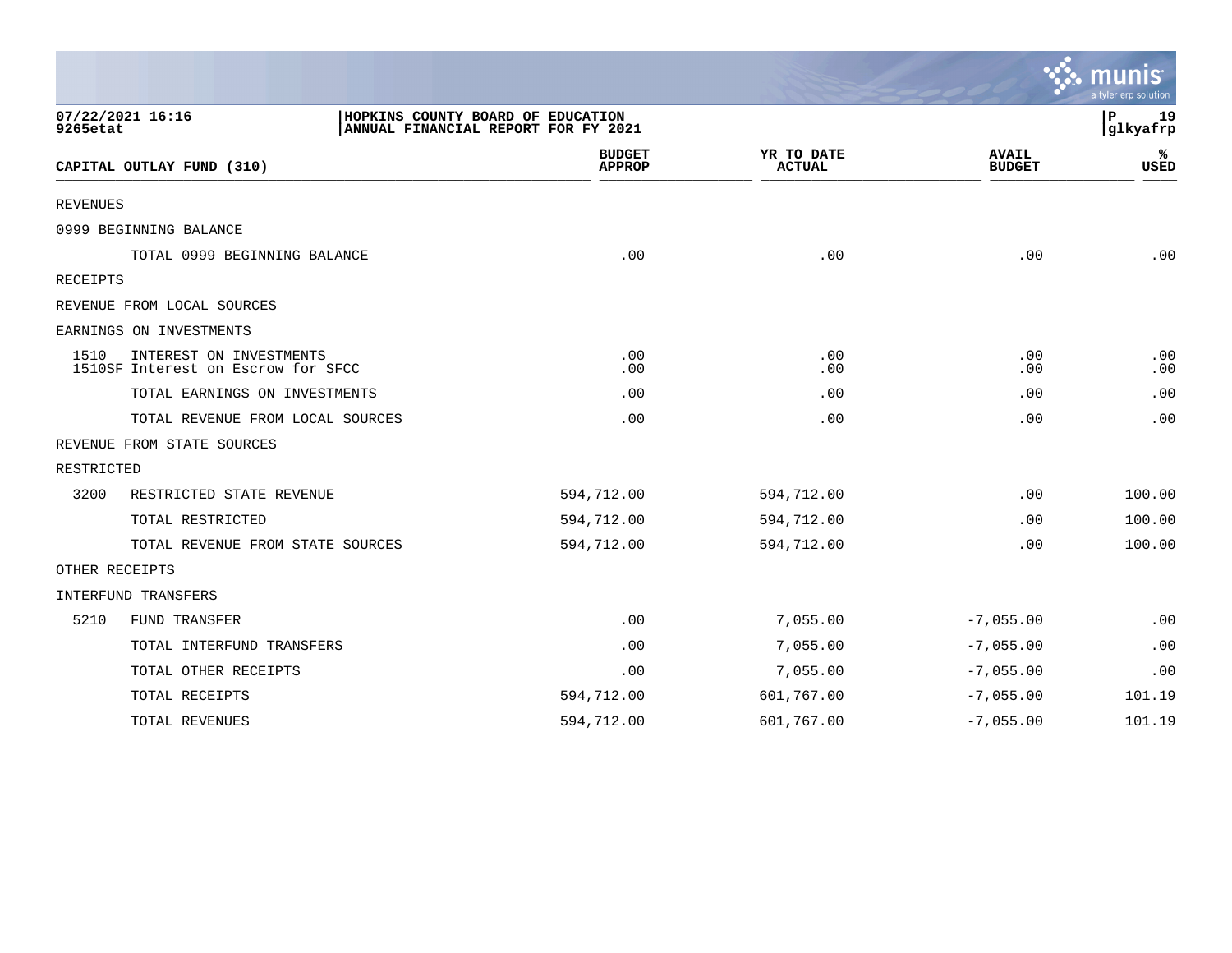07/22/2021 16:16
9265etat

HOPKINS COUNTY BOARD OF EDUCATION
ANNUAL FINANCIAL REPORT FOR FY 2021

P 19
glkyafrp

| CAPITAL OUTLAY FUND (310) | BUDGET APPROP | YR TO DATE ACTUAL | AVAIL BUDGET | % USED |
|---|---|---|---|---|
| REVENUES | | | | |
| 0999 BEGINNING BALANCE | | | | |
| TOTAL 0999 BEGINNING BALANCE | .00 | .00 | .00 | .00 |
| RECEIPTS | | | | |
| REVENUE FROM LOCAL SOURCES | | | | |
| EARNINGS ON INVESTMENTS | | | | |
| 1510 INTEREST ON INVESTMENTS | .00 | .00 | .00 | .00 |
| 1510SF Interest on Escrow for SFCC | .00 | .00 | .00 | .00 |
| TOTAL EARNINGS ON INVESTMENTS | .00 | .00 | .00 | .00 |
| TOTAL REVENUE FROM LOCAL SOURCES | .00 | .00 | .00 | .00 |
| REVENUE FROM STATE SOURCES | | | | |
| RESTRICTED | | | | |
| 3200 RESTRICTED STATE REVENUE | 594,712.00 | 594,712.00 | .00 | 100.00 |
| TOTAL RESTRICTED | 594,712.00 | 594,712.00 | .00 | 100.00 |
| TOTAL REVENUE FROM STATE SOURCES | 594,712.00 | 594,712.00 | .00 | 100.00 |
| OTHER RECEIPTS | | | | |
| INTERFUND TRANSFERS | | | | |
| 5210 FUND TRANSFER | .00 | 7,055.00 | -7,055.00 | .00 |
| TOTAL INTERFUND TRANSFERS | .00 | 7,055.00 | -7,055.00 | .00 |
| TOTAL OTHER RECEIPTS | .00 | 7,055.00 | -7,055.00 | .00 |
| TOTAL RECEIPTS | 594,712.00 | 601,767.00 | -7,055.00 | 101.19 |
| TOTAL REVENUES | 594,712.00 | 601,767.00 | -7,055.00 | 101.19 |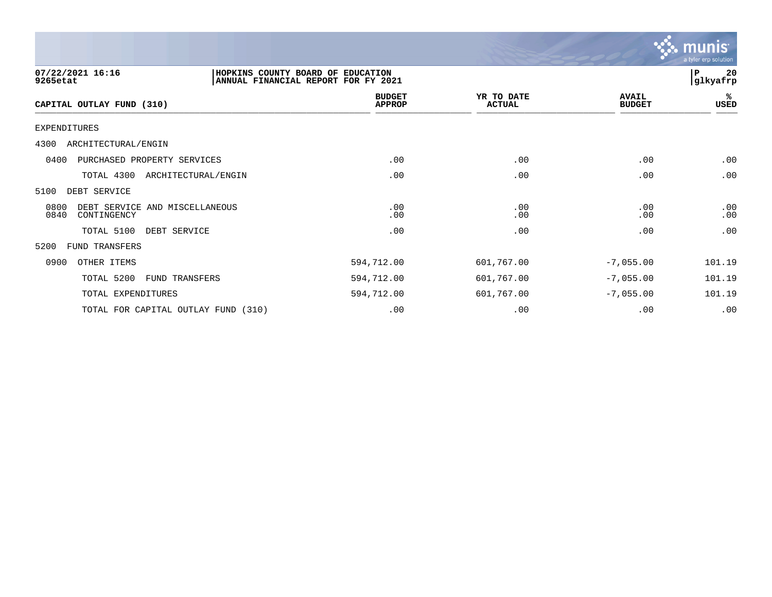07/22/2021 16:16
9265etat

HOPKINS COUNTY BOARD OF EDUCATION
ANNUAL FINANCIAL REPORT FOR FY 2021

P 20
glkyafrp

| CAPITAL OUTLAY FUND (310) | BUDGET APPROP | YR TO DATE ACTUAL | AVAIL BUDGET | % USED |
|---|---|---|---|---|
| EXPENDITURES | | | | |
| 4300 ARCHITECTURAL/ENGIN | | | | |
| 0400 PURCHASED PROPERTY SERVICES | .00 | .00 | .00 | .00 |
| TOTAL 4300 ARCHITECTURAL/ENGIN | .00 | .00 | .00 | .00 |
| 5100 DEBT SERVICE | | | | |
| 0800 DEBT SERVICE AND MISCELLANEOUS | .00 | .00 | .00 | .00 |
| 0840 CONTINGENCY | .00 | .00 | .00 | .00 |
| TOTAL 5100 DEBT SERVICE | .00 | .00 | .00 | .00 |
| 5200 FUND TRANSFERS | | | | |
| 0900 OTHER ITEMS | 594,712.00 | 601,767.00 | -7,055.00 | 101.19 |
| TOTAL 5200 FUND TRANSFERS | 594,712.00 | 601,767.00 | -7,055.00 | 101.19 |
| TOTAL EXPENDITURES | 594,712.00 | 601,767.00 | -7,055.00 | 101.19 |
| TOTAL FOR CAPITAL OUTLAY FUND (310) | .00 | .00 | .00 | .00 |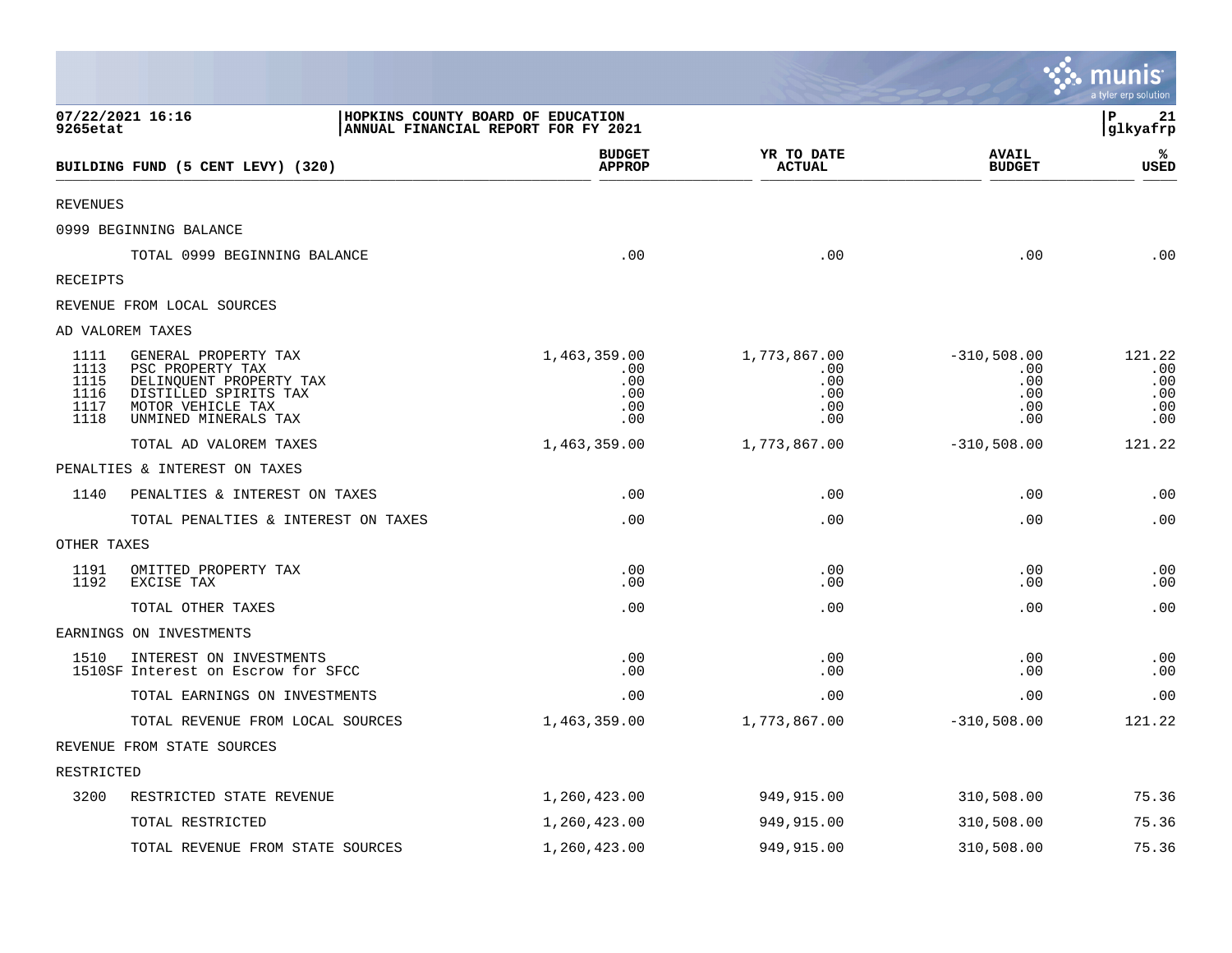07/22/2021 16:16 | HOPKINS COUNTY BOARD OF EDUCATION | P 21
9265etat | ANNUAL FINANCIAL REPORT FOR FY 2021 | glkyafrp

| BUILDING FUND (5 CENT LEVY) (320) | | BUDGET APPROP | YR TO DATE ACTUAL | AVAIL BUDGET | % USED |
|---|---|---|---|---|---|
| REVENUES | | | | | |
| 0999 BEGINNING BALANCE | | | | | |
| | TOTAL 0999 BEGINNING BALANCE | .00 | .00 | .00 | .00 |
| RECEIPTS | | | | | |
| REVENUE FROM LOCAL SOURCES | | | | | |
| AD VALOREM TAXES | | | | | |
| 1111 | GENERAL PROPERTY TAX | 1,463,359.00 | 1,773,867.00 | -310,508.00 | 121.22 |
| 1113 | PSC PROPERTY TAX | .00 | .00 | .00 | .00 |
| 1115 | DELINQUENT PROPERTY TAX | .00 | .00 | .00 | .00 |
| 1116 | DISTILLED SPIRITS TAX | .00 | .00 | .00 | .00 |
| 1117 | MOTOR VEHICLE TAX | .00 | .00 | .00 | .00 |
| 1118 | UNMINED MINERALS TAX | .00 | .00 | .00 | .00 |
| | TOTAL AD VALOREM TAXES | 1,463,359.00 | 1,773,867.00 | -310,508.00 | 121.22 |
| PENALTIES & INTEREST ON TAXES | | | | | |
| 1140 | PENALTIES & INTEREST ON TAXES | .00 | .00 | .00 | .00 |
| | TOTAL PENALTIES & INTEREST ON TAXES | .00 | .00 | .00 | .00 |
| OTHER TAXES | | | | | |
| 1191 | OMITTED PROPERTY TAX | .00 | .00 | .00 | .00 |
| 1192 | EXCISE TAX | .00 | .00 | .00 | .00 |
| | TOTAL OTHER TAXES | .00 | .00 | .00 | .00 |
| EARNINGS ON INVESTMENTS | | | | | |
| 1510 | INTEREST ON INVESTMENTS | .00 | .00 | .00 | .00 |
| 1510SF | Interest on Escrow for SFCC | .00 | .00 | .00 | .00 |
| | TOTAL EARNINGS ON INVESTMENTS | .00 | .00 | .00 | .00 |
| | TOTAL REVENUE FROM LOCAL SOURCES | 1,463,359.00 | 1,773,867.00 | -310,508.00 | 121.22 |
| REVENUE FROM STATE SOURCES | | | | | |
| RESTRICTED | | | | | |
| 3200 | RESTRICTED STATE REVENUE | 1,260,423.00 | 949,915.00 | 310,508.00 | 75.36 |
| | TOTAL RESTRICTED | 1,260,423.00 | 949,915.00 | 310,508.00 | 75.36 |
| | TOTAL REVENUE FROM STATE SOURCES | 1,260,423.00 | 949,915.00 | 310,508.00 | 75.36 |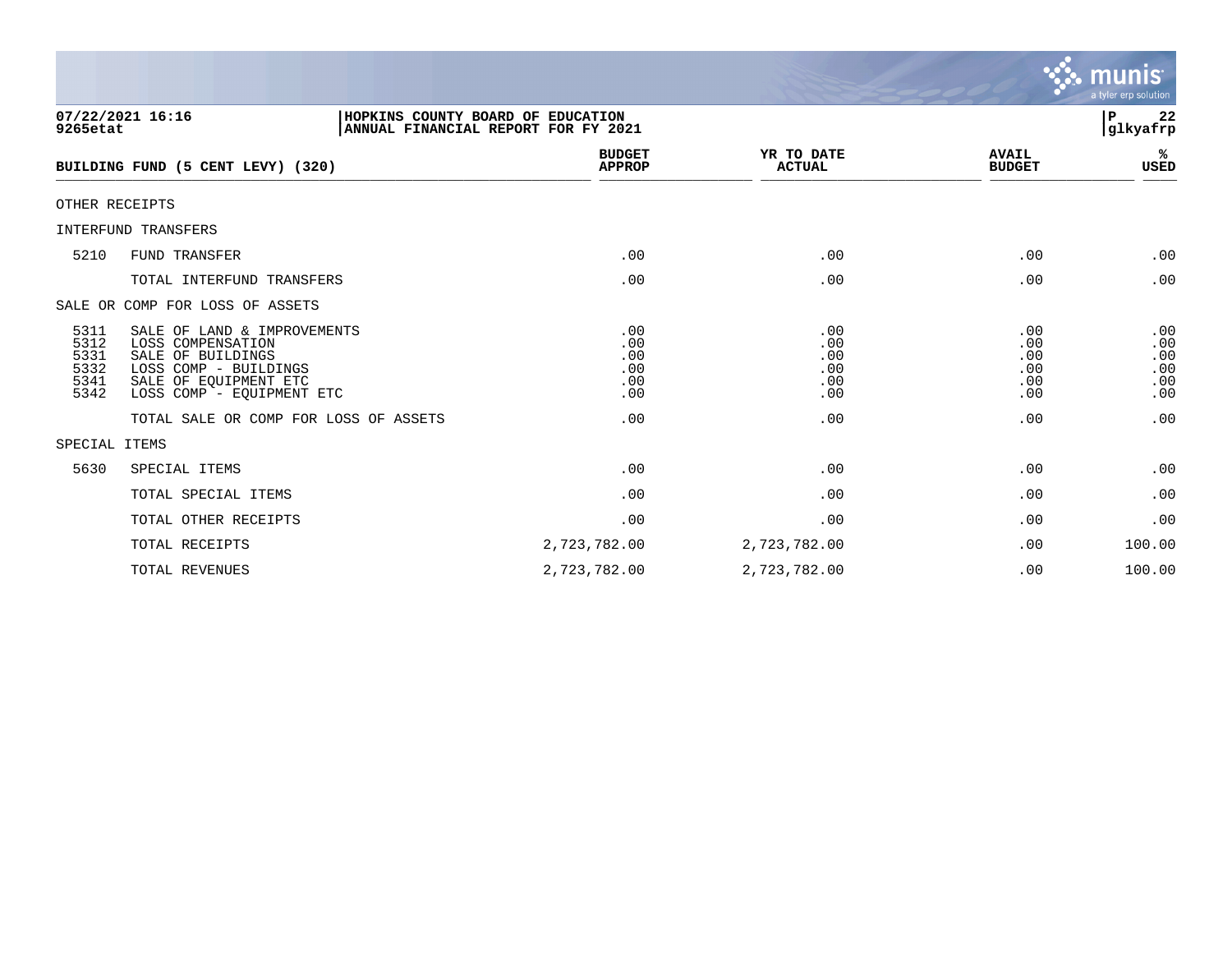07/22/2021 16:16
9265etat

HOPKINS COUNTY BOARD OF EDUCATION
ANNUAL FINANCIAL REPORT FOR FY 2021

| BUILDING FUND (5 CENT LEVY) (320) | | BUDGET APPROP | YR TO DATE ACTUAL | AVAIL BUDGET | % USED |
|---|---|---|---|---|---|
| OTHER RECEIPTS | | | | | |
| INTERFUND TRANSFERS | | | | | |
| 5210 | FUND TRANSFER | .00 | .00 | .00 | .00 |
| | TOTAL INTERFUND TRANSFERS | .00 | .00 | .00 | .00 |
| SALE OR COMP FOR LOSS OF ASSETS | | | | | |
| 5311 | SALE OF LAND & IMPROVEMENTS | .00 | .00 | .00 | .00 |
| 5312 | LOSS COMPENSATION | .00 | .00 | .00 | .00 |
| 5331 | SALE OF BUILDINGS | .00 | .00 | .00 | .00 |
| 5332 | LOSS COMP - BUILDINGS | .00 | .00 | .00 | .00 |
| 5341 | SALE OF EQUIPMENT ETC | .00 | .00 | .00 | .00 |
| 5342 | LOSS COMP - EQUIPMENT ETC | .00 | .00 | .00 | .00 |
| | TOTAL SALE OR COMP FOR LOSS OF ASSETS | .00 | .00 | .00 | .00 |
| SPECIAL ITEMS | | | | | |
| 5630 | SPECIAL ITEMS | .00 | .00 | .00 | .00 |
| | TOTAL SPECIAL ITEMS | .00 | .00 | .00 | .00 |
| | TOTAL OTHER RECEIPTS | .00 | .00 | .00 | .00 |
| | TOTAL RECEIPTS | 2,723,782.00 | 2,723,782.00 | .00 | 100.00 |
| | TOTAL REVENUES | 2,723,782.00 | 2,723,782.00 | .00 | 100.00 |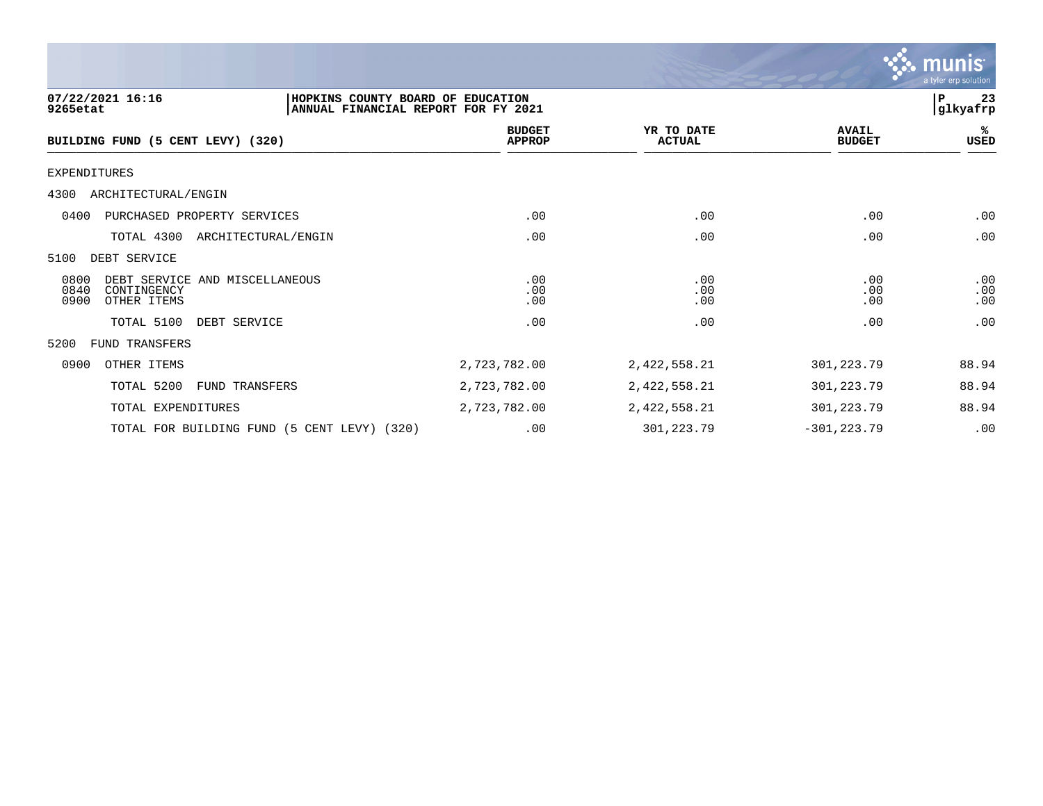07/22/2021 16:16 | HOPKINS COUNTY BOARD OF EDUCATION | P 23
9265etat | ANNUAL FINANCIAL REPORT FOR FY 2021 | glkyafrp

| BUILDING FUND (5 CENT LEVY) (320) | BUDGET APPROP | YR TO DATE ACTUAL | AVAIL BUDGET | % USED |
|---|---|---|---|---|
| EXPENDITURES | | | | |
| 4300 ARCHITECTURAL/ENGIN | | | | |
| 0400 PURCHASED PROPERTY SERVICES | .00 | .00 | .00 | .00 |
| TOTAL 4300 ARCHITECTURAL/ENGIN | .00 | .00 | .00 | .00 |
| 5100 DEBT SERVICE | | | | |
| 0800 DEBT SERVICE AND MISCELLANEOUS | .00 | .00 | .00 | .00 |
| 0840 CONTINGENCY | .00 | .00 | .00 | .00 |
| 0900 OTHER ITEMS | .00 | .00 | .00 | .00 |
| TOTAL 5100 DEBT SERVICE | .00 | .00 | .00 | .00 |
| 5200 FUND TRANSFERS | | | | |
| 0900 OTHER ITEMS | 2,723,782.00 | 2,422,558.21 | 301,223.79 | 88.94 |
| TOTAL 5200 FUND TRANSFERS | 2,723,782.00 | 2,422,558.21 | 301,223.79 | 88.94 |
| TOTAL EXPENDITURES | 2,723,782.00 | 2,422,558.21 | 301,223.79 | 88.94 |
| TOTAL FOR BUILDING FUND (5 CENT LEVY) (320) | .00 | 301,223.79 | -301,223.79 | .00 |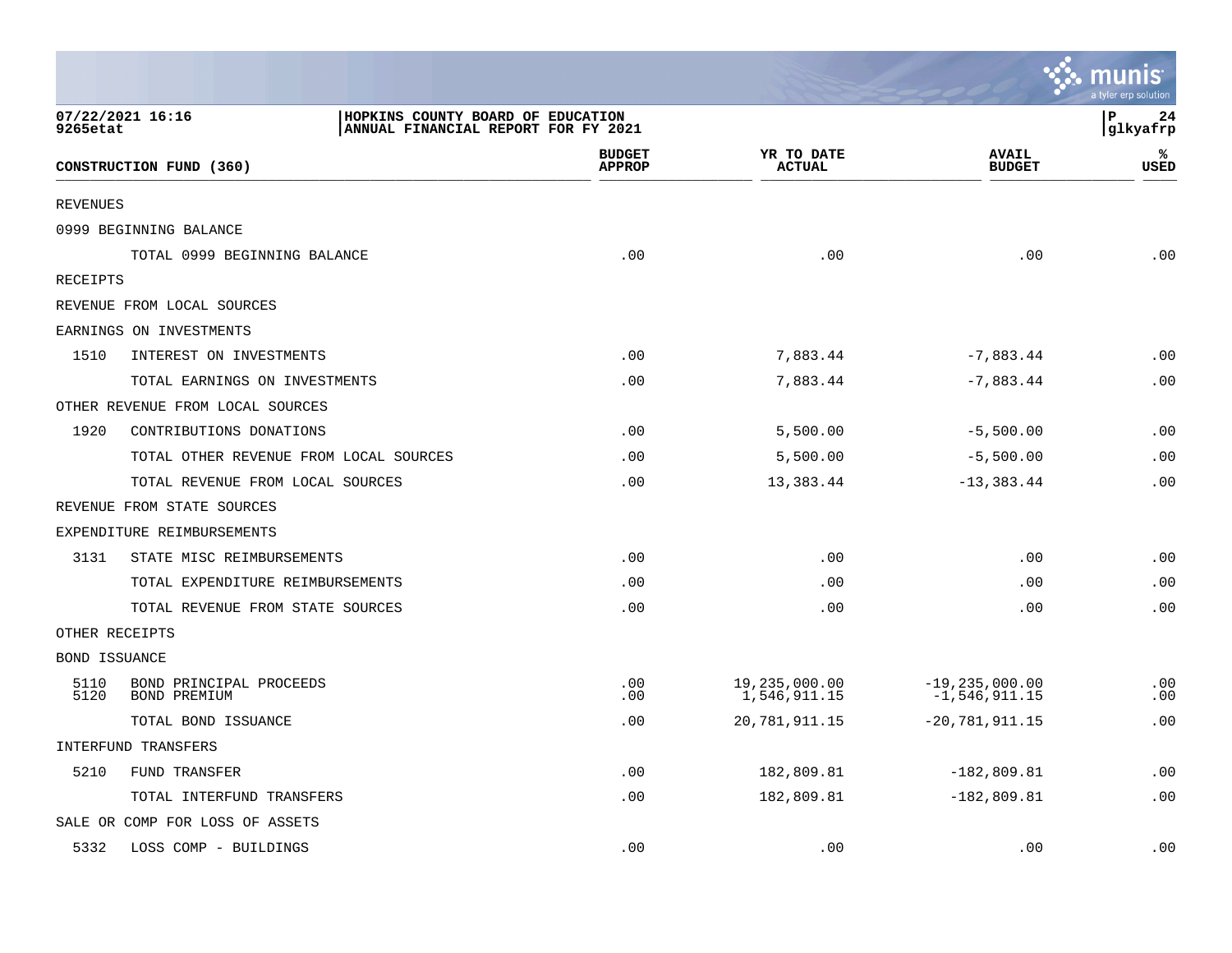07/22/2021 16:16 | HOPKINS COUNTY BOARD OF EDUCATION
9265etat | ANNUAL FINANCIAL REPORT FOR FY 2021
P 24 | glkyafrp

| CONSTRUCTION FUND (360) | | BUDGET APPROP | YR TO DATE ACTUAL | AVAIL BUDGET | % USED |
|---|---|---|---|---|---|
| REVENUES | | | | | |
| 0999 BEGINNING BALANCE | | | | | |
| | TOTAL 0999 BEGINNING BALANCE | .00 | .00 | .00 | .00 |
| RECEIPTS | | | | | |
| REVENUE FROM LOCAL SOURCES | | | | | |
| EARNINGS ON INVESTMENTS | | | | | |
| 1510 | INTEREST ON INVESTMENTS | .00 | 7,883.44 | -7,883.44 | .00 |
| | TOTAL EARNINGS ON INVESTMENTS | .00 | 7,883.44 | -7,883.44 | .00 |
| OTHER REVENUE FROM LOCAL SOURCES | | | | | |
| 1920 | CONTRIBUTIONS DONATIONS | .00 | 5,500.00 | -5,500.00 | .00 |
| | TOTAL OTHER REVENUE FROM LOCAL SOURCES | .00 | 5,500.00 | -5,500.00 | .00 |
| | TOTAL REVENUE FROM LOCAL SOURCES | .00 | 13,383.44 | -13,383.44 | .00 |
| REVENUE FROM STATE SOURCES | | | | | |
| EXPENDITURE REIMBURSEMENTS | | | | | |
| 3131 | STATE MISC REIMBURSEMENTS | .00 | .00 | .00 | .00 |
| | TOTAL EXPENDITURE REIMBURSEMENTS | .00 | .00 | .00 | .00 |
| | TOTAL REVENUE FROM STATE SOURCES | .00 | .00 | .00 | .00 |
| OTHER RECEIPTS | | | | | |
| BOND ISSUANCE | | | | | |
| 5110 | BOND PRINCIPAL PROCEEDS | .00 | 19,235,000.00 | -19,235,000.00 | .00 |
| 5120 | BOND PREMIUM | .00 | 1,546,911.15 | -1,546,911.15 | .00 |
| | TOTAL BOND ISSUANCE | .00 | 20,781,911.15 | -20,781,911.15 | .00 |
| INTERFUND TRANSFERS | | | | | |
| 5210 | FUND TRANSFER | .00 | 182,809.81 | -182,809.81 | .00 |
| | TOTAL INTERFUND TRANSFERS | .00 | 182,809.81 | -182,809.81 | .00 |
| SALE OR COMP FOR LOSS OF ASSETS | | | | | |
| 5332 | LOSS COMP - BUILDINGS | .00 | .00 | .00 | .00 |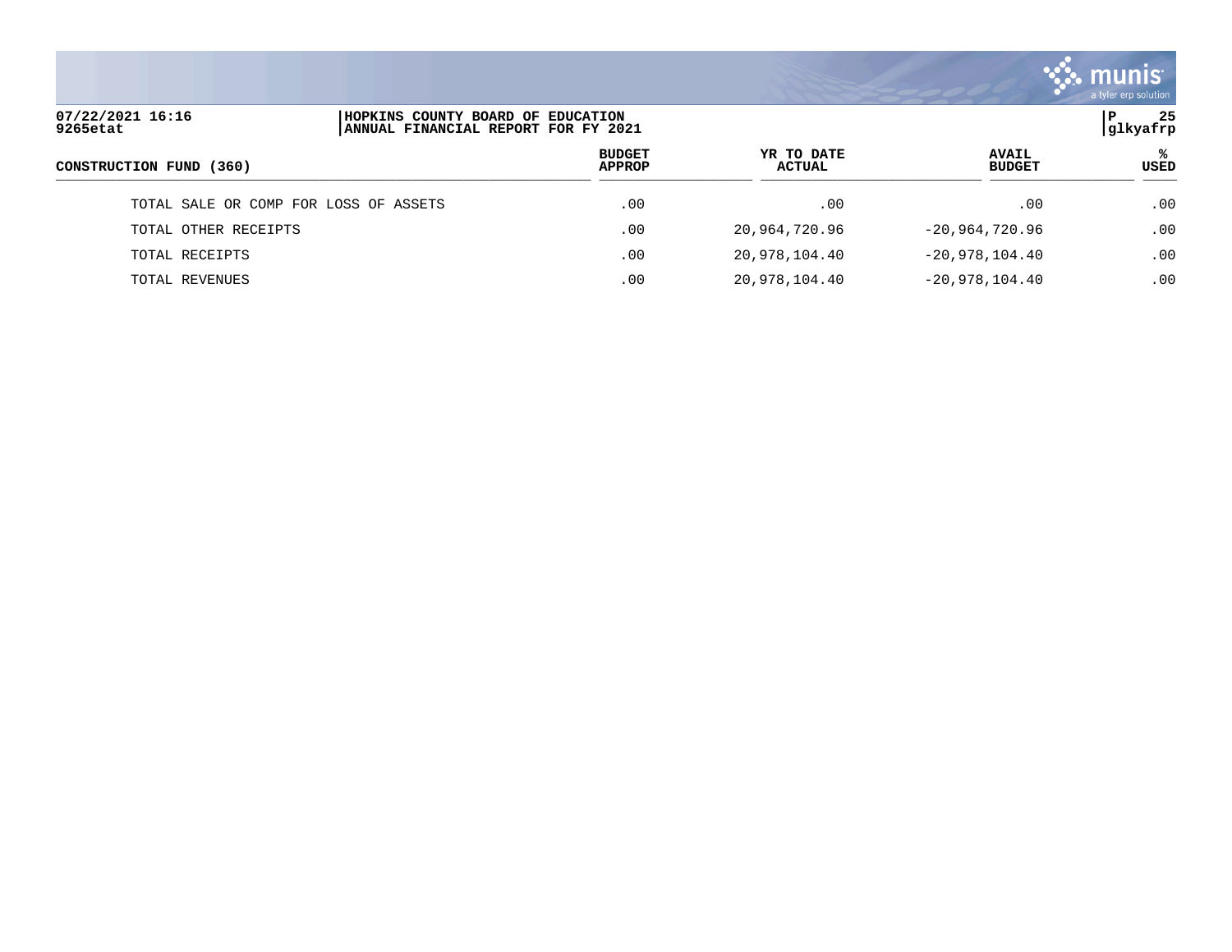| CONSTRUCTION FUND (360) | BUDGET APPROP | YR TO DATE ACTUAL | AVAIL BUDGET | % USED |
|---|---|---|---|---|
| TOTAL SALE OR COMP FOR LOSS OF ASSETS | .00 | .00 | .00 | .00 |
| TOTAL OTHER RECEIPTS | .00 | 20,964,720.96 | -20,964,720.96 | .00 |
| TOTAL RECEIPTS | .00 | 20,978,104.40 | -20,978,104.40 | .00 |
| TOTAL REVENUES | .00 | 20,978,104.40 | -20,978,104.40 | .00 |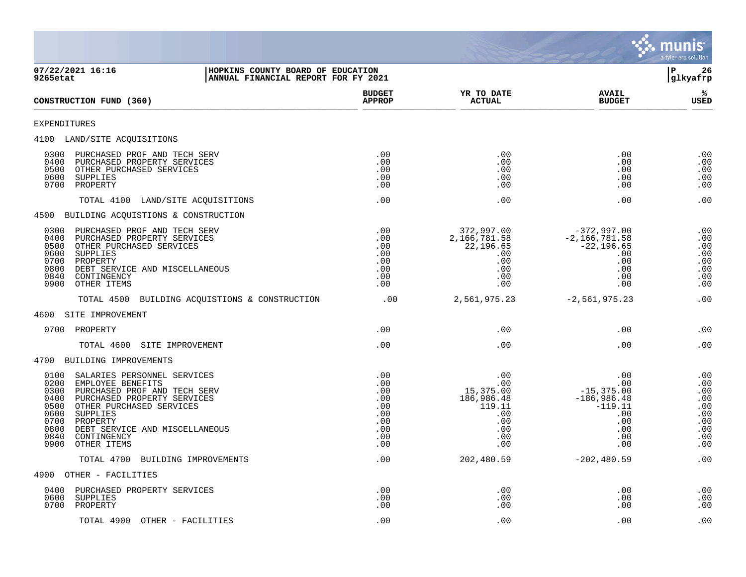07/22/2021 16:16 | HOPKINS COUNTY BOARD OF EDUCATION | P 26
9265etat | ANNUAL FINANCIAL REPORT FOR FY 2021 | glkyafrp

| CONSTRUCTION FUND (360) | BUDGET APPROP | YR TO DATE ACTUAL | AVAIL BUDGET | % USED |
|---|---|---|---|---|
| EXPENDITURES | | | | |
| 4100 LAND/SITE ACQUISITIONS | | | | |
| 0300 PURCHASED PROF AND TECH SERV | .00 | .00 | .00 | .00 |
| 0400 PURCHASED PROPERTY SERVICES | .00 | .00 | .00 | .00 |
| 0500 OTHER PURCHASED SERVICES | .00 | .00 | .00 | .00 |
| 0600 SUPPLIES | .00 | .00 | .00 | .00 |
| 0700 PROPERTY | .00 | .00 | .00 | .00 |
| TOTAL 4100 LAND/SITE ACQUISITIONS | .00 | .00 | .00 | .00 |
| 4500 BUILDING ACQUISTIONS & CONSTRUCTION | | | | |
| 0300 PURCHASED PROF AND TECH SERV | .00 | 372,997.00 | -372,997.00 | .00 |
| 0400 PURCHASED PROPERTY SERVICES | .00 | 2,166,781.58 | -2,166,781.58 | .00 |
| 0500 OTHER PURCHASED SERVICES | .00 | 22,196.65 | -22,196.65 | .00 |
| 0600 SUPPLIES | .00 | .00 | .00 | .00 |
| 0700 PROPERTY | .00 | .00 | .00 | .00 |
| 0800 DEBT SERVICE AND MISCELLANEOUS | .00 | .00 | .00 | .00 |
| 0840 CONTINGENCY | .00 | .00 | .00 | .00 |
| 0900 OTHER ITEMS | .00 | .00 | .00 | .00 |
| TOTAL 4500 BUILDING ACQUISTIONS & CONSTRUCTION | .00 | 2,561,975.23 | -2,561,975.23 | .00 |
| 4600 SITE IMPROVEMENT | | | | |
| 0700 PROPERTY | .00 | .00 | .00 | .00 |
| TOTAL 4600 SITE IMPROVEMENT | .00 | .00 | .00 | .00 |
| 4700 BUILDING IMPROVEMENTS | | | | |
| 0100 SALARIES PERSONNEL SERVICES | .00 | .00 | .00 | .00 |
| 0200 EMPLOYEE BENEFITS | .00 | .00 | .00 | .00 |
| 0300 PURCHASED PROF AND TECH SERV | .00 | 15,375.00 | -15,375.00 | .00 |
| 0400 PURCHASED PROPERTY SERVICES | .00 | 186,986.48 | -186,986.48 | .00 |
| 0500 OTHER PURCHASED SERVICES | .00 | 119.11 | -119.11 | .00 |
| 0600 SUPPLIES | .00 | .00 | .00 | .00 |
| 0700 PROPERTY | .00 | .00 | .00 | .00 |
| 0800 DEBT SERVICE AND MISCELLANEOUS | .00 | .00 | .00 | .00 |
| 0840 CONTINGENCY | .00 | .00 | .00 | .00 |
| 0900 OTHER ITEMS | .00 | .00 | .00 | .00 |
| TOTAL 4700 BUILDING IMPROVEMENTS | .00 | 202,480.59 | -202,480.59 | .00 |
| 4900 OTHER - FACILITIES | | | | |
| 0400 PURCHASED PROPERTY SERVICES | .00 | .00 | .00 | .00 |
| 0600 SUPPLIES | .00 | .00 | .00 | .00 |
| 0700 PROPERTY | .00 | .00 | .00 | .00 |
| TOTAL 4900 OTHER - FACILITIES | .00 | .00 | .00 | .00 |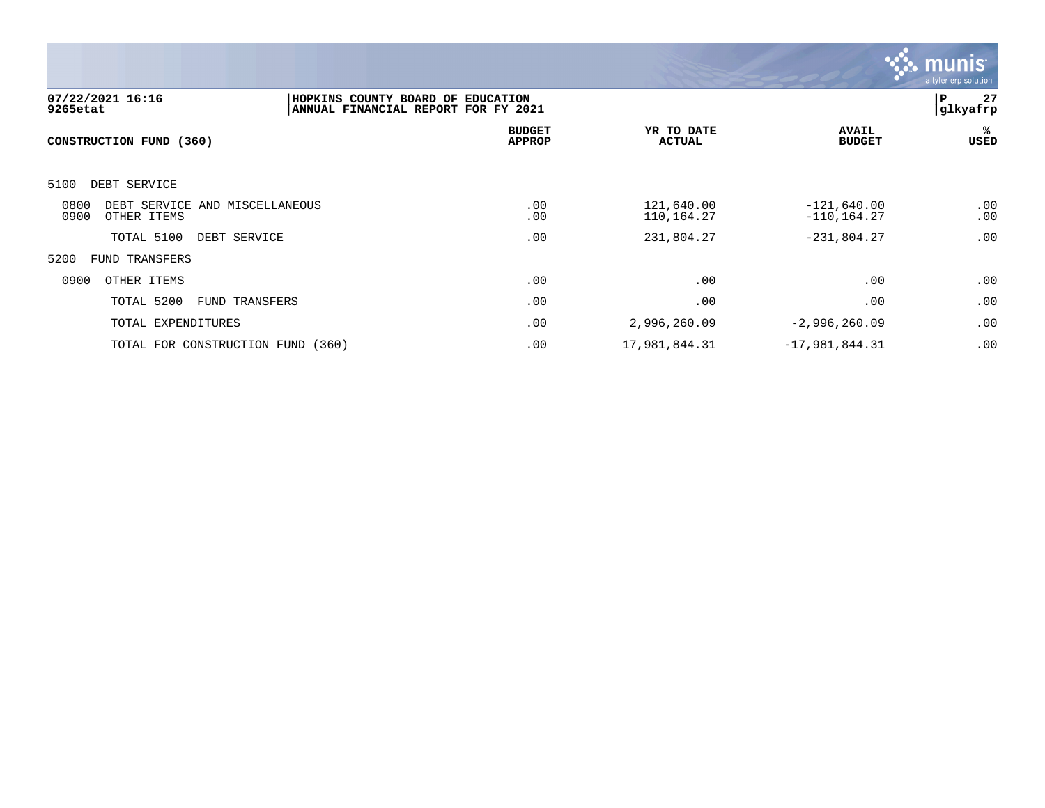| CONSTRUCTION FUND (360) | BUDGET APPROP | YR TO DATE ACTUAL | AVAIL BUDGET | % USED |
|---|---|---|---|---|
| 5100 DEBT SERVICE | | | | |
| 0800 DEBT SERVICE AND MISCELLANEOUS | .00 | 121,640.00 | -121,640.00 | .00 |
| 0900 OTHER ITEMS | .00 | 110,164.27 | -110,164.27 | .00 |
| TOTAL 5100 DEBT SERVICE | .00 | 231,804.27 | -231,804.27 | .00 |
| 5200 FUND TRANSFERS | | | | |
| 0900 OTHER ITEMS | .00 | .00 | .00 | .00 |
| TOTAL 5200 FUND TRANSFERS | .00 | .00 | .00 | .00 |
| TOTAL EXPENDITURES | .00 | 2,996,260.09 | -2,996,260.09 | .00 |
| TOTAL FOR CONSTRUCTION FUND (360) | .00 | 17,981,844.31 | -17,981,844.31 | .00 |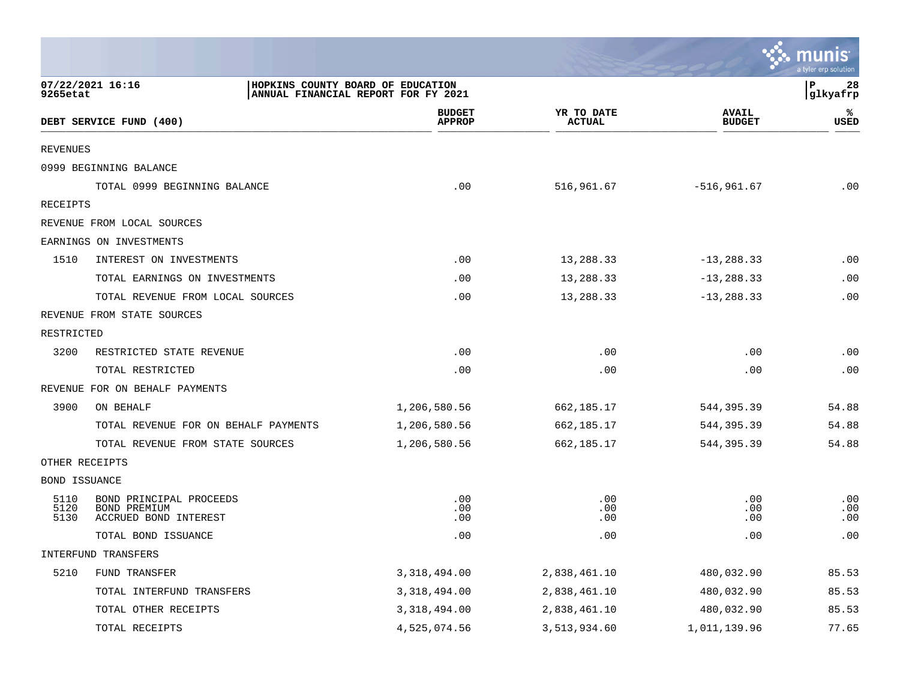07/22/2021 16:16 | HOPKINS COUNTY BOARD OF EDUCATION | P 28
9265etat | ANNUAL FINANCIAL REPORT FOR FY 2021 | glkyafrp

| DEBT SERVICE FUND (400) | | BUDGET APPROP | YR TO DATE ACTUAL | AVAIL BUDGET | % USED |
|---|---|---|---|---|---|
| REVENUES | | | | | |
| 0999 BEGINNING BALANCE | | | | | |
| | TOTAL 0999 BEGINNING BALANCE | .00 | 516,961.67 | -516,961.67 | .00 |
| RECEIPTS | | | | | |
| REVENUE FROM LOCAL SOURCES | | | | | |
| EARNINGS ON INVESTMENTS | | | | | |
| 1510 | INTEREST ON INVESTMENTS | .00 | 13,288.33 | -13,288.33 | .00 |
| | TOTAL EARNINGS ON INVESTMENTS | .00 | 13,288.33 | -13,288.33 | .00 |
| | TOTAL REVENUE FROM LOCAL SOURCES | .00 | 13,288.33 | -13,288.33 | .00 |
| REVENUE FROM STATE SOURCES | | | | | |
| RESTRICTED | | | | | |
| 3200 | RESTRICTED STATE REVENUE | .00 | .00 | .00 | .00 |
| | TOTAL RESTRICTED | .00 | .00 | .00 | .00 |
| REVENUE FOR ON BEHALF PAYMENTS | | | | | |
| 3900 | ON BEHALF | 1,206,580.56 | 662,185.17 | 544,395.39 | 54.88 |
| | TOTAL REVENUE FOR ON BEHALF PAYMENTS | 1,206,580.56 | 662,185.17 | 544,395.39 | 54.88 |
| | TOTAL REVENUE FROM STATE SOURCES | 1,206,580.56 | 662,185.17 | 544,395.39 | 54.88 |
| OTHER RECEIPTS | | | | | |
| BOND ISSUANCE | | | | | |
| 5110 | BOND PRINCIPAL PROCEEDS | .00 | .00 | .00 | .00 |
| 5120 | BOND PREMIUM | .00 | .00 | .00 | .00 |
| 5130 | ACCRUED BOND INTEREST | .00 | .00 | .00 | .00 |
| | TOTAL BOND ISSUANCE | .00 | .00 | .00 | .00 |
| INTERFUND TRANSFERS | | | | | |
| 5210 | FUND TRANSFER | 3,318,494.00 | 2,838,461.10 | 480,032.90 | 85.53 |
| | TOTAL INTERFUND TRANSFERS | 3,318,494.00 | 2,838,461.10 | 480,032.90 | 85.53 |
| | TOTAL OTHER RECEIPTS | 3,318,494.00 | 2,838,461.10 | 480,032.90 | 85.53 |
| | TOTAL RECEIPTS | 4,525,074.56 | 3,513,934.60 | 1,011,139.96 | 77.65 |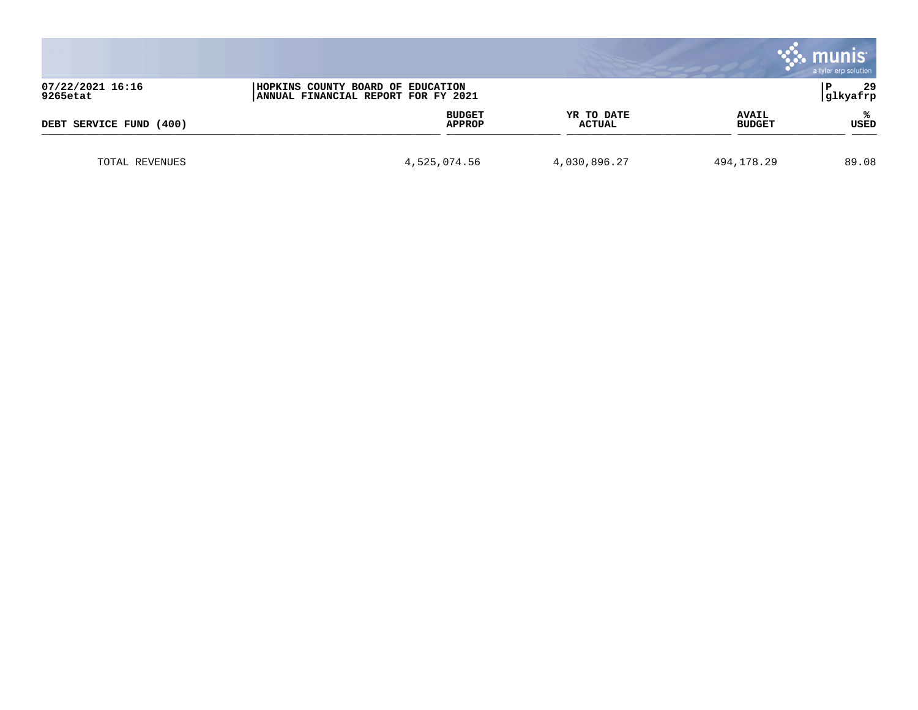| DEBT SERVICE FUND (400) | BUDGET APPROP | YR TO DATE ACTUAL | AVAIL BUDGET | % USED |
|---|---|---|---|---|
| TOTAL REVENUES | 4,525,074.56 | 4,030,896.27 | 494,178.29 | 89.08 |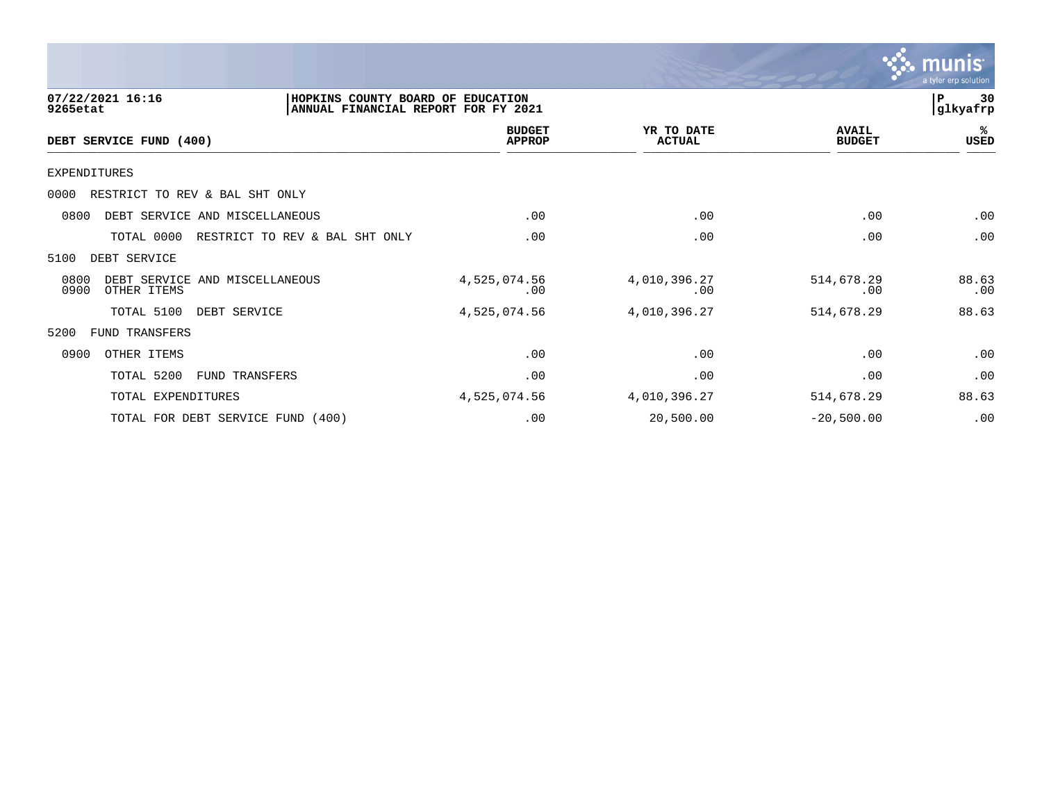HOPKINS COUNTY BOARD OF EDUCATION
ANNUAL FINANCIAL REPORT FOR FY 2021

| DEBT SERVICE FUND (400) | BUDGET APPROP | YR TO DATE ACTUAL | AVAIL BUDGET | % USED |
|---|---|---|---|---|
| EXPENDITURES | | | | |
| 0000 RESTRICT TO REV & BAL SHT ONLY | | | | |
| 0800 DEBT SERVICE AND MISCELLANEOUS | .00 | .00 | .00 | .00 |
| TOTAL 0000 RESTRICT TO REV & BAL SHT ONLY | .00 | .00 | .00 | .00 |
| 5100 DEBT SERVICE | | | | |
| 0800 DEBT SERVICE AND MISCELLANEOUS | 4,525,074.56 | 4,010,396.27 | 514,678.29 | 88.63 |
| 0900 OTHER ITEMS | .00 | .00 | .00 | .00 |
| TOTAL 5100 DEBT SERVICE | 4,525,074.56 | 4,010,396.27 | 514,678.29 | 88.63 |
| 5200 FUND TRANSFERS | | | | |
| 0900 OTHER ITEMS | .00 | .00 | .00 | .00 |
| TOTAL 5200 FUND TRANSFERS | .00 | .00 | .00 | .00 |
| TOTAL EXPENDITURES | 4,525,074.56 | 4,010,396.27 | 514,678.29 | 88.63 |
| TOTAL FOR DEBT SERVICE FUND (400) | .00 | 20,500.00 | -20,500.00 | .00 |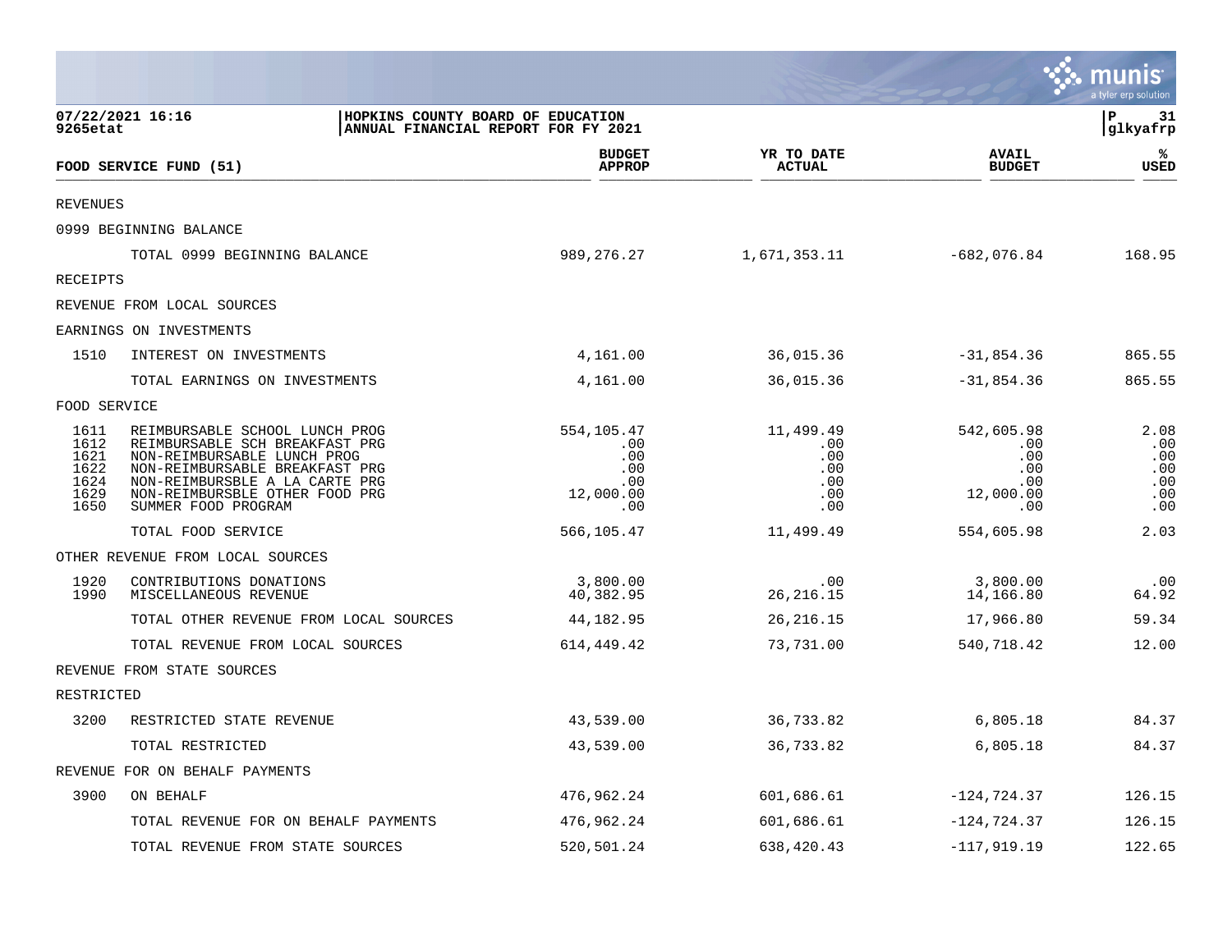07/22/2021 16:16
9265etat

HOPKINS COUNTY BOARD OF EDUCATION
ANNUAL FINANCIAL REPORT FOR FY 2021

glkyafrp

| FOOD SERVICE FUND (51) | | BUDGET APPROP | YR TO DATE ACTUAL | AVAIL BUDGET | % USED |
|---|---|---|---|---|---|
| REVENUES | | | | | |
| 0999 BEGINNING BALANCE | | | | | |
| | TOTAL 0999 BEGINNING BALANCE | 989,276.27 | 1,671,353.11 | -682,076.84 | 168.95 |
| RECEIPTS | | | | | |
| REVENUE FROM LOCAL SOURCES | | | | | |
| EARNINGS ON INVESTMENTS | | | | | |
| 1510 | INTEREST ON INVESTMENTS | 4,161.00 | 36,015.36 | -31,854.36 | 865.55 |
| | TOTAL EARNINGS ON INVESTMENTS | 4,161.00 | 36,015.36 | -31,854.36 | 865.55 |
| FOOD SERVICE | | | | | |
| 1611 | REIMBURSABLE SCHOOL LUNCH PROG | 554,105.47 | 11,499.49 | 542,605.98 | 2.08 |
| 1612 | REIMBURSABLE SCH BREAKFAST PRG | .00 | .00 | .00 | .00 |
| 1621 | NON-REIMBURSABLE LUNCH PROG | .00 | .00 | .00 | .00 |
| 1622 | NON-REIMBURSABLE BREAKFAST PRG | .00 | .00 | .00 | .00 |
| 1624 | NON-REIMBURSBLE A LA CARTE PRG | .00 | .00 | .00 | .00 |
| 1629 | NON-REIMBURSBLE OTHER FOOD PRG | 12,000.00 | .00 | 12,000.00 | .00 |
| 1650 | SUMMER FOOD PROGRAM | .00 | .00 | .00 | .00 |
| | TOTAL FOOD SERVICE | 566,105.47 | 11,499.49 | 554,605.98 | 2.03 |
| OTHER REVENUE FROM LOCAL SOURCES | | | | | |
| 1920 | CONTRIBUTIONS DONATIONS | 3,800.00 | .00 | 3,800.00 | .00 |
| 1990 | MISCELLANEOUS REVENUE | 40,382.95 | 26,216.15 | 14,166.80 | 64.92 |
| | TOTAL OTHER REVENUE FROM LOCAL SOURCES | 44,182.95 | 26,216.15 | 17,966.80 | 59.34 |
| | TOTAL REVENUE FROM LOCAL SOURCES | 614,449.42 | 73,731.00 | 540,718.42 | 12.00 |
| REVENUE FROM STATE SOURCES | | | | | |
| RESTRICTED | | | | | |
| 3200 | RESTRICTED STATE REVENUE | 43,539.00 | 36,733.82 | 6,805.18 | 84.37 |
| | TOTAL RESTRICTED | 43,539.00 | 36,733.82 | 6,805.18 | 84.37 |
| REVENUE FOR ON BEHALF PAYMENTS | | | | | |
| 3900 | ON BEHALF | 476,962.24 | 601,686.61 | -124,724.37 | 126.15 |
| | TOTAL REVENUE FOR ON BEHALF PAYMENTS | 476,962.24 | 601,686.61 | -124,724.37 | 126.15 |
| | TOTAL REVENUE FROM STATE SOURCES | 520,501.24 | 638,420.43 | -117,919.19 | 122.65 |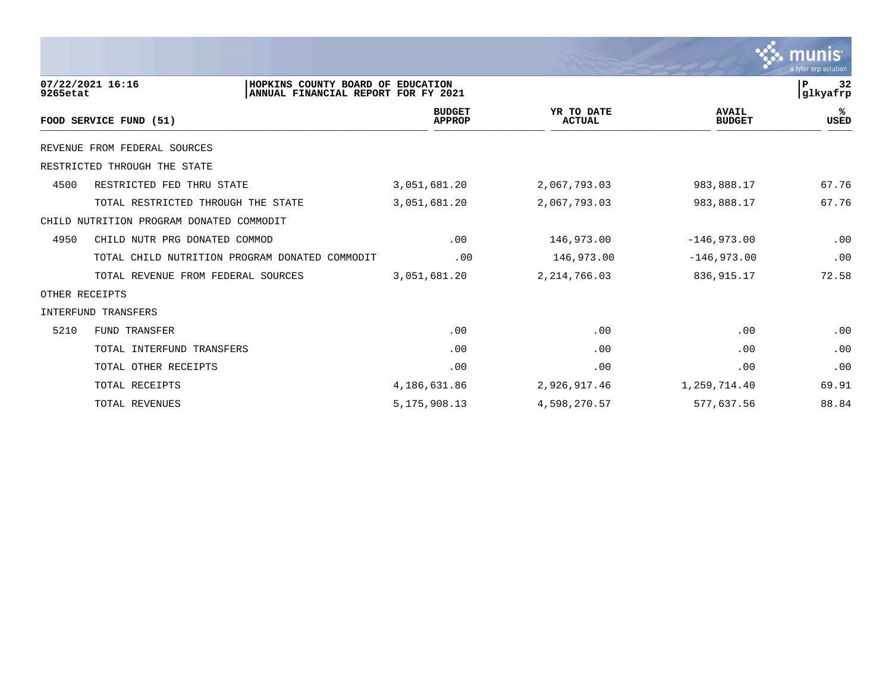07/22/2021 16:16 | HOPKINS COUNTY BOARD OF EDUCATION
9265etat | ANNUAL FINANCIAL REPORT FOR FY 2021

P 32 | glkyafrp

| FOOD SERVICE FUND (51) | | BUDGET APPROP | YR TO DATE ACTUAL | AVAIL BUDGET | % USED |
|---|---|---|---|---|---|
| REVENUE FROM FEDERAL SOURCES | | | | | |
| RESTRICTED THROUGH THE STATE | | | | | |
| 4500 | RESTRICTED FED THRU STATE | 3,051,681.20 | 2,067,793.03 | 983,888.17 | 67.76 |
| | TOTAL RESTRICTED THROUGH THE STATE | 3,051,681.20 | 2,067,793.03 | 983,888.17 | 67.76 |
| CHILD NUTRITION PROGRAM DONATED COMMODIT | | | | | |
| 4950 | CHILD NUTR PRG DONATED COMMOD | .00 | 146,973.00 | -146,973.00 | .00 |
| | TOTAL CHILD NUTRITION PROGRAM DONATED COMMODIT | .00 | 146,973.00 | -146,973.00 | .00 |
| | TOTAL REVENUE FROM FEDERAL SOURCES | 3,051,681.20 | 2,214,766.03 | 836,915.17 | 72.58 |
| OTHER RECEIPTS | | | | | |
| INTERFUND TRANSFERS | | | | | |
| 5210 | FUND TRANSFER | .00 | .00 | .00 | .00 |
| | TOTAL INTERFUND TRANSFERS | .00 | .00 | .00 | .00 |
| | TOTAL OTHER RECEIPTS | .00 | .00 | .00 | .00 |
| | TOTAL RECEIPTS | 4,186,631.86 | 2,926,917.46 | 1,259,714.40 | 69.91 |
| | TOTAL REVENUES | 5,175,908.13 | 4,598,270.57 | 577,637.56 | 88.84 |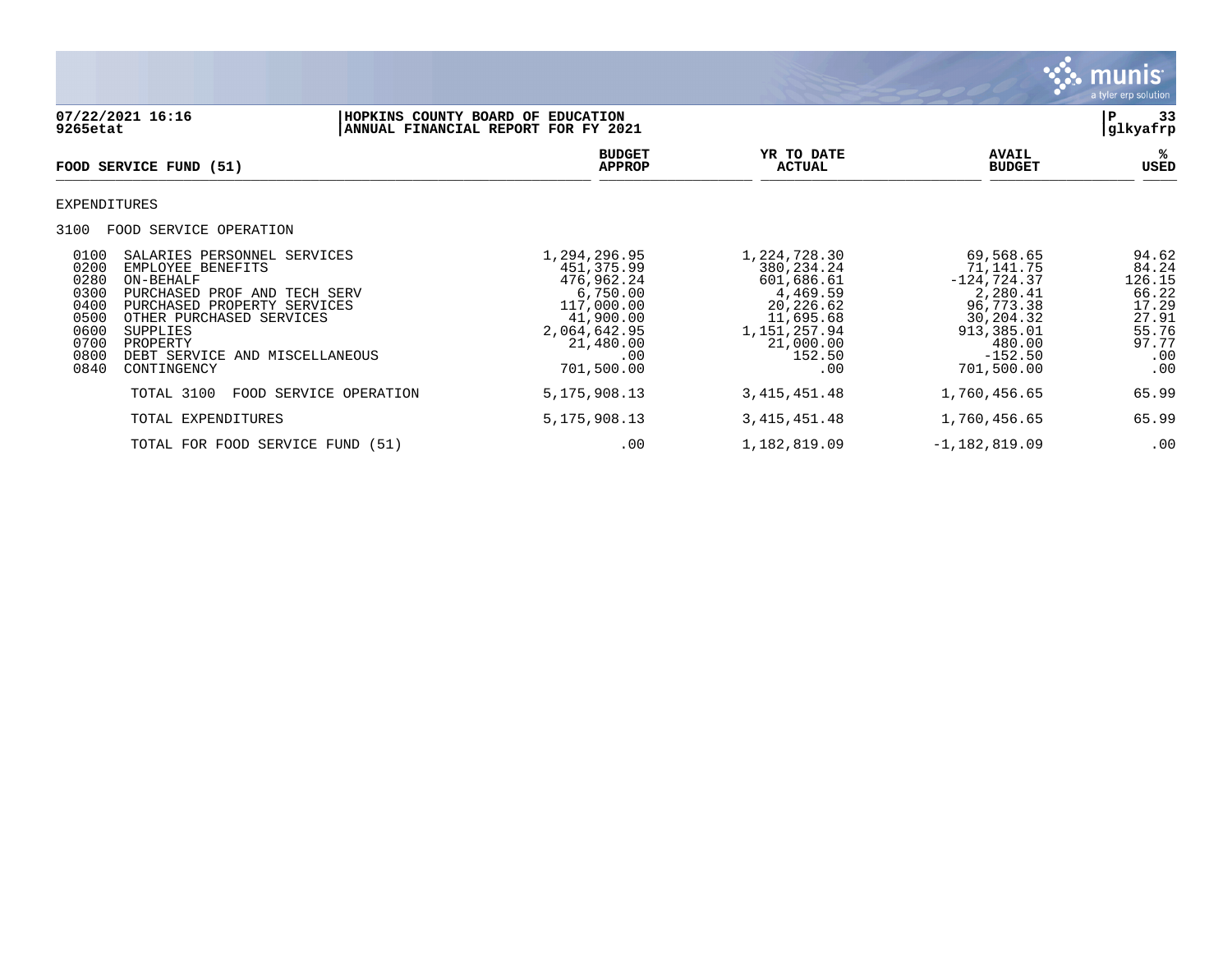**HOPKINS COUNTY BOARD OF EDUCATION**
**ANNUAL FINANCIAL REPORT FOR FY 2021**

07/22/2021 16:16
9265etat

| FOOD SERVICE FUND (51) | | BUDGET APPROP | YR TO DATE ACTUAL | AVAIL BUDGET | % USED |
|---|---|---|---|---|---|
| **EXPENDITURES** | | | | | |
| 3100 | FOOD SERVICE OPERATION | | | | |
| 0100 | SALARIES PERSONNEL SERVICES | 1,294,296.95 | 1,224,728.30 | 69,568.65 | 94.62 |
| 0200 | EMPLOYEE BENEFITS | 451,375.99 | 380,234.24 | 71,141.75 | 84.24 |
| 0280 | ON-BEHALF | 476,962.24 | 601,686.61 | -124,724.37 | 126.15 |
| 0300 | PURCHASED PROF AND TECH SERV | 6,750.00 | 4,469.59 | 2,280.41 | 66.22 |
| 0400 | PURCHASED PROPERTY SERVICES | 117,000.00 | 20,226.62 | 96,773.38 | 17.29 |
| 0500 | OTHER PURCHASED SERVICES | 41,900.00 | 11,695.68 | 30,204.32 | 27.91 |
| 0600 | SUPPLIES | 2,064,642.95 | 1,151,257.94 | 913,385.01 | 55.76 |
| 0700 | PROPERTY | 21,480.00 | 21,000.00 | 480.00 | 97.77 |
| 0800 | DEBT SERVICE AND MISCELLANEOUS | .00 | 152.50 | -152.50 | .00 |
| 0840 | CONTINGENCY | 701,500.00 | .00 | 701,500.00 | .00 |
| | TOTAL 3100 FOOD SERVICE OPERATION | 5,175,908.13 | 3,415,451.48 | 1,760,456.65 | 65.99 |
| | TOTAL EXPENDITURES | 5,175,908.13 | 3,415,451.48 | 1,760,456.65 | 65.99 |
| | TOTAL FOR FOOD SERVICE FUND (51) | .00 | 1,182,819.09 | -1,182,819.09 | .00 |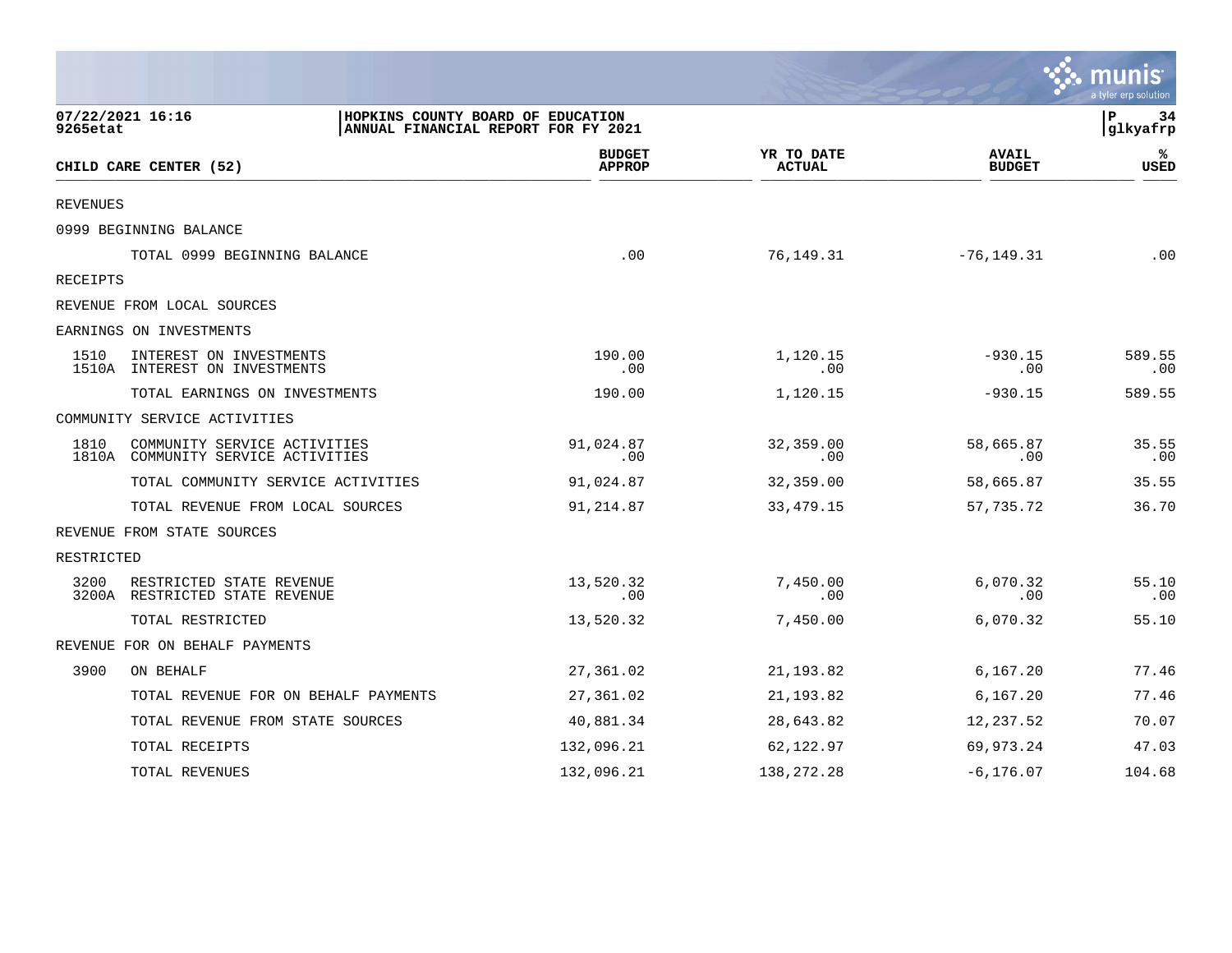07/22/2021 16:16 | HOPKINS COUNTY BOARD OF EDUCATION
9265etat | ANNUAL FINANCIAL REPORT FOR FY 2021

| CHILD CARE CENTER (52) | | BUDGET APPROP | YR TO DATE ACTUAL | AVAIL BUDGET | % USED |
|---|---|---|---|---|---|
| REVENUES | | | | | |
| 0999 BEGINNING BALANCE | | | | | |
| | TOTAL 0999 BEGINNING BALANCE | .00 | 76,149.31 | -76,149.31 | .00 |
| RECEIPTS | | | | | |
| REVENUE FROM LOCAL SOURCES | | | | | |
| EARNINGS ON INVESTMENTS | | | | | |
| 1510 | INTEREST ON INVESTMENTS | 190.00 | 1,120.15 | -930.15 | 589.55 |
| 1510A | INTEREST ON INVESTMENTS | .00 | .00 | .00 | .00 |
| | TOTAL EARNINGS ON INVESTMENTS | 190.00 | 1,120.15 | -930.15 | 589.55 |
| COMMUNITY SERVICE ACTIVITIES | | | | | |
| 1810 | COMMUNITY SERVICE ACTIVITIES | 91,024.87 | 32,359.00 | 58,665.87 | 35.55 |
| 1810A | COMMUNITY SERVICE ACTIVITIES | .00 | .00 | .00 | .00 |
| | TOTAL COMMUNITY SERVICE ACTIVITIES | 91,024.87 | 32,359.00 | 58,665.87 | 35.55 |
| | TOTAL REVENUE FROM LOCAL SOURCES | 91,214.87 | 33,479.15 | 57,735.72 | 36.70 |
| REVENUE FROM STATE SOURCES | | | | | |
| RESTRICTED | | | | | |
| 3200 | RESTRICTED STATE REVENUE | 13,520.32 | 7,450.00 | 6,070.32 | 55.10 |
| 3200A | RESTRICTED STATE REVENUE | .00 | .00 | .00 | .00 |
| | TOTAL RESTRICTED | 13,520.32 | 7,450.00 | 6,070.32 | 55.10 |
| REVENUE FOR ON BEHALF PAYMENTS | | | | | |
| 3900 | ON BEHALF | 27,361.02 | 21,193.82 | 6,167.20 | 77.46 |
| | TOTAL REVENUE FOR ON BEHALF PAYMENTS | 27,361.02 | 21,193.82 | 6,167.20 | 77.46 |
| | TOTAL REVENUE FROM STATE SOURCES | 40,881.34 | 28,643.82 | 12,237.52 | 70.07 |
| | TOTAL RECEIPTS | 132,096.21 | 62,122.97 | 69,973.24 | 47.03 |
| | TOTAL REVENUES | 132,096.21 | 138,272.28 | -6,176.07 | 104.68 |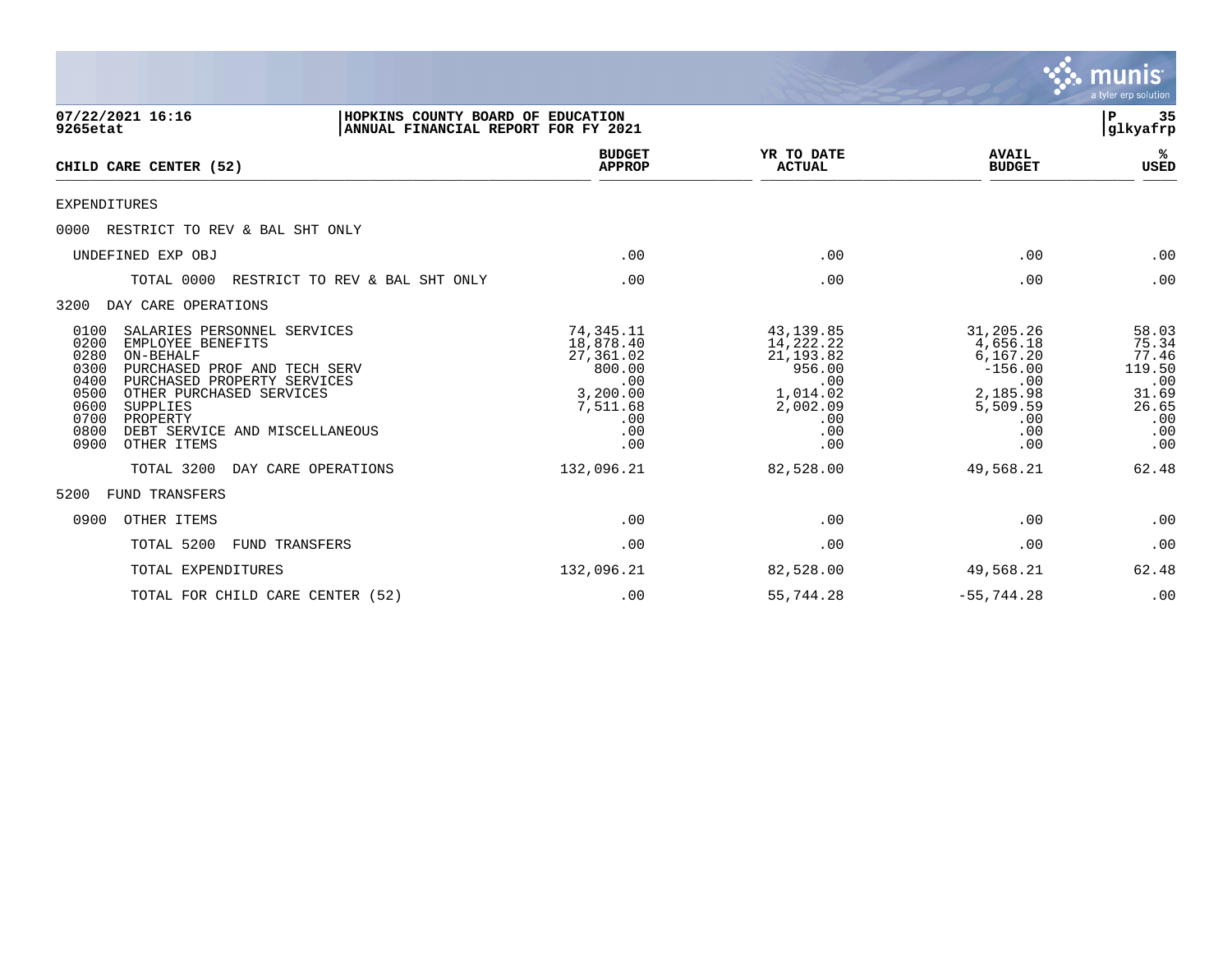07/22/2021 16:16
9265etat

HOPKINS COUNTY BOARD OF EDUCATION
ANNUAL FINANCIAL REPORT FOR FY 2021

P 35
glkyafrp

| CHILD CARE CENTER (52) | BUDGET APPROP | YR TO DATE ACTUAL | AVAIL BUDGET | % USED |
|---|---|---|---|---|
| EXPENDITURES | | | | |
| 0000 RESTRICT TO REV & BAL SHT ONLY | | | | |
| UNDEFINED EXP OBJ | .00 | .00 | .00 | .00 |
| TOTAL 0000 RESTRICT TO REV & BAL SHT ONLY | .00 | .00 | .00 | .00 |
| 3200 DAY CARE OPERATIONS | | | | |
| 0100 SALARIES PERSONNEL SERVICES | 74,345.11 | 43,139.85 | 31,205.26 | 58.03 |
| 0200 EMPLOYEE BENEFITS | 18,878.40 | 14,222.22 | 4,656.18 | 75.34 |
| 0280 ON-BEHALF | 27,361.02 | 21,193.82 | 6,167.20 | 77.46 |
| 0300 PURCHASED PROF AND TECH SERV | 800.00 | 956.00 | -156.00 | 119.50 |
| 0400 PURCHASED PROPERTY SERVICES | .00 | .00 | .00 | .00 |
| 0500 OTHER PURCHASED SERVICES | 3,200.00 | 1,014.02 | 2,185.98 | 31.69 |
| 0600 SUPPLIES | 7,511.68 | 2,002.09 | 5,509.59 | 26.65 |
| 0700 PROPERTY | .00 | .00 | .00 | .00 |
| 0800 DEBT SERVICE AND MISCELLANEOUS | .00 | .00 | .00 | .00 |
| 0900 OTHER ITEMS | .00 | .00 | .00 | .00 |
| TOTAL 3200 DAY CARE OPERATIONS | 132,096.21 | 82,528.00 | 49,568.21 | 62.48 |
| 5200 FUND TRANSFERS | | | | |
| 0900 OTHER ITEMS | .00 | .00 | .00 | .00 |
| TOTAL 5200 FUND TRANSFERS | .00 | .00 | .00 | .00 |
| TOTAL EXPENDITURES | 132,096.21 | 82,528.00 | 49,568.21 | 62.48 |
| TOTAL FOR CHILD CARE CENTER (52) | .00 | 55,744.28 | -55,744.28 | .00 |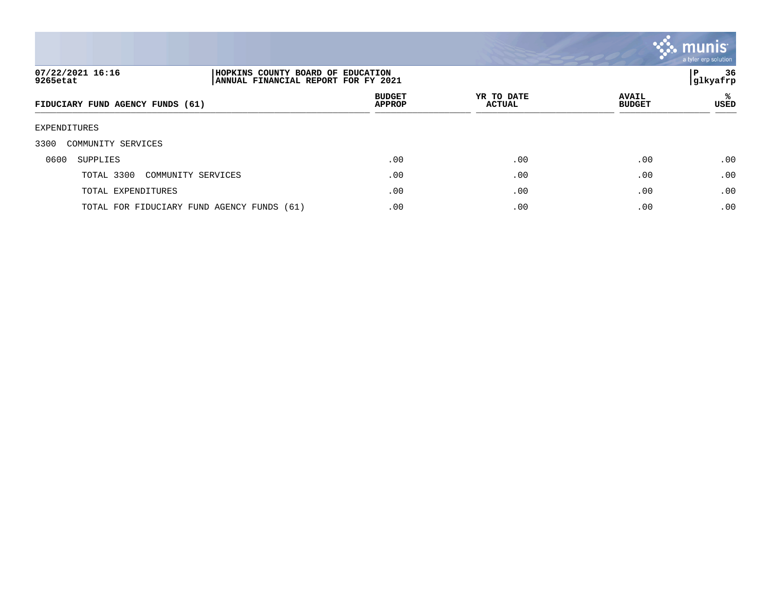07/22/2021 16:16
9265etat

HOPKINS COUNTY BOARD OF EDUCATION
ANNUAL FINANCIAL REPORT FOR FY 2021

P 36
glkyafrp

| FIDUCIARY FUND AGENCY FUNDS (61) | BUDGET APPROP | YR TO DATE ACTUAL | AVAIL BUDGET | % USED |
|---|---|---|---|---|
| EXPENDITURES | | | | |
| 3300 COMMUNITY SERVICES | | | | |
| 0600 SUPPLIES | .00 | .00 | .00 | .00 |
| TOTAL 3300 COMMUNITY SERVICES | .00 | .00 | .00 | .00 |
| TOTAL EXPENDITURES | .00 | .00 | .00 | .00 |
| TOTAL FOR FIDUCIARY FUND AGENCY FUNDS (61) | .00 | .00 | .00 | .00 |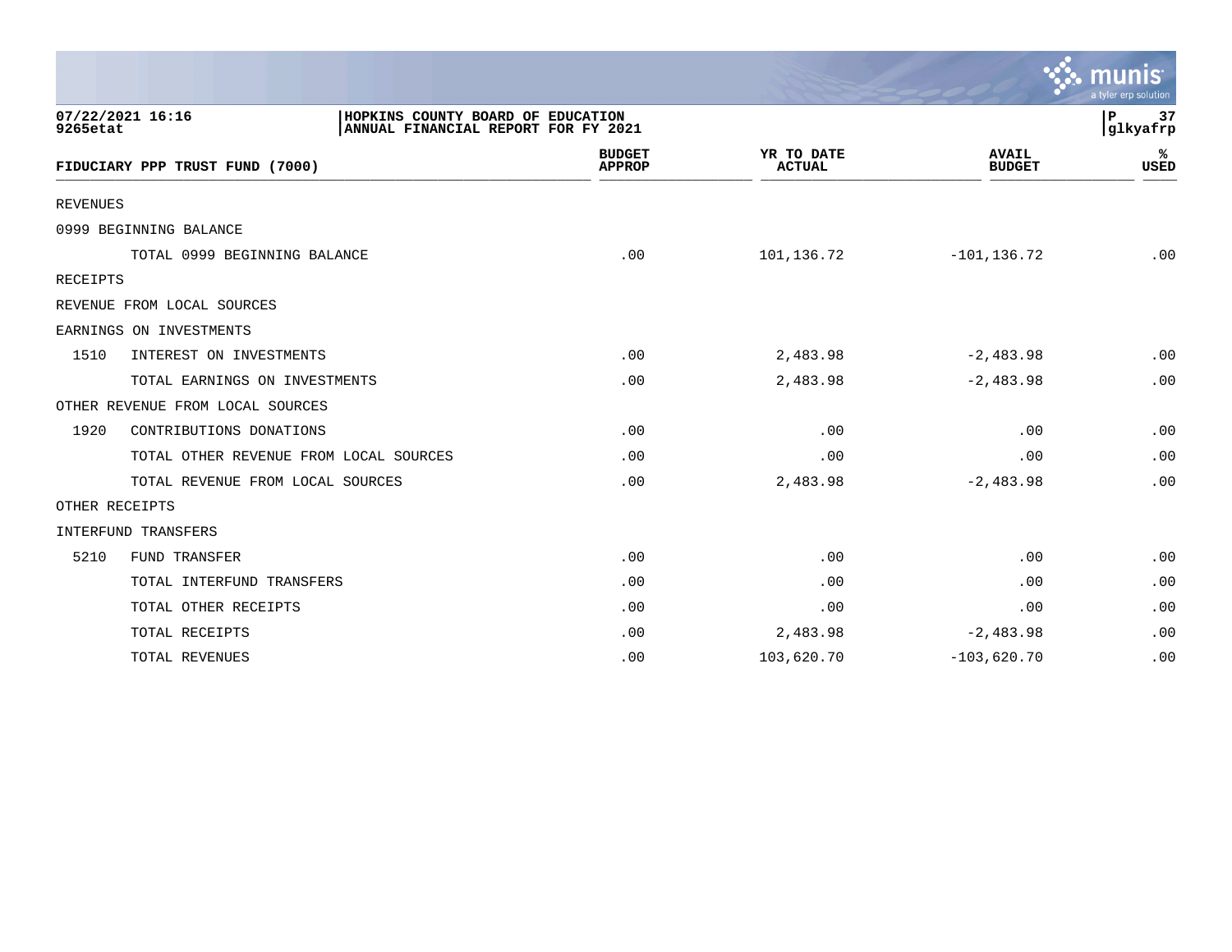07/22/2021 16:16
9265etat

HOPKINS COUNTY BOARD OF EDUCATION
ANNUAL FINANCIAL REPORT FOR FY 2021

| FIDUCIARY PPP TRUST FUND (7000) | | BUDGET APPROP | YR TO DATE ACTUAL | AVAIL BUDGET | % USED |
|---|---|---|---|---|---|
| REVENUES | | | | | |
| 0999 BEGINNING BALANCE | | | | | |
| | TOTAL 0999 BEGINNING BALANCE | .00 | 101,136.72 | -101,136.72 | .00 |
| RECEIPTS | | | | | |
| REVENUE FROM LOCAL SOURCES | | | | | |
| EARNINGS ON INVESTMENTS | | | | | |
| 1510 | INTEREST ON INVESTMENTS | .00 | 2,483.98 | -2,483.98 | .00 |
| | TOTAL EARNINGS ON INVESTMENTS | .00 | 2,483.98 | -2,483.98 | .00 |
| OTHER REVENUE FROM LOCAL SOURCES | | | | | |
| 1920 | CONTRIBUTIONS DONATIONS | .00 | .00 | .00 | .00 |
| | TOTAL OTHER REVENUE FROM LOCAL SOURCES | .00 | .00 | .00 | .00 |
| | TOTAL REVENUE FROM LOCAL SOURCES | .00 | 2,483.98 | -2,483.98 | .00 |
| OTHER RECEIPTS | | | | | |
| INTERFUND TRANSFERS | | | | | |
| 5210 | FUND TRANSFER | .00 | .00 | .00 | .00 |
| | TOTAL INTERFUND TRANSFERS | .00 | .00 | .00 | .00 |
| | TOTAL OTHER RECEIPTS | .00 | .00 | .00 | .00 |
| | TOTAL RECEIPTS | .00 | 2,483.98 | -2,483.98 | .00 |
| | TOTAL REVENUES | .00 | 103,620.70 | -103,620.70 | .00 |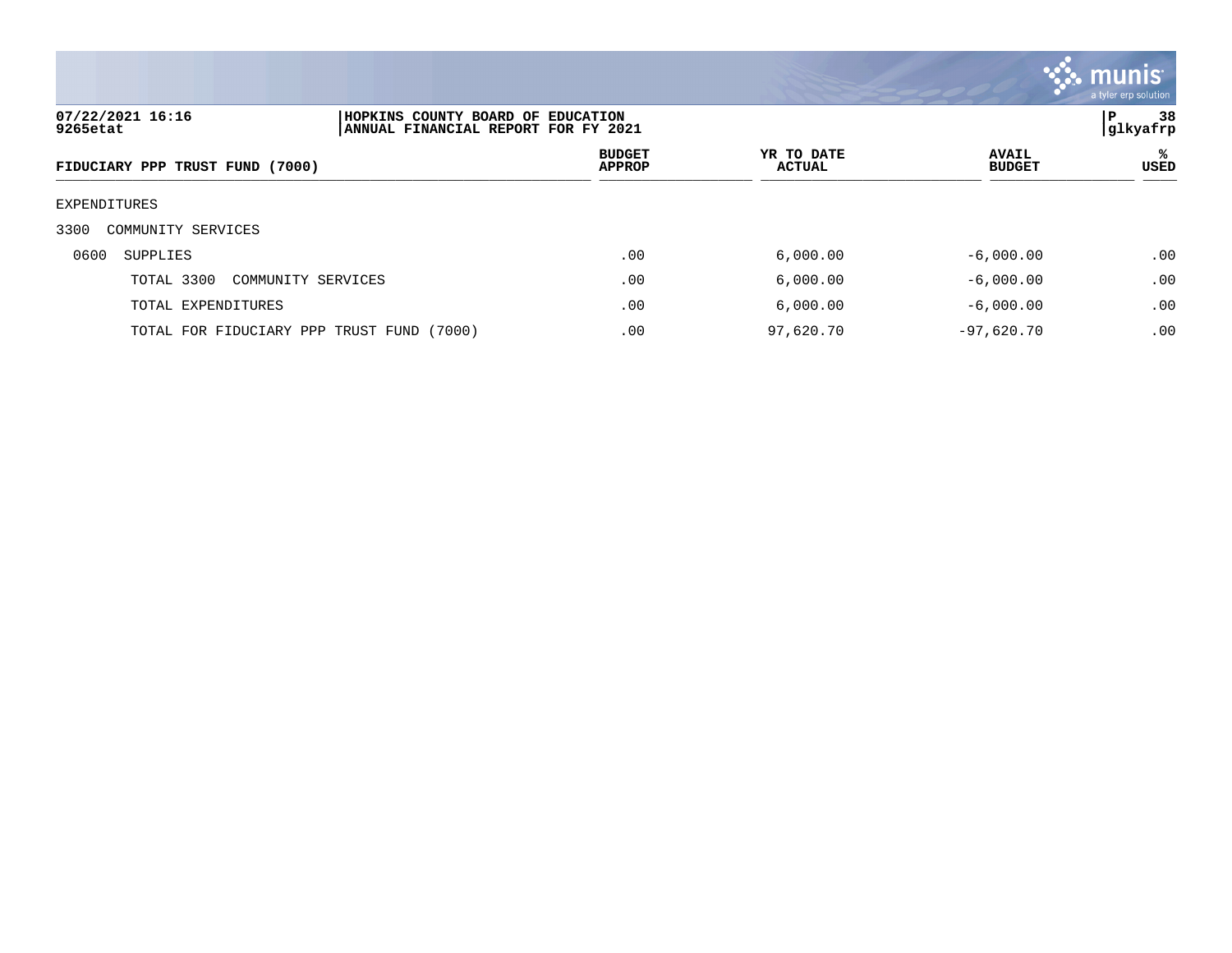07/22/2021 16:16 | HOPKINS COUNTY BOARD OF EDUCATION | glkyafrp
9265etat | ANNUAL FINANCIAL REPORT FOR FY 2021

| FIDUCIARY PPP TRUST FUND (7000) | BUDGET APPROP | YR TO DATE ACTUAL | AVAIL BUDGET | % USED |
|---|---|---|---|---|
| EXPENDITURES | | | | |
| 3300 COMMUNITY SERVICES | | | | |
| 0600 SUPPLIES | .00 | 6,000.00 | -6,000.00 | .00 |
| TOTAL 3300 COMMUNITY SERVICES | .00 | 6,000.00 | -6,000.00 | .00 |
| TOTAL EXPENDITURES | .00 | 6,000.00 | -6,000.00 | .00 |
| TOTAL FOR FIDUCIARY PPP TRUST FUND (7000) | .00 | 97,620.70 | -97,620.70 | .00 |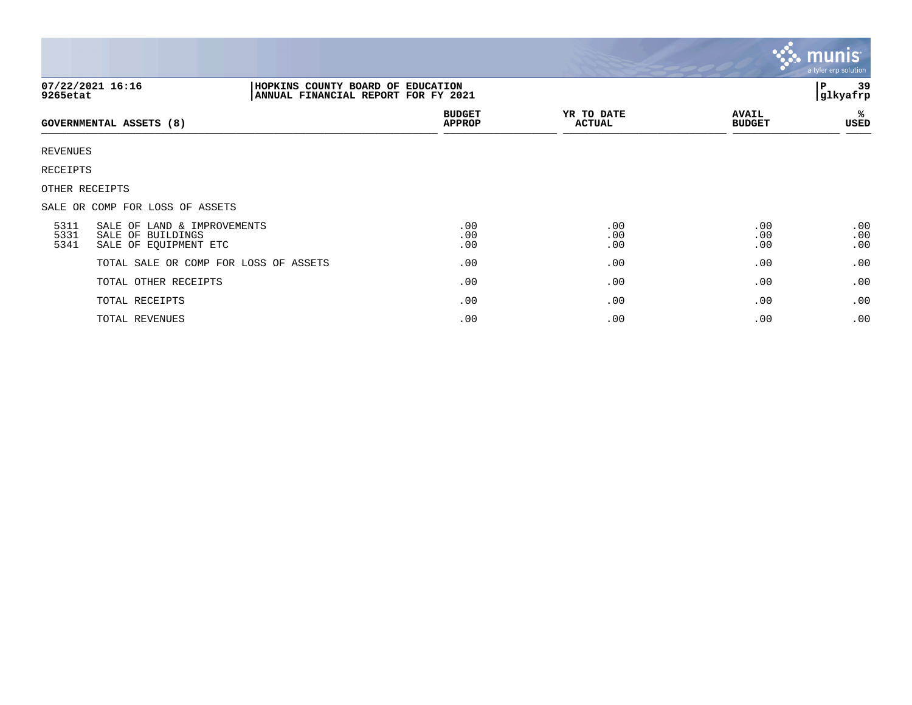07/22/2021 16:16 | HOPKINS COUNTY BOARD OF EDUCATION | P 39
9265etat | ANNUAL FINANCIAL REPORT FOR FY 2021 | glkyafrp

| GOVERNMENTAL ASSETS (8) | | BUDGET APPROP | YR TO DATE ACTUAL | AVAIL BUDGET | % USED |
|---|---|---|---|---|---|
| REVENUES | | | | | |
| RECEIPTS | | | | | |
| OTHER RECEIPTS | | | | | |
| SALE OR COMP FOR LOSS OF ASSETS | | | | | |
| 5311 | SALE OF LAND & IMPROVEMENTS | .00 | .00 | .00 | .00 |
| 5331 | SALE OF BUILDINGS | .00 | .00 | .00 | .00 |
| 5341 | SALE OF EQUIPMENT ETC | .00 | .00 | .00 | .00 |
| | TOTAL SALE OR COMP FOR LOSS OF ASSETS | .00 | .00 | .00 | .00 |
| | TOTAL OTHER RECEIPTS | .00 | .00 | .00 | .00 |
| | TOTAL RECEIPTS | .00 | .00 | .00 | .00 |
| | TOTAL REVENUES | .00 | .00 | .00 | .00 |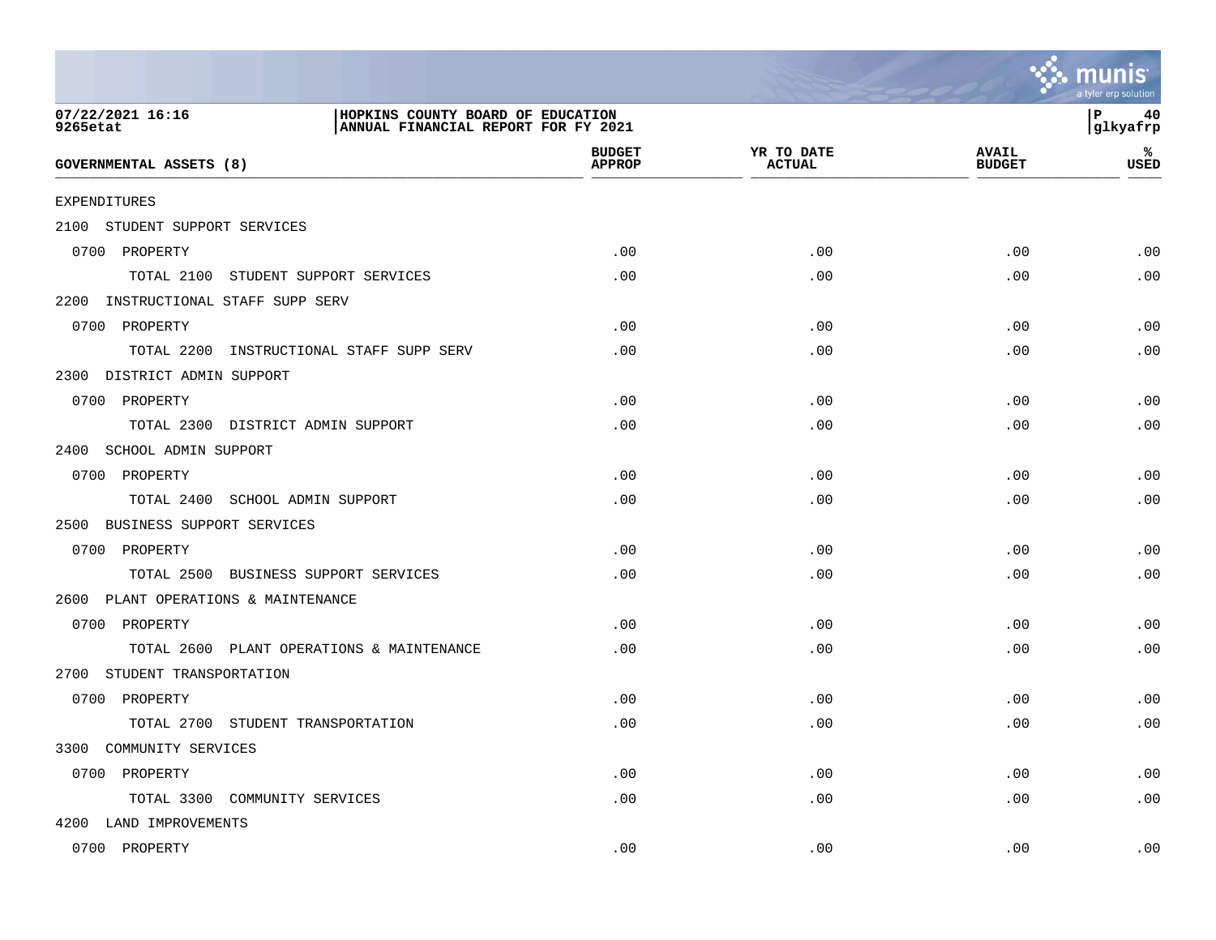| GOVERNMENTAL ASSETS (8) | BUDGET APPROP | YR TO DATE ACTUAL | AVAIL BUDGET | % USED |
|---|---|---|---|---|
| EXPENDITURES | | | | |
| 2100 STUDENT SUPPORT SERVICES | | | | |
| 0700 PROPERTY | .00 | .00 | .00 | .00 |
| TOTAL 2100 STUDENT SUPPORT SERVICES | .00 | .00 | .00 | .00 |
| 2200 INSTRUCTIONAL STAFF SUPP SERV | | | | |
| 0700 PROPERTY | .00 | .00 | .00 | .00 |
| TOTAL 2200 INSTRUCTIONAL STAFF SUPP SERV | .00 | .00 | .00 | .00 |
| 2300 DISTRICT ADMIN SUPPORT | | | | |
| 0700 PROPERTY | .00 | .00 | .00 | .00 |
| TOTAL 2300 DISTRICT ADMIN SUPPORT | .00 | .00 | .00 | .00 |
| 2400 SCHOOL ADMIN SUPPORT | | | | |
| 0700 PROPERTY | .00 | .00 | .00 | .00 |
| TOTAL 2400 SCHOOL ADMIN SUPPORT | .00 | .00 | .00 | .00 |
| 2500 BUSINESS SUPPORT SERVICES | | | | |
| 0700 PROPERTY | .00 | .00 | .00 | .00 |
| TOTAL 2500 BUSINESS SUPPORT SERVICES | .00 | .00 | .00 | .00 |
| 2600 PLANT OPERATIONS & MAINTENANCE | | | | |
| 0700 PROPERTY | .00 | .00 | .00 | .00 |
| TOTAL 2600 PLANT OPERATIONS & MAINTENANCE | .00 | .00 | .00 | .00 |
| 2700 STUDENT TRANSPORTATION | | | | |
| 0700 PROPERTY | .00 | .00 | .00 | .00 |
| TOTAL 2700 STUDENT TRANSPORTATION | .00 | .00 | .00 | .00 |
| 3300 COMMUNITY SERVICES | | | | |
| 0700 PROPERTY | .00 | .00 | .00 | .00 |
| TOTAL 3300 COMMUNITY SERVICES | .00 | .00 | .00 | .00 |
| 4200 LAND IMPROVEMENTS | | | | |
| 0700 PROPERTY | .00 | .00 | .00 | .00 |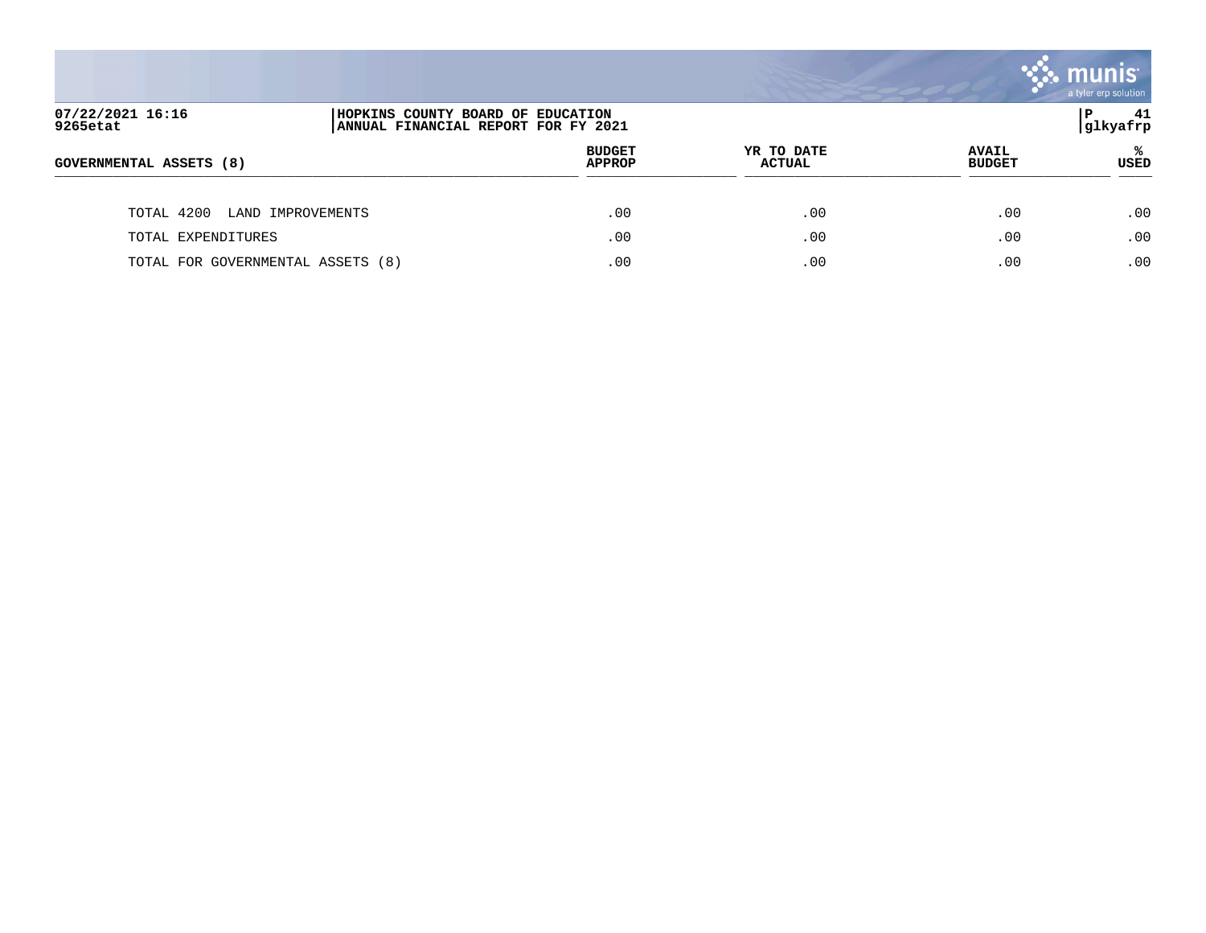| GOVERNMENTAL ASSETS (8) | BUDGET APPROP | YR TO DATE ACTUAL | AVAIL BUDGET | % USED |
|---|---|---|---|---|
| TOTAL 4200 LAND IMPROVEMENTS | .00 | .00 | .00 | .00 |
| TOTAL EXPENDITURES | .00 | .00 | .00 | .00 |
| TOTAL FOR GOVERNMENTAL ASSETS (8) | .00 | .00 | .00 | .00 |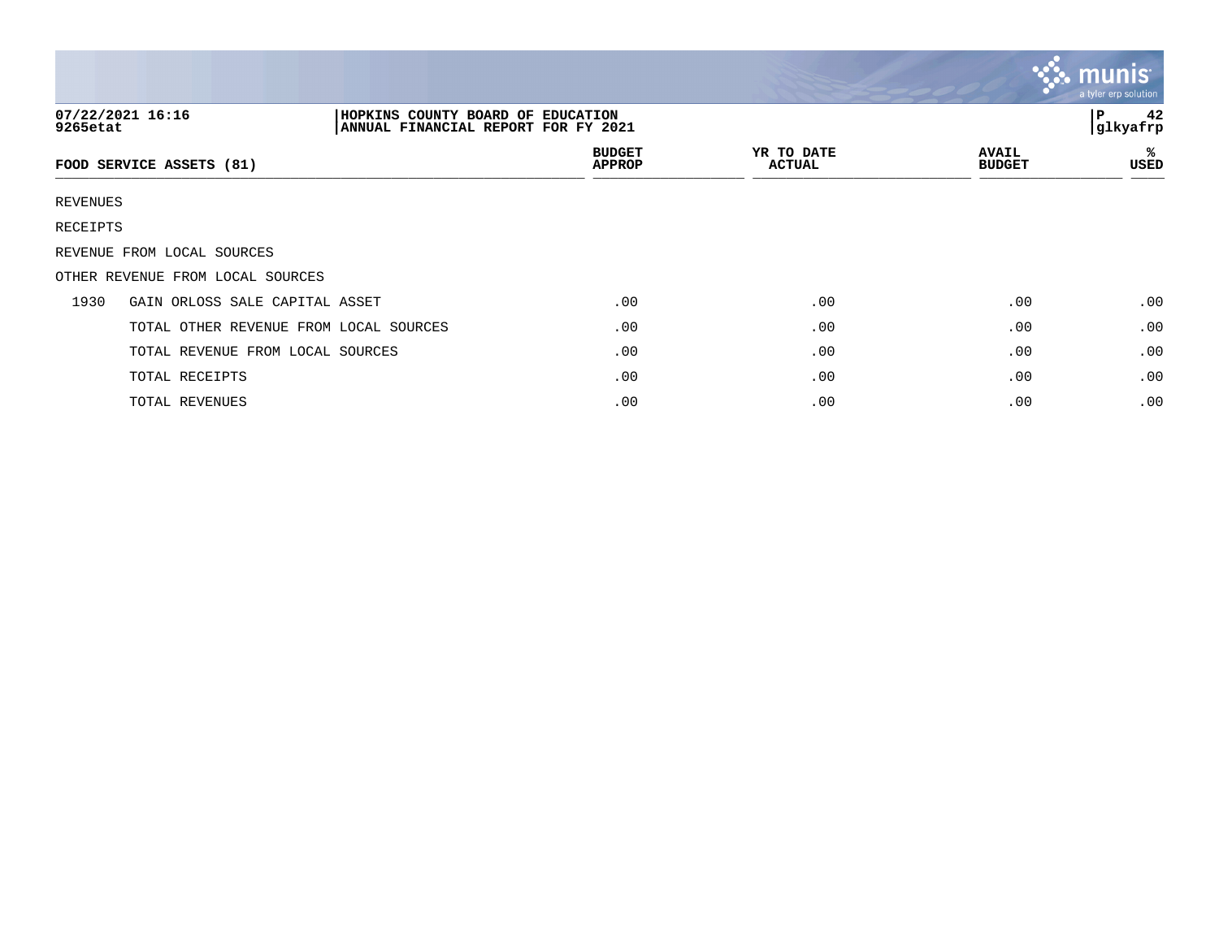07/22/2021 16:16
9265etat

HOPKINS COUNTY BOARD OF EDUCATION
ANNUAL FINANCIAL REPORT FOR FY 2021

P 42
glkyafrp

| FOOD SERVICE ASSETS (81) | | BUDGET APPROP | YR TO DATE ACTUAL | AVAIL BUDGET | % USED |
|---|---|---|---|---|---|
| REVENUES | | | | | |
| RECEIPTS | | | | | |
| REVENUE FROM LOCAL SOURCES | | | | | |
| OTHER REVENUE FROM LOCAL SOURCES | | | | | |
| 1930 | GAIN ORLOSS SALE CAPITAL ASSET | .00 | .00 | .00 | .00 |
| | TOTAL OTHER REVENUE FROM LOCAL SOURCES | .00 | .00 | .00 | .00 |
| | TOTAL REVENUE FROM LOCAL SOURCES | .00 | .00 | .00 | .00 |
| | TOTAL RECEIPTS | .00 | .00 | .00 | .00 |
| | TOTAL REVENUES | .00 | .00 | .00 | .00 |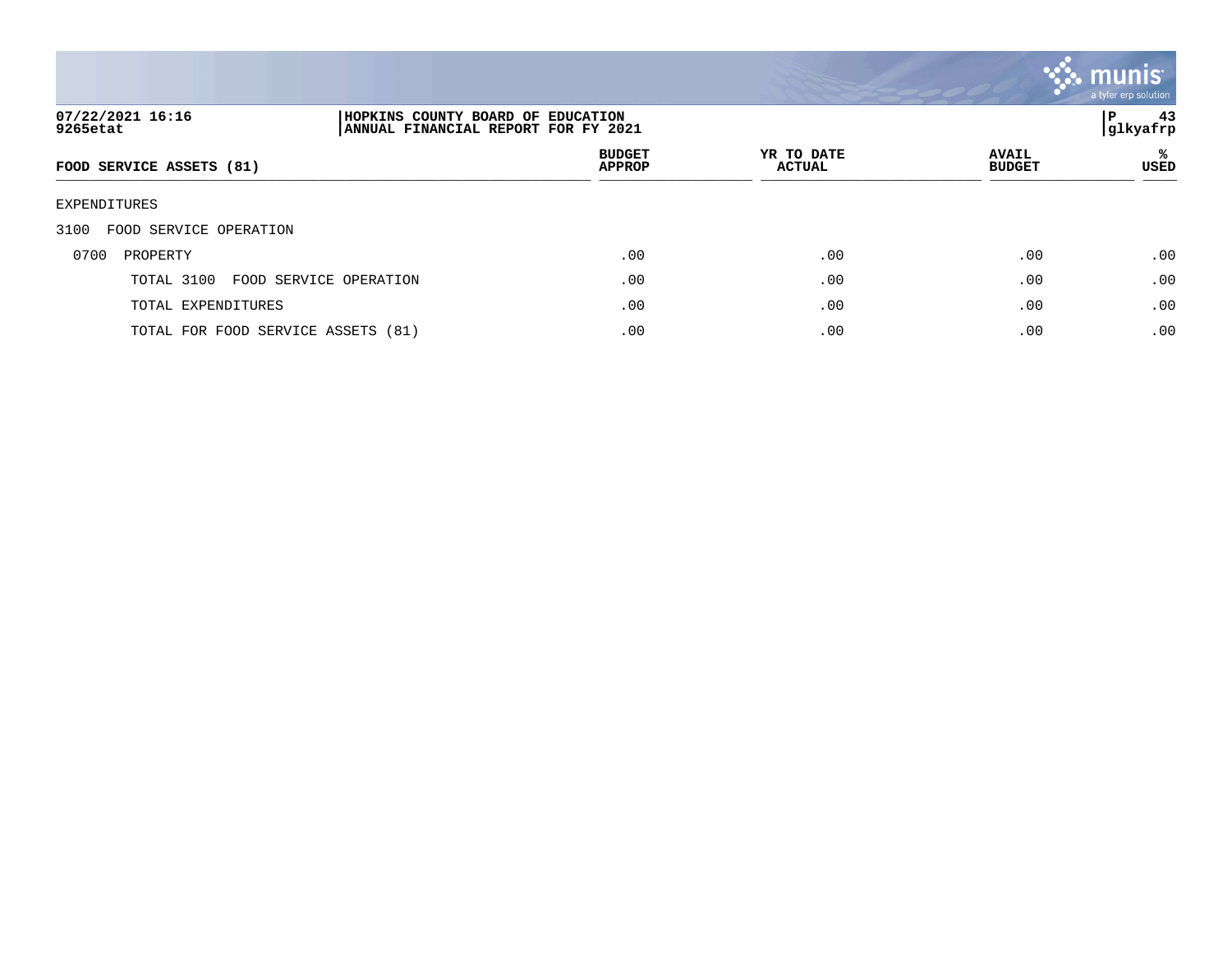07/22/2021 16:16
9265etat

HOPKINS COUNTY BOARD OF EDUCATION
ANNUAL FINANCIAL REPORT FOR FY 2021

P 43
glkyafrp

| FOOD SERVICE ASSETS (81) | BUDGET APPROP | YR TO DATE ACTUAL | AVAIL BUDGET | % USED |
|---|---|---|---|---|
| EXPENDITURES | | | | |
| 3100 FOOD SERVICE OPERATION | | | | |
| 0700 PROPERTY | .00 | .00 | .00 | .00 |
| TOTAL 3100 FOOD SERVICE OPERATION | .00 | .00 | .00 | .00 |
| TOTAL EXPENDITURES | .00 | .00 | .00 | .00 |
| TOTAL FOR FOOD SERVICE ASSETS (81) | .00 | .00 | .00 | .00 |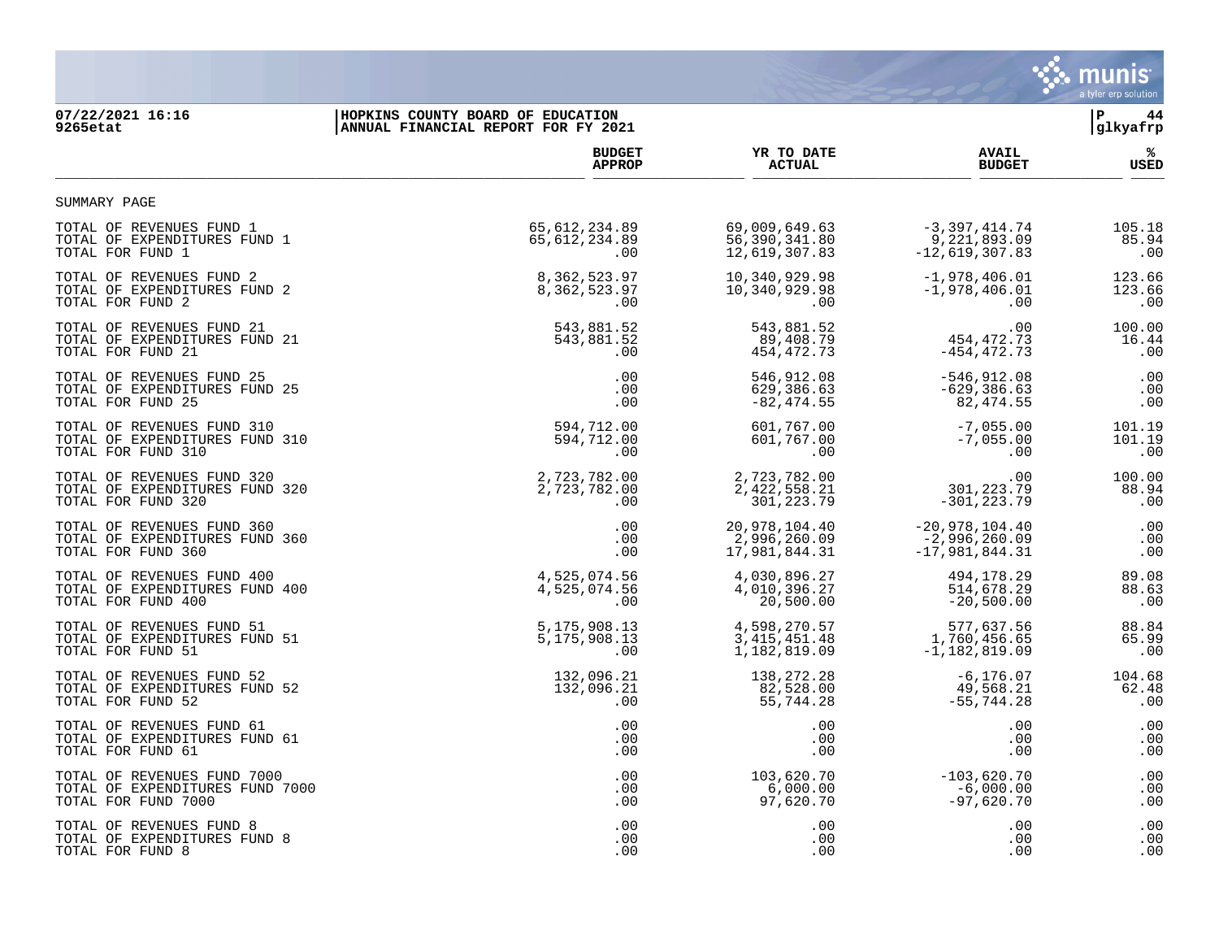07/22/2021 16:16
9265etat

HOPKINS COUNTY BOARD OF EDUCATION
ANNUAL FINANCIAL REPORT FOR FY 2021

glkyafrp

| | BUDGET APPROP | YR TO DATE ACTUAL | AVAIL BUDGET | % USED |
|---|---|---|---|---|
| SUMMARY PAGE | | | | |
| TOTAL OF REVENUES FUND 1 | 65,612,234.89 | 69,009,649.63 | -3,397,414.74 | 105.18 |
| TOTAL OF EXPENDITURES FUND 1 | 65,612,234.89 | 56,390,341.80 | 9,221,893.09 | 85.94 |
| TOTAL FOR FUND 1 | .00 | 12,619,307.83 | -12,619,307.83 | .00 |
| TOTAL OF REVENUES FUND 2 | 8,362,523.97 | 10,340,929.98 | -1,978,406.01 | 123.66 |
| TOTAL OF EXPENDITURES FUND 2 | 8,362,523.97 | 10,340,929.98 | -1,978,406.01 | 123.66 |
| TOTAL FOR FUND 2 | .00 | .00 | .00 | .00 |
| TOTAL OF REVENUES FUND 21 | 543,881.52 | 543,881.52 | .00 | 100.00 |
| TOTAL OF EXPENDITURES FUND 21 | 543,881.52 | 89,408.79 | 454,472.73 | 16.44 |
| TOTAL FOR FUND 21 | .00 | 454,472.73 | -454,472.73 | .00 |
| TOTAL OF REVENUES FUND 25 | .00 | 546,912.08 | -546,912.08 | .00 |
| TOTAL OF EXPENDITURES FUND 25 | .00 | 629,386.63 | -629,386.63 | .00 |
| TOTAL FOR FUND 25 | .00 | -82,474.55 | 82,474.55 | .00 |
| TOTAL OF REVENUES FUND 310 | 594,712.00 | 601,767.00 | -7,055.00 | 101.19 |
| TOTAL OF EXPENDITURES FUND 310 | 594,712.00 | 601,767.00 | -7,055.00 | 101.19 |
| TOTAL FOR FUND 310 | .00 | .00 | .00 | .00 |
| TOTAL OF REVENUES FUND 320 | 2,723,782.00 | 2,723,782.00 | .00 | 100.00 |
| TOTAL OF EXPENDITURES FUND 320 | 2,723,782.00 | 2,422,558.21 | 301,223.79 | 88.94 |
| TOTAL FOR FUND 320 | .00 | 301,223.79 | -301,223.79 | .00 |
| TOTAL OF REVENUES FUND 360 | .00 | 20,978,104.40 | -20,978,104.40 | .00 |
| TOTAL OF EXPENDITURES FUND 360 | .00 | 2,996,260.09 | -2,996,260.09 | .00 |
| TOTAL FOR FUND 360 | .00 | 17,981,844.31 | -17,981,844.31 | .00 |
| TOTAL OF REVENUES FUND 400 | 4,525,074.56 | 4,030,896.27 | 494,178.29 | 89.08 |
| TOTAL OF EXPENDITURES FUND 400 | 4,525,074.56 | 4,010,396.27 | 514,678.29 | 88.63 |
| TOTAL FOR FUND 400 | .00 | 20,500.00 | -20,500.00 | .00 |
| TOTAL OF REVENUES FUND 51 | 5,175,908.13 | 4,598,270.57 | 577,637.56 | 88.84 |
| TOTAL OF EXPENDITURES FUND 51 | 5,175,908.13 | 3,415,451.48 | 1,760,456.65 | 65.99 |
| TOTAL FOR FUND 51 | .00 | 1,182,819.09 | -1,182,819.09 | .00 |
| TOTAL OF REVENUES FUND 52 | 132,096.21 | 138,272.28 | -6,176.07 | 104.68 |
| TOTAL OF EXPENDITURES FUND 52 | 132,096.21 | 82,528.00 | 49,568.21 | 62.48 |
| TOTAL FOR FUND 52 | .00 | 55,744.28 | -55,744.28 | .00 |
| TOTAL OF REVENUES FUND 61 | .00 | .00 | .00 | .00 |
| TOTAL OF EXPENDITURES FUND 61 | .00 | .00 | .00 | .00 |
| TOTAL FOR FUND 61 | .00 | .00 | .00 | .00 |
| TOTAL OF REVENUES FUND 7000 | .00 | 103,620.70 | -103,620.70 | .00 |
| TOTAL OF EXPENDITURES FUND 7000 | .00 | 6,000.00 | -6,000.00 | .00 |
| TOTAL FOR FUND 7000 | .00 | 97,620.70 | -97,620.70 | .00 |
| TOTAL OF REVENUES FUND 8 | .00 | .00 | .00 | .00 |
| TOTAL OF EXPENDITURES FUND 8 | .00 | .00 | .00 | .00 |
| TOTAL FOR FUND 8 | .00 | .00 | .00 | .00 |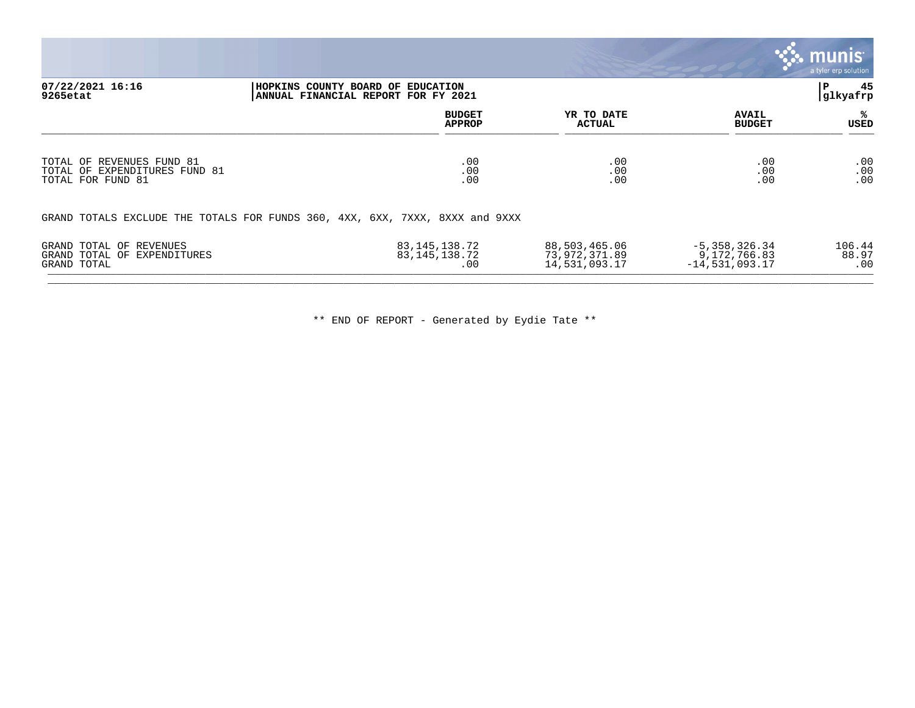| | BUDGET APPROP | YR TO DATE ACTUAL | AVAIL BUDGET | % USED |
|---|---|---|---|---|
| TOTAL OF REVENUES FUND 81 | .00 | .00 | .00 | .00 |
| TOTAL OF EXPENDITURES FUND 81 | .00 | .00 | .00 | .00 |
| TOTAL FOR FUND 81 | .00 | .00 | .00 | .00 |

GRAND TOTALS EXCLUDE THE TOTALS FOR FUNDS 360, 4XX, 6XX, 7XXX, 8XXX and 9XXX

| | BUDGET APPROP | YR TO DATE ACTUAL | AVAIL BUDGET | % USED |
|---|---|---|---|---|
| GRAND TOTAL OF REVENUES | 83,145,138.72 | 88,503,465.06 | -5,358,326.34 | 106.44 |
| GRAND TOTAL OF EXPENDITURES | 83,145,138.72 | 73,972,371.89 | 9,172,766.83 | 88.97 |
| GRAND TOTAL | .00 | 14,531,093.17 | -14,531,093.17 | .00 |

** END OF REPORT - Generated by Eydie Tate **